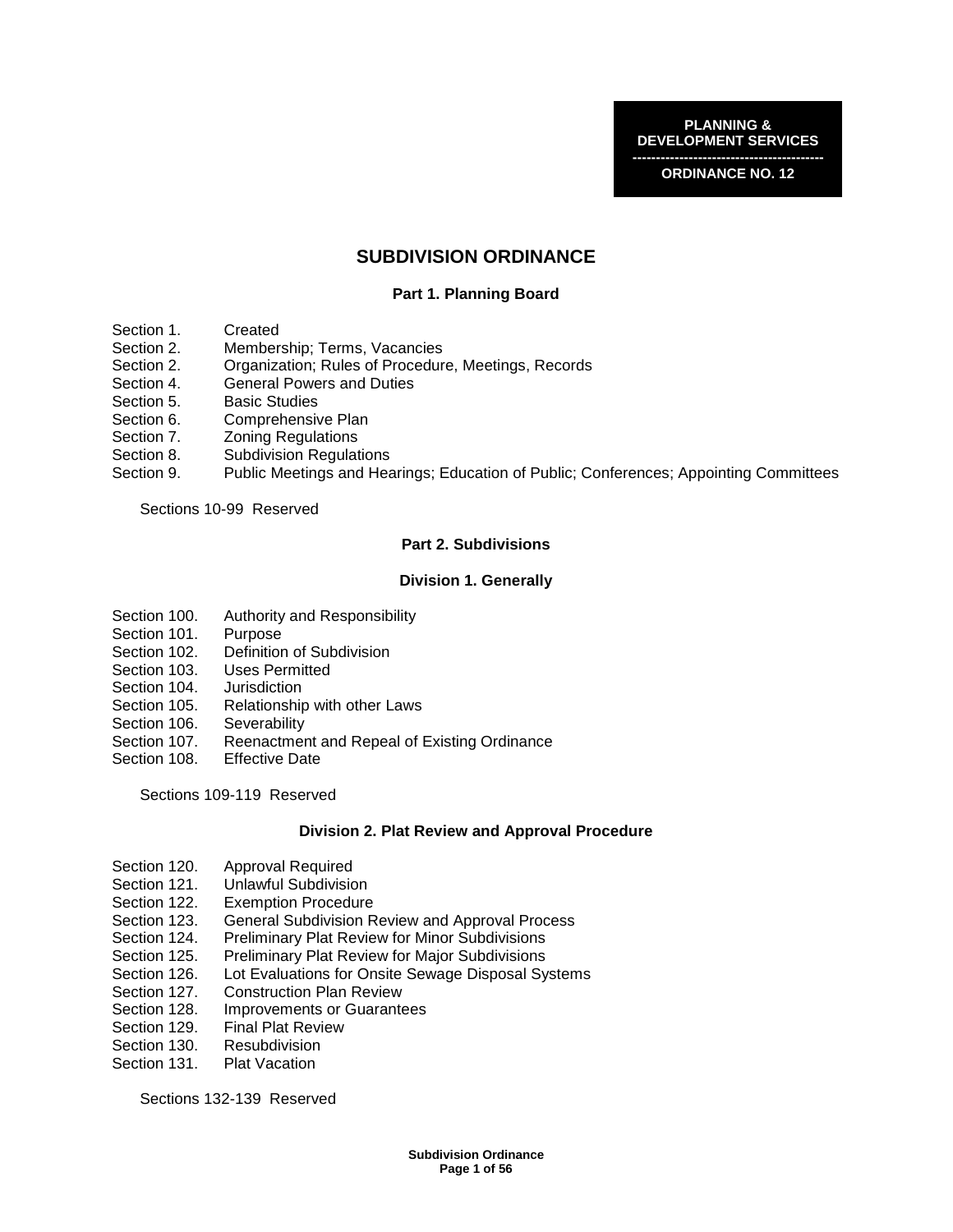**PLANNING & DEVELOPMENT SERVICES**

**ORDINANCE NO. 12**

# SUBDIVISION ORDINANCE

## Part 1. Planning Board

Section 1. Created
Section 2. Membership; Terms, Vacancies
Section 2. Organization; Rules of Procedure, Meetings, Records
Section 4. General Powers and Duties
Section 5. Basic Studies
Section 6. Comprehensive Plan
Section 7. Zoning Regulations
Section 8. Subdivision Regulations
Section 9. Public Meetings and Hearings; Education of Public; Conferences; Appointing Committees

Sections 10-99 Reserved

## Part 2. Subdivisions

### Division 1. Generally

Section 100. Authority and Responsibility
Section 101. Purpose
Section 102. Definition of Subdivision
Section 103. Uses Permitted
Section 104. Jurisdiction
Section 105. Relationship with other Laws
Section 106. Severability
Section 107. Reenactment and Repeal of Existing Ordinance
Section 108. Effective Date

Sections 109-119 Reserved

### Division 2. Plat Review and Approval Procedure

Section 120. Approval Required
Section 121. Unlawful Subdivision
Section 122. Exemption Procedure
Section 123. General Subdivision Review and Approval Process
Section 124. Preliminary Plat Review for Minor Subdivisions
Section 125. Preliminary Plat Review for Major Subdivisions
Section 126. Lot Evaluations for Onsite Sewage Disposal Systems
Section 127. Construction Plan Review
Section 128. Improvements or Guarantees
Section 129. Final Plat Review
Section 130. Resubdivision
Section 131. Plat Vacation

Sections 132-139 Reserved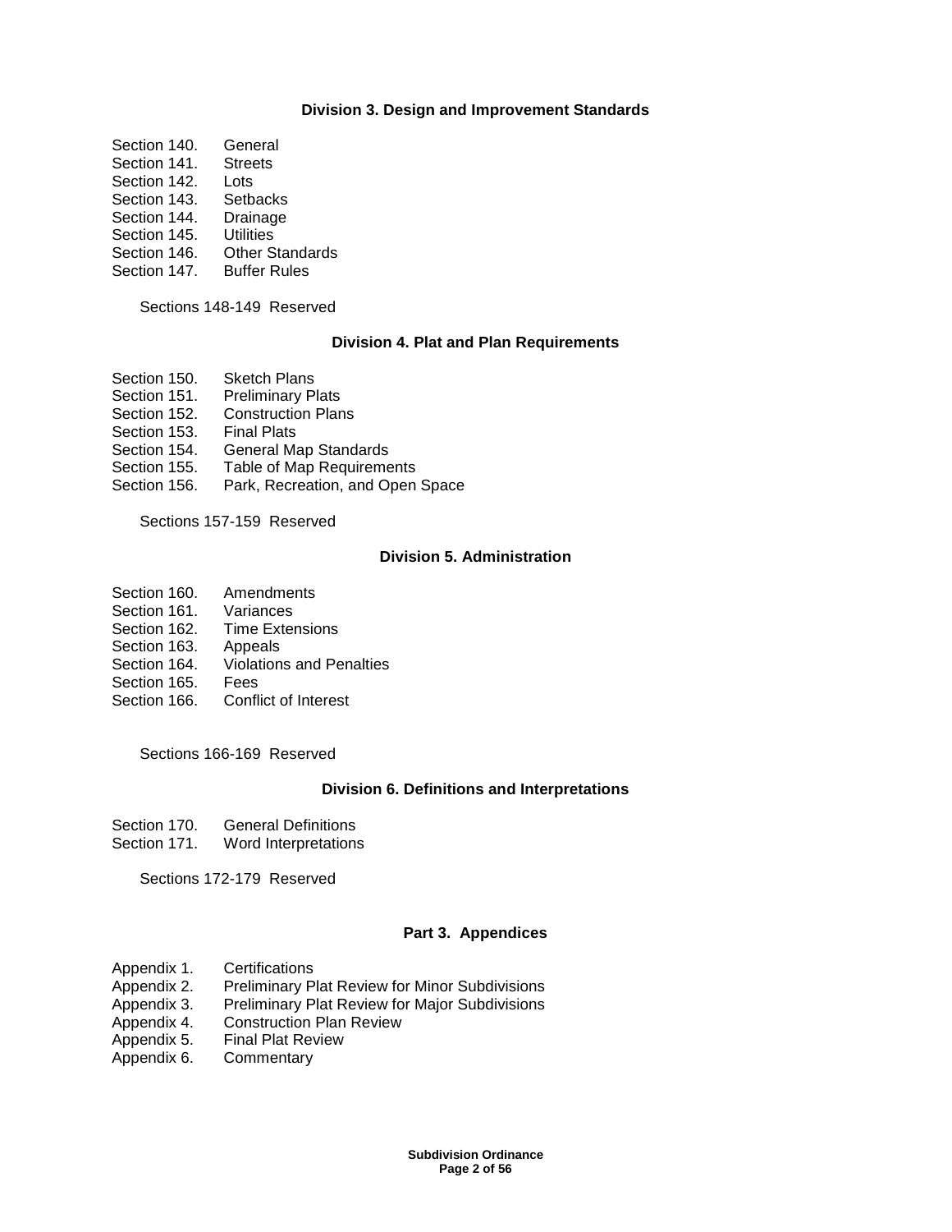### Division 3. Design and Improvement Standards

Section 140. General
Section 141. Streets
Section 142. Lots
Section 143. Setbacks
Section 144. Drainage
Section 145. Utilities
Section 146. Other Standards
Section 147. Buffer Rules

Sections 148-149 Reserved

### Division 4. Plat and Plan Requirements

Section 150. Sketch Plans
Section 151. Preliminary Plats
Section 152. Construction Plans
Section 153. Final Plats
Section 154. General Map Standards
Section 155. Table of Map Requirements
Section 156. Park, Recreation, and Open Space

Sections 157-159 Reserved

### Division 5. Administration

Section 160. Amendments
Section 161. Variances
Section 162. Time Extensions
Section 163. Appeals
Section 164. Violations and Penalties
Section 165. Fees
Section 166. Conflict of Interest

Sections 166-169 Reserved

### Division 6. Definitions and Interpretations

Section 170. General Definitions
Section 171. Word Interpretations

Sections 172-179 Reserved

## Part 3. Appendices

Appendix 1. Certifications
Appendix 2. Preliminary Plat Review for Minor Subdivisions
Appendix 3. Preliminary Plat Review for Major Subdivisions
Appendix 4. Construction Plan Review
Appendix 5. Final Plat Review
Appendix 6. Commentary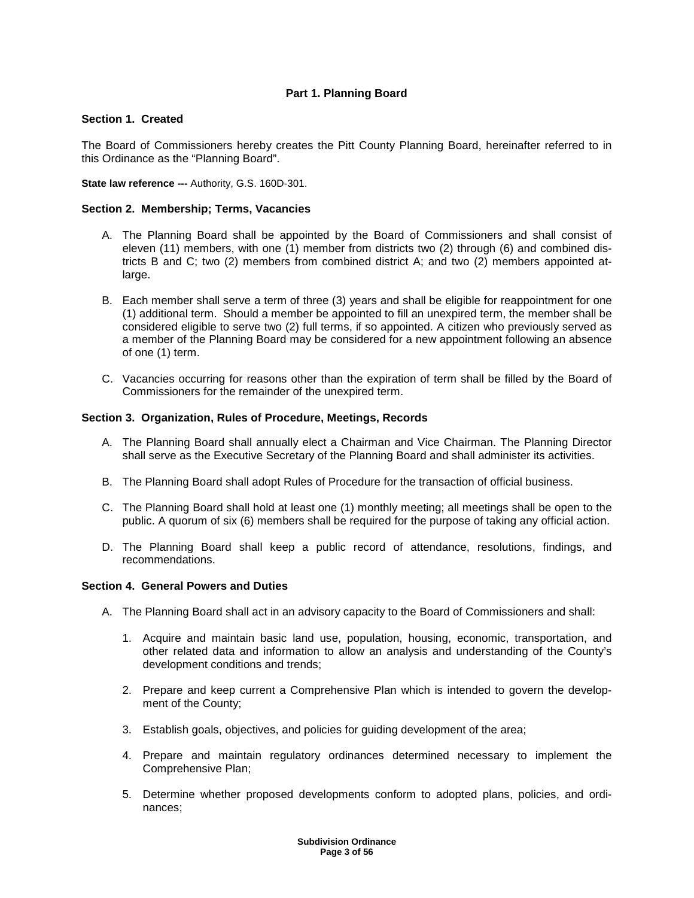## Part 1. Planning Board

### Section 1. Created

The Board of Commissioners hereby creates the Pitt County Planning Board, hereinafter referred to in this Ordinance as the "Planning Board".

**State law reference ---** Authority, G.S. 160D-301.

### Section 2. Membership; Terms, Vacancies

A. The Planning Board shall be appointed by the Board of Commissioners and shall consist of eleven (11) members, with one (1) member from districts two (2) through (6) and combined districts B and C; two (2) members from combined district A; and two (2) members appointed at-large.

B. Each member shall serve a term of three (3) years and shall be eligible for reappointment for one (1) additional term. Should a member be appointed to fill an unexpired term, the member shall be considered eligible to serve two (2) full terms, if so appointed. A citizen who previously served as a member of the Planning Board may be considered for a new appointment following an absence of one (1) term.

C. Vacancies occurring for reasons other than the expiration of term shall be filled by the Board of Commissioners for the remainder of the unexpired term.

### Section 3. Organization, Rules of Procedure, Meetings, Records

A. The Planning Board shall annually elect a Chairman and Vice Chairman. The Planning Director shall serve as the Executive Secretary of the Planning Board and shall administer its activities.

B. The Planning Board shall adopt Rules of Procedure for the transaction of official business.

C. The Planning Board shall hold at least one (1) monthly meeting; all meetings shall be open to the public. A quorum of six (6) members shall be required for the purpose of taking any official action.

D. The Planning Board shall keep a public record of attendance, resolutions, findings, and recommendations.

### Section 4. General Powers and Duties

A. The Planning Board shall act in an advisory capacity to the Board of Commissioners and shall:

   1. Acquire and maintain basic land use, population, housing, economic, transportation, and other related data and information to allow an analysis and understanding of the County's development conditions and trends;

   2. Prepare and keep current a Comprehensive Plan which is intended to govern the development of the County;

   3. Establish goals, objectives, and policies for guiding development of the area;

   4. Prepare and maintain regulatory ordinances determined necessary to implement the Comprehensive Plan;

   5. Determine whether proposed developments conform to adopted plans, policies, and ordinances;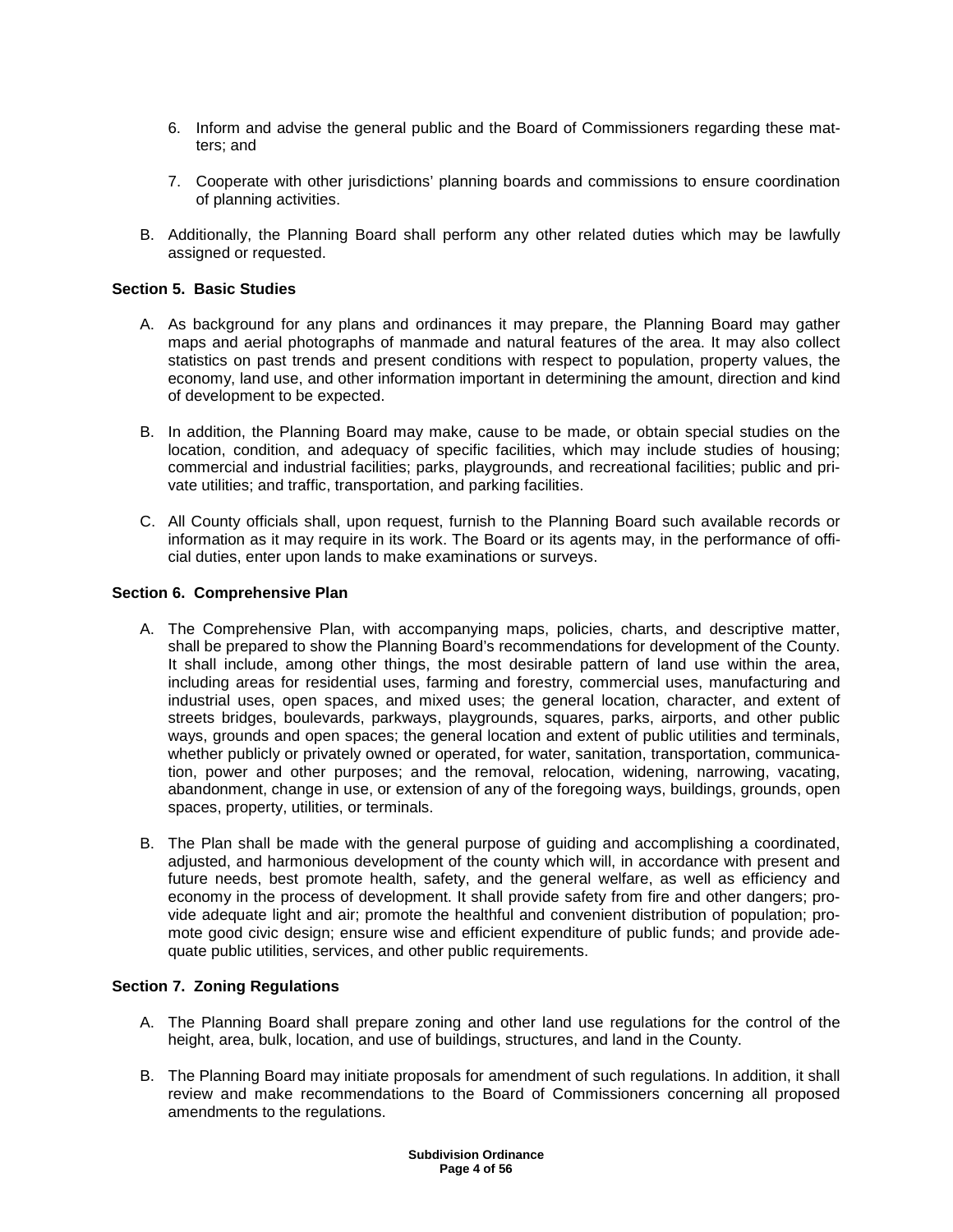6. Inform and advise the general public and the Board of Commissioners regarding these matters; and

7. Cooperate with other jurisdictions' planning boards and commissions to ensure coordination of planning activities.

B. Additionally, the Planning Board shall perform any other related duties which may be lawfully assigned or requested.

### Section 5. Basic Studies

A. As background for any plans and ordinances it may prepare, the Planning Board may gather maps and aerial photographs of manmade and natural features of the area. It may also collect statistics on past trends and present conditions with respect to population, property values, the economy, land use, and other information important in determining the amount, direction and kind of development to be expected.

B. In addition, the Planning Board may make, cause to be made, or obtain special studies on the location, condition, and adequacy of specific facilities, which may include studies of housing; commercial and industrial facilities; parks, playgrounds, and recreational facilities; public and private utilities; and traffic, transportation, and parking facilities.

C. All County officials shall, upon request, furnish to the Planning Board such available records or information as it may require in its work. The Board or its agents may, in the performance of official duties, enter upon lands to make examinations or surveys.

### Section 6. Comprehensive Plan

A. The Comprehensive Plan, with accompanying maps, policies, charts, and descriptive matter, shall be prepared to show the Planning Board's recommendations for development of the County. It shall include, among other things, the most desirable pattern of land use within the area, including areas for residential uses, farming and forestry, commercial uses, manufacturing and industrial uses, open spaces, and mixed uses; the general location, character, and extent of streets bridges, boulevards, parkways, playgrounds, squares, parks, airports, and other public ways, grounds and open spaces; the general location and extent of public utilities and terminals, whether publicly or privately owned or operated, for water, sanitation, transportation, communication, power and other purposes; and the removal, relocation, widening, narrowing, vacating, abandonment, change in use, or extension of any of the foregoing ways, buildings, grounds, open spaces, property, utilities, or terminals.

B. The Plan shall be made with the general purpose of guiding and accomplishing a coordinated, adjusted, and harmonious development of the county which will, in accordance with present and future needs, best promote health, safety, and the general welfare, as well as efficiency and economy in the process of development. It shall provide safety from fire and other dangers; provide adequate light and air; promote the healthful and convenient distribution of population; promote good civic design; ensure wise and efficient expenditure of public funds; and provide adequate public utilities, services, and other public requirements.

### Section 7. Zoning Regulations

A. The Planning Board shall prepare zoning and other land use regulations for the control of the height, area, bulk, location, and use of buildings, structures, and land in the County.

B. The Planning Board may initiate proposals for amendment of such regulations. In addition, it shall review and make recommendations to the Board of Commissioners concerning all proposed amendments to the regulations.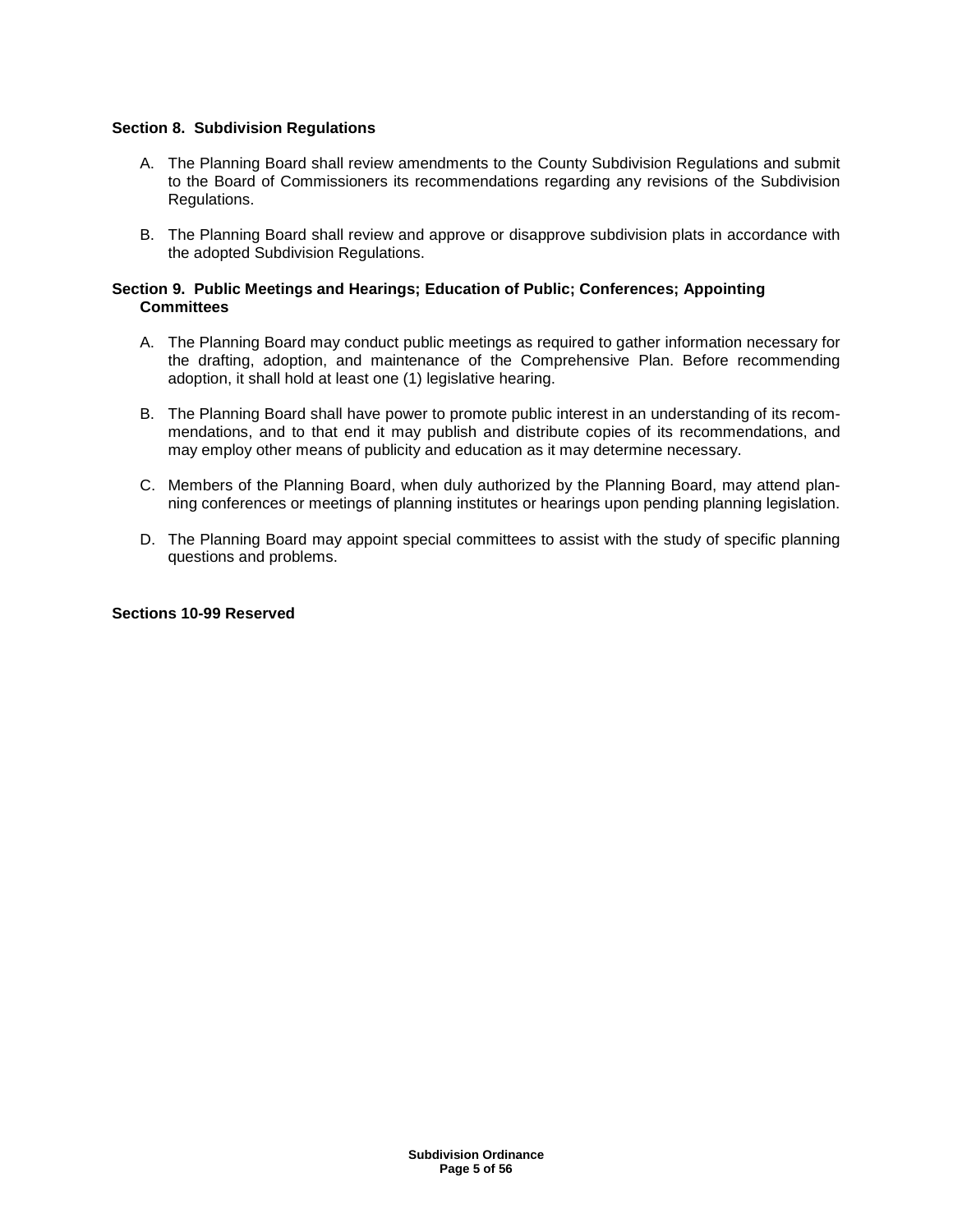### Section 8. Subdivision Regulations

A. The Planning Board shall review amendments to the County Subdivision Regulations and submit to the Board of Commissioners its recommendations regarding any revisions of the Subdivision Regulations.

B. The Planning Board shall review and approve or disapprove subdivision plats in accordance with the adopted Subdivision Regulations.

### Section 9. Public Meetings and Hearings; Education of Public; Conferences; Appointing Committees

A. The Planning Board may conduct public meetings as required to gather information necessary for the drafting, adoption, and maintenance of the Comprehensive Plan. Before recommending adoption, it shall hold at least one (1) legislative hearing.

B. The Planning Board shall have power to promote public interest in an understanding of its recommendations, and to that end it may publish and distribute copies of its recommendations, and may employ other means of publicity and education as it may determine necessary.

C. Members of the Planning Board, when duly authorized by the Planning Board, may attend planning conferences or meetings of planning institutes or hearings upon pending planning legislation.

D. The Planning Board may appoint special committees to assist with the study of specific planning questions and problems.

### Sections 10-99 Reserved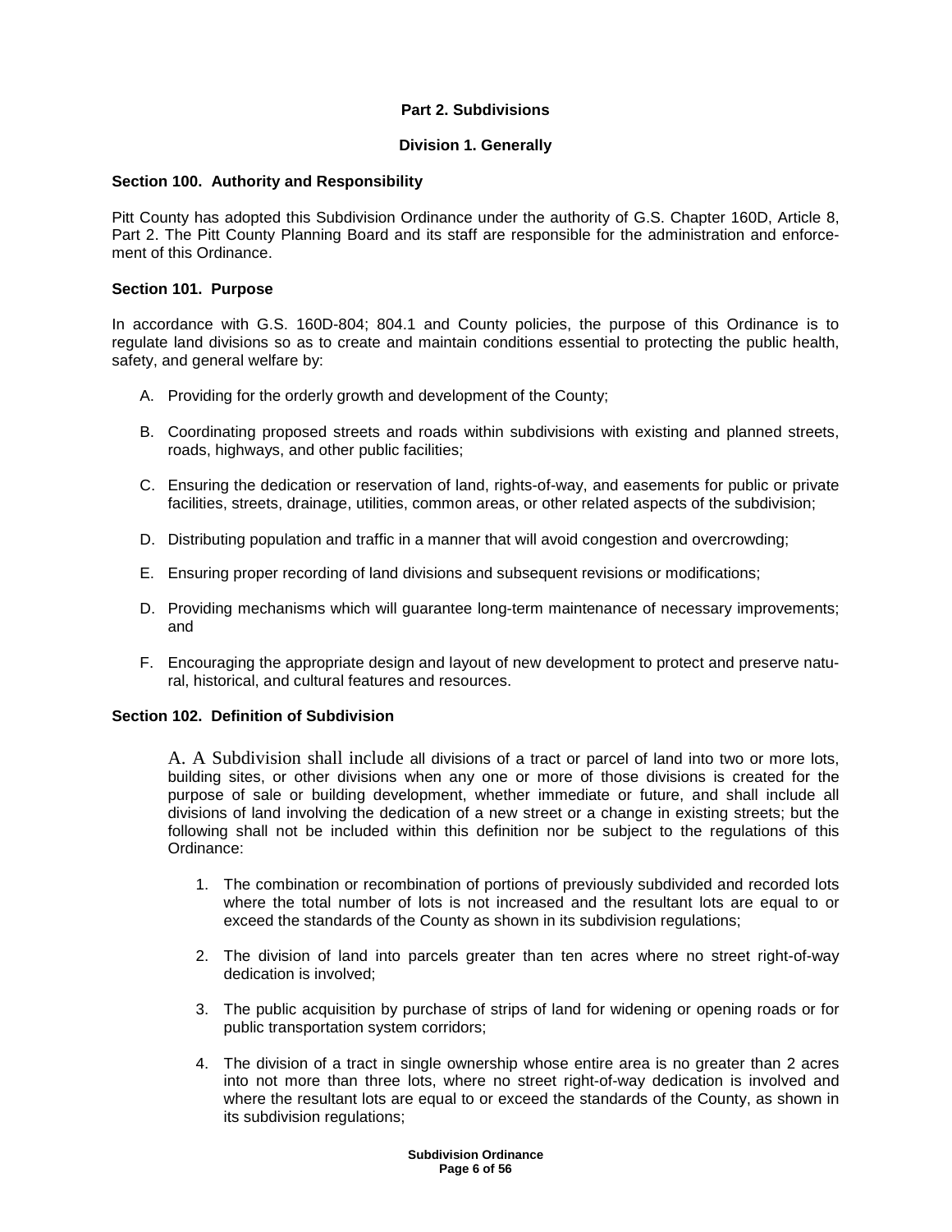## Part 2. Subdivisions

### Division 1. Generally

**Section 100. Authority and Responsibility**

Pitt County has adopted this Subdivision Ordinance under the authority of G.S. Chapter 160D, Article 8, Part 2. The Pitt County Planning Board and its staff are responsible for the administration and enforcement of this Ordinance.

**Section 101. Purpose**

In accordance with G.S. 160D-804; 804.1 and County policies, the purpose of this Ordinance is to regulate land divisions so as to create and maintain conditions essential to protecting the public health, safety, and general welfare by:

A. Providing for the orderly growth and development of the County;

B. Coordinating proposed streets and roads within subdivisions with existing and planned streets, roads, highways, and other public facilities;

C. Ensuring the dedication or reservation of land, rights-of-way, and easements for public or private facilities, streets, drainage, utilities, common areas, or other related aspects of the subdivision;

D. Distributing population and traffic in a manner that will avoid congestion and overcrowding;

E. Ensuring proper recording of land divisions and subsequent revisions or modifications;

D. Providing mechanisms which will guarantee long-term maintenance of necessary improvements; and

F. Encouraging the appropriate design and layout of new development to protect and preserve natural, historical, and cultural features and resources.

**Section 102. Definition of Subdivision**

A. A Subdivision shall include all divisions of a tract or parcel of land into two or more lots, building sites, or other divisions when any one or more of those divisions is created for the purpose of sale or building development, whether immediate or future, and shall include all divisions of land involving the dedication of a new street or a change in existing streets; but the following shall not be included within this definition nor be subject to the regulations of this Ordinance:

1. The combination or recombination of portions of previously subdivided and recorded lots where the total number of lots is not increased and the resultant lots are equal to or exceed the standards of the County as shown in its subdivision regulations;

2. The division of land into parcels greater than ten acres where no street right-of-way dedication is involved;

3. The public acquisition by purchase of strips of land for widening or opening roads or for public transportation system corridors;

4. The division of a tract in single ownership whose entire area is no greater than 2 acres into not more than three lots, where no street right-of-way dedication is involved and where the resultant lots are equal to or exceed the standards of the County, as shown in its subdivision regulations;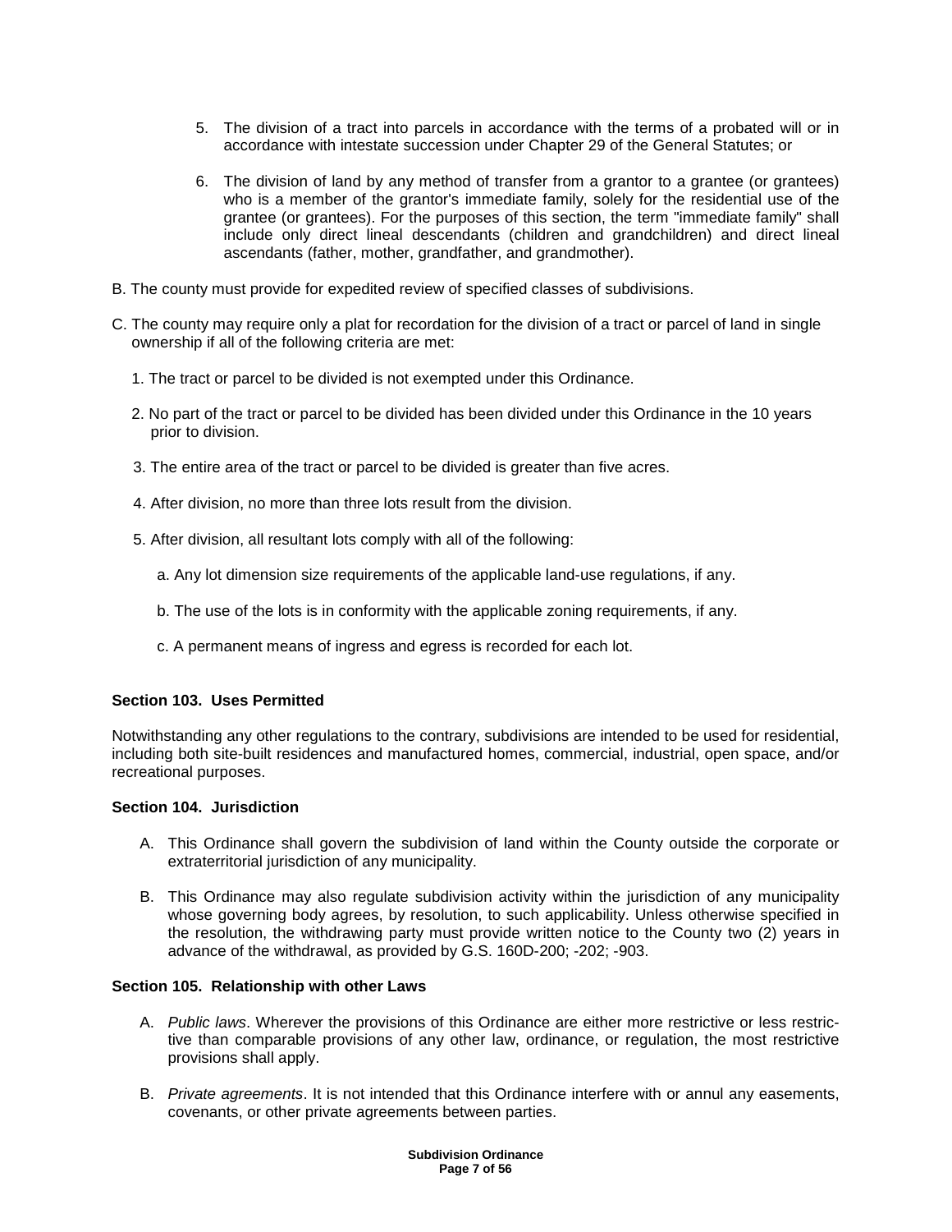5. The division of a tract into parcels in accordance with the terms of a probated will or in accordance with intestate succession under Chapter 29 of the General Statutes; or

6. The division of land by any method of transfer from a grantor to a grantee (or grantees) who is a member of the grantor's immediate family, solely for the residential use of the grantee (or grantees). For the purposes of this section, the term "immediate family" shall include only direct lineal descendants (children and grandchildren) and direct lineal ascendants (father, mother, grandfather, and grandmother).

B. The county must provide for expedited review of specified classes of subdivisions.

C. The county may require only a plat for recordation for the division of a tract or parcel of land in single ownership if all of the following criteria are met:

1. The tract or parcel to be divided is not exempted under this Ordinance.

2. No part of the tract or parcel to be divided has been divided under this Ordinance in the 10 years prior to division.

3. The entire area of the tract or parcel to be divided is greater than five acres.

4. After division, no more than three lots result from the division.

5. After division, all resultant lots comply with all of the following:

   a. Any lot dimension size requirements of the applicable land-use regulations, if any.

   b. The use of the lots is in conformity with the applicable zoning requirements, if any.

   c. A permanent means of ingress and egress is recorded for each lot.

### Section 103. Uses Permitted

Notwithstanding any other regulations to the contrary, subdivisions are intended to be used for residential, including both site-built residences and manufactured homes, commercial, industrial, open space, and/or recreational purposes.

### Section 104. Jurisdiction

A. This Ordinance shall govern the subdivision of land within the County outside the corporate or extraterritorial jurisdiction of any municipality.

B. This Ordinance may also regulate subdivision activity within the jurisdiction of any municipality whose governing body agrees, by resolution, to such applicability. Unless otherwise specified in the resolution, the withdrawing party must provide written notice to the County two (2) years in advance of the withdrawal, as provided by G.S. 160D-200; -202; -903.

### Section 105. Relationship with other Laws

A. *Public laws*. Wherever the provisions of this Ordinance are either more restrictive or less restrictive than comparable provisions of any other law, ordinance, or regulation, the most restrictive provisions shall apply.

B. *Private agreements*. It is not intended that this Ordinance interfere with or annul any easements, covenants, or other private agreements between parties.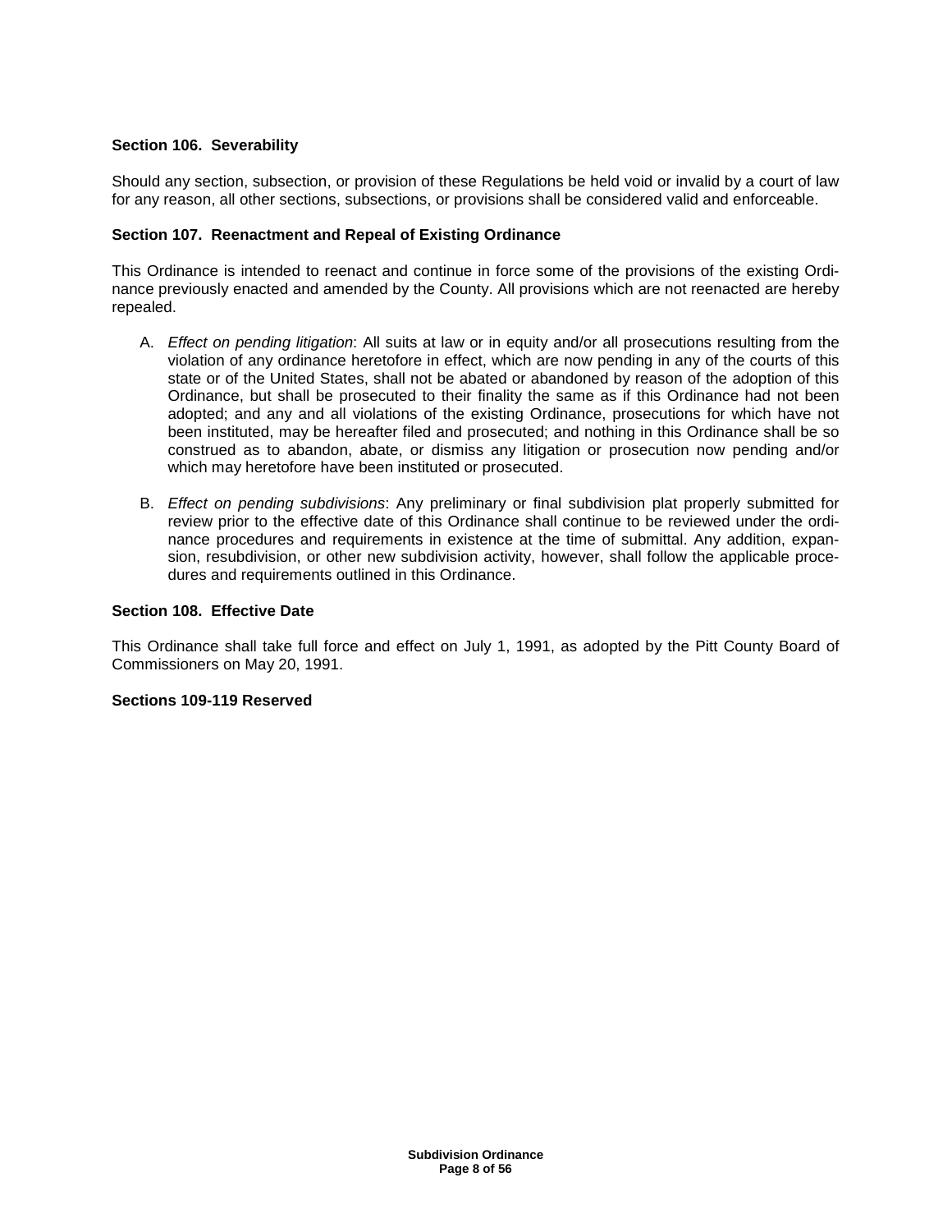### Section 106. Severability

Should any section, subsection, or provision of these Regulations be held void or invalid by a court of law for any reason, all other sections, subsections, or provisions shall be considered valid and enforceable.

### Section 107. Reenactment and Repeal of Existing Ordinance

This Ordinance is intended to reenact and continue in force some of the provisions of the existing Ordinance previously enacted and amended by the County. All provisions which are not reenacted are hereby repealed.

A. *Effect on pending litigation*: All suits at law or in equity and/or all prosecutions resulting from the violation of any ordinance heretofore in effect, which are now pending in any of the courts of this state or of the United States, shall not be abated or abandoned by reason of the adoption of this Ordinance, but shall be prosecuted to their finality the same as if this Ordinance had not been adopted; and any and all violations of the existing Ordinance, prosecutions for which have not been instituted, may be hereafter filed and prosecuted; and nothing in this Ordinance shall be so construed as to abandon, abate, or dismiss any litigation or prosecution now pending and/or which may heretofore have been instituted or prosecuted.

B. *Effect on pending subdivisions*: Any preliminary or final subdivision plat properly submitted for review prior to the effective date of this Ordinance shall continue to be reviewed under the ordinance procedures and requirements in existence at the time of submittal. Any addition, expansion, resubdivision, or other new subdivision activity, however, shall follow the applicable procedures and requirements outlined in this Ordinance.

### Section 108. Effective Date

This Ordinance shall take full force and effect on July 1, 1991, as adopted by the Pitt County Board of Commissioners on May 20, 1991.

### Sections 109-119 Reserved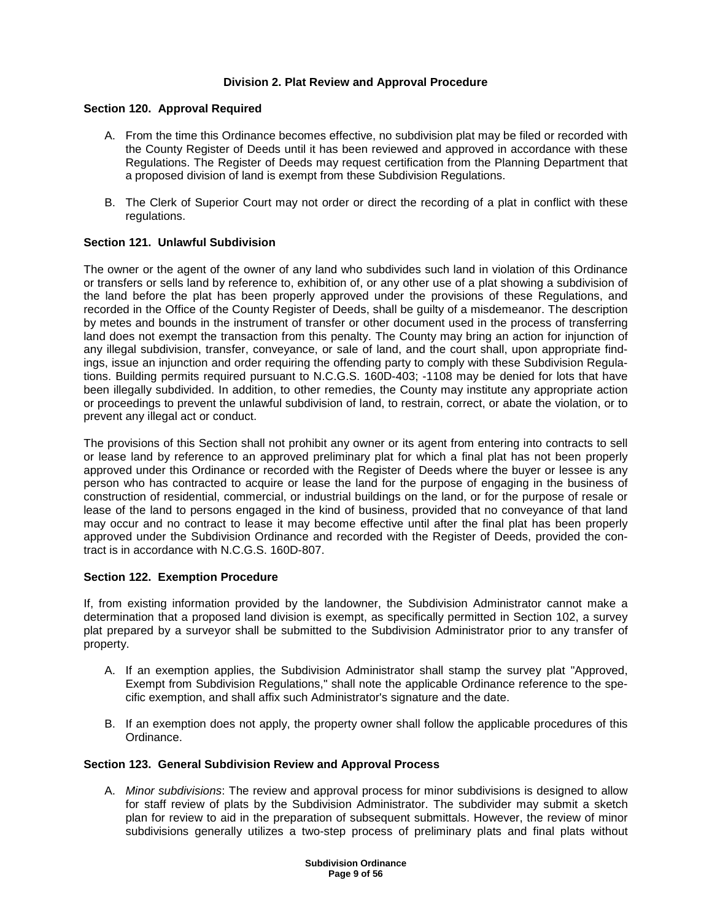## Division 2. Plat Review and Approval Procedure

### Section 120. Approval Required

A. From the time this Ordinance becomes effective, no subdivision plat may be filed or recorded with the County Register of Deeds until it has been reviewed and approved in accordance with these Regulations. The Register of Deeds may request certification from the Planning Department that a proposed division of land is exempt from these Subdivision Regulations.

B. The Clerk of Superior Court may not order or direct the recording of a plat in conflict with these regulations.

### Section 121. Unlawful Subdivision

The owner or the agent of the owner of any land who subdivides such land in violation of this Ordinance or transfers or sells land by reference to, exhibition of, or any other use of a plat showing a subdivision of the land before the plat has been properly approved under the provisions of these Regulations, and recorded in the Office of the County Register of Deeds, shall be guilty of a misdemeanor. The description by metes and bounds in the instrument of transfer or other document used in the process of transferring land does not exempt the transaction from this penalty. The County may bring an action for injunction of any illegal subdivision, transfer, conveyance, or sale of land, and the court shall, upon appropriate findings, issue an injunction and order requiring the offending party to comply with these Subdivision Regulations. Building permits required pursuant to N.C.G.S. 160D-403; -1108 may be denied for lots that have been illegally subdivided. In addition, to other remedies, the County may institute any appropriate action or proceedings to prevent the unlawful subdivision of land, to restrain, correct, or abate the violation, or to prevent any illegal act or conduct.

The provisions of this Section shall not prohibit any owner or its agent from entering into contracts to sell or lease land by reference to an approved preliminary plat for which a final plat has not been properly approved under this Ordinance or recorded with the Register of Deeds where the buyer or lessee is any person who has contracted to acquire or lease the land for the purpose of engaging in the business of construction of residential, commercial, or industrial buildings on the land, or for the purpose of resale or lease of the land to persons engaged in the kind of business, provided that no conveyance of that land may occur and no contract to lease it may become effective until after the final plat has been properly approved under the Subdivision Ordinance and recorded with the Register of Deeds, provided the contract is in accordance with N.C.G.S. 160D-807.

### Section 122. Exemption Procedure

If, from existing information provided by the landowner, the Subdivision Administrator cannot make a determination that a proposed land division is exempt, as specifically permitted in Section 102, a survey plat prepared by a surveyor shall be submitted to the Subdivision Administrator prior to any transfer of property.

A. If an exemption applies, the Subdivision Administrator shall stamp the survey plat "Approved, Exempt from Subdivision Regulations," shall note the applicable Ordinance reference to the specific exemption, and shall affix such Administrator's signature and the date.

B. If an exemption does not apply, the property owner shall follow the applicable procedures of this Ordinance.

### Section 123. General Subdivision Review and Approval Process

A. *Minor subdivisions*: The review and approval process for minor subdivisions is designed to allow for staff review of plats by the Subdivision Administrator. The subdivider may submit a sketch plan for review to aid in the preparation of subsequent submittals. However, the review of minor subdivisions generally utilizes a two-step process of preliminary plats and final plats without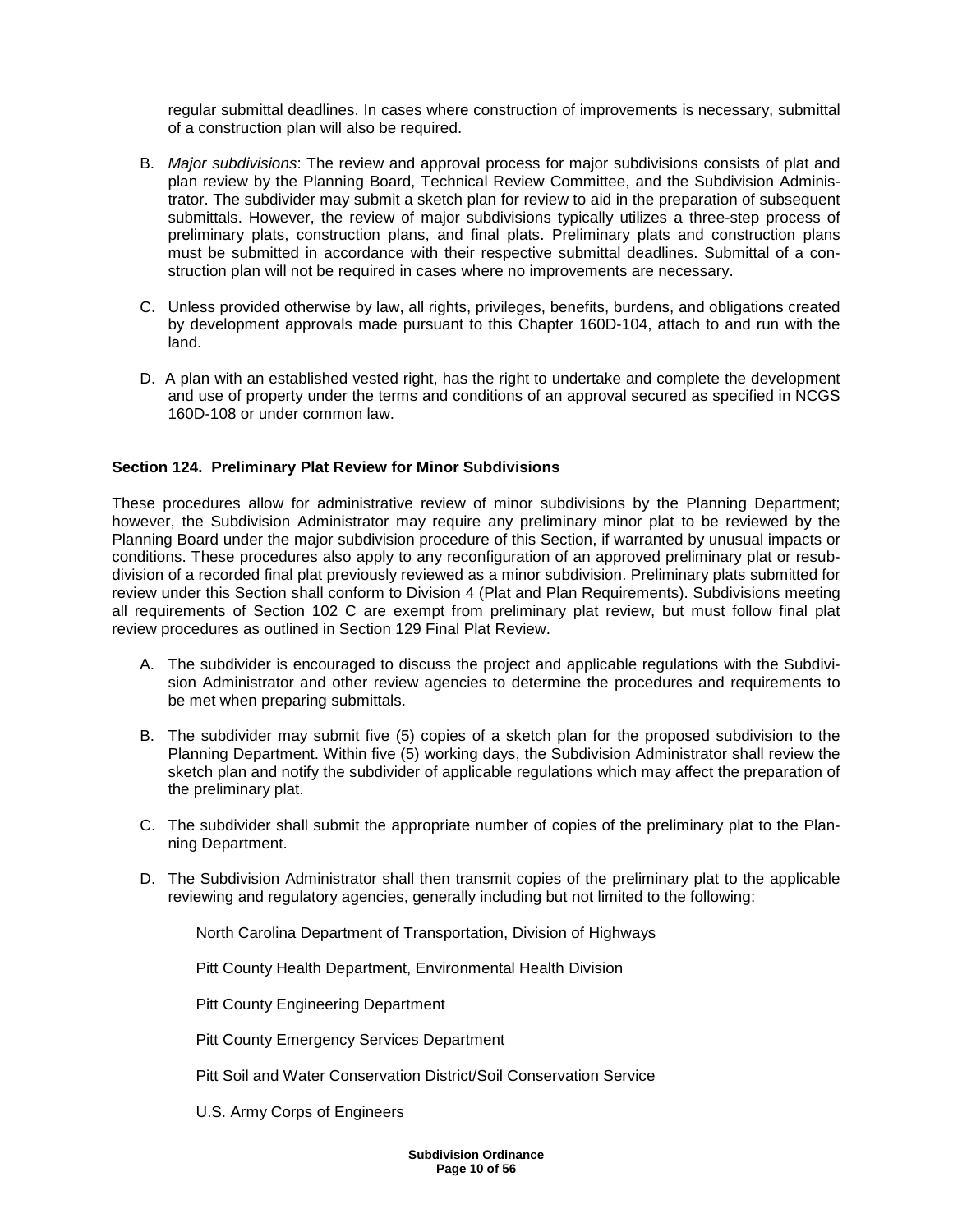regular submittal deadlines. In cases where construction of improvements is necessary, submittal of a construction plan will also be required.

B. *Major subdivisions*: The review and approval process for major subdivisions consists of plat and plan review by the Planning Board, Technical Review Committee, and the Subdivision Administrator. The subdivider may submit a sketch plan for review to aid in the preparation of subsequent submittals. However, the review of major subdivisions typically utilizes a three-step process of preliminary plats, construction plans, and final plats. Preliminary plats and construction plans must be submitted in accordance with their respective submittal deadlines. Submittal of a construction plan will not be required in cases where no improvements are necessary.

C. Unless provided otherwise by law, all rights, privileges, benefits, burdens, and obligations created by development approvals made pursuant to this Chapter 160D-104, attach to and run with the land.

D. A plan with an established vested right, has the right to undertake and complete the development and use of property under the terms and conditions of an approval secured as specified in NCGS 160D-108 or under common law.

**Section 124. Preliminary Plat Review for Minor Subdivisions**

These procedures allow for administrative review of minor subdivisions by the Planning Department; however, the Subdivision Administrator may require any preliminary minor plat to be reviewed by the Planning Board under the major subdivision procedure of this Section, if warranted by unusual impacts or conditions. These procedures also apply to any reconfiguration of an approved preliminary plat or resubdivision of a recorded final plat previously reviewed as a minor subdivision. Preliminary plats submitted for review under this Section shall conform to Division 4 (Plat and Plan Requirements). Subdivisions meeting all requirements of Section 102 C are exempt from preliminary plat review, but must follow final plat review procedures as outlined in Section 129 Final Plat Review.

A. The subdivider is encouraged to discuss the project and applicable regulations with the Subdivision Administrator and other review agencies to determine the procedures and requirements to be met when preparing submittals.

B. The subdivider may submit five (5) copies of a sketch plan for the proposed subdivision to the Planning Department. Within five (5) working days, the Subdivision Administrator shall review the sketch plan and notify the subdivider of applicable regulations which may affect the preparation of the preliminary plat.

C. The subdivider shall submit the appropriate number of copies of the preliminary plat to the Planning Department.

D. The Subdivision Administrator shall then transmit copies of the preliminary plat to the applicable reviewing and regulatory agencies, generally including but not limited to the following:

   North Carolina Department of Transportation, Division of Highways

   Pitt County Health Department, Environmental Health Division

   Pitt County Engineering Department

   Pitt County Emergency Services Department

   Pitt Soil and Water Conservation District/Soil Conservation Service

   U.S. Army Corps of Engineers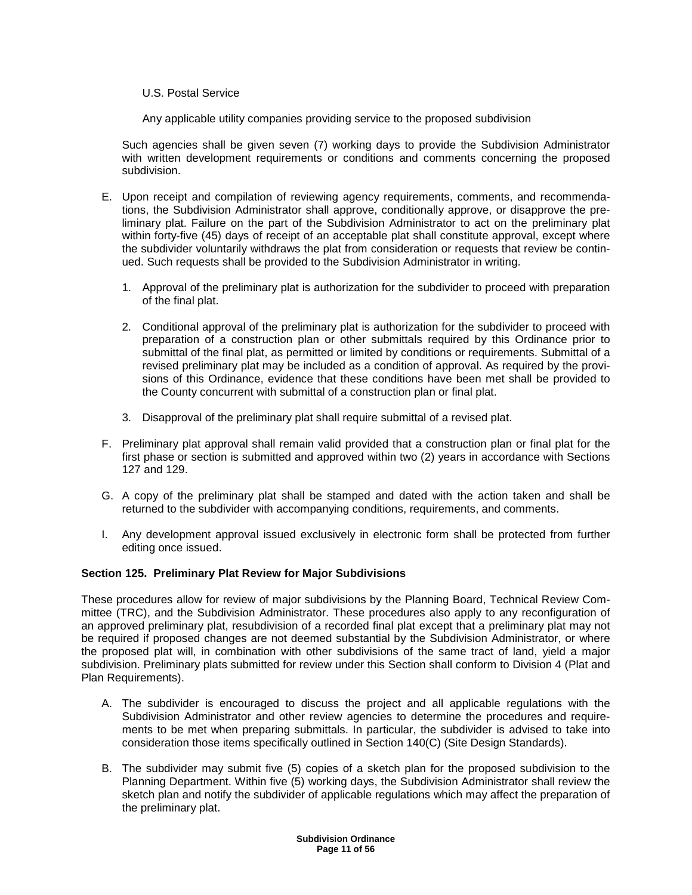U.S. Postal Service

Any applicable utility companies providing service to the proposed subdivision

Such agencies shall be given seven (7) working days to provide the Subdivision Administrator with written development requirements or conditions and comments concerning the proposed subdivision.

E. Upon receipt and compilation of reviewing agency requirements, comments, and recommendations, the Subdivision Administrator shall approve, conditionally approve, or disapprove the preliminary plat. Failure on the part of the Subdivision Administrator to act on the preliminary plat within forty-five (45) days of receipt of an acceptable plat shall constitute approval, except where the subdivider voluntarily withdraws the plat from consideration or requests that review be continued. Such requests shall be provided to the Subdivision Administrator in writing.

   1. Approval of the preliminary plat is authorization for the subdivider to proceed with preparation of the final plat.

   2. Conditional approval of the preliminary plat is authorization for the subdivider to proceed with preparation of a construction plan or other submittals required by this Ordinance prior to submittal of the final plat, as permitted or limited by conditions or requirements. Submittal of a revised preliminary plat may be included as a condition of approval. As required by the provisions of this Ordinance, evidence that these conditions have been met shall be provided to the County concurrent with submittal of a construction plan or final plat.

   3. Disapproval of the preliminary plat shall require submittal of a revised plat.

F. Preliminary plat approval shall remain valid provided that a construction plan or final plat for the first phase or section is submitted and approved within two (2) years in accordance with Sections 127 and 129.

G. A copy of the preliminary plat shall be stamped and dated with the action taken and shall be returned to the subdivider with accompanying conditions, requirements, and comments.

I. Any development approval issued exclusively in electronic form shall be protected from further editing once issued.

**Section 125. Preliminary Plat Review for Major Subdivisions**

These procedures allow for review of major subdivisions by the Planning Board, Technical Review Committee (TRC), and the Subdivision Administrator. These procedures also apply to any reconfiguration of an approved preliminary plat, resubdivision of a recorded final plat except that a preliminary plat may not be required if proposed changes are not deemed substantial by the Subdivision Administrator, or where the proposed plat will, in combination with other subdivisions of the same tract of land, yield a major subdivision. Preliminary plats submitted for review under this Section shall conform to Division 4 (Plat and Plan Requirements).

A. The subdivider is encouraged to discuss the project and all applicable regulations with the Subdivision Administrator and other review agencies to determine the procedures and requirements to be met when preparing submittals. In particular, the subdivider is advised to take into consideration those items specifically outlined in Section 140(C) (Site Design Standards).

B. The subdivider may submit five (5) copies of a sketch plan for the proposed subdivision to the Planning Department. Within five (5) working days, the Subdivision Administrator shall review the sketch plan and notify the subdivider of applicable regulations which may affect the preparation of the preliminary plat.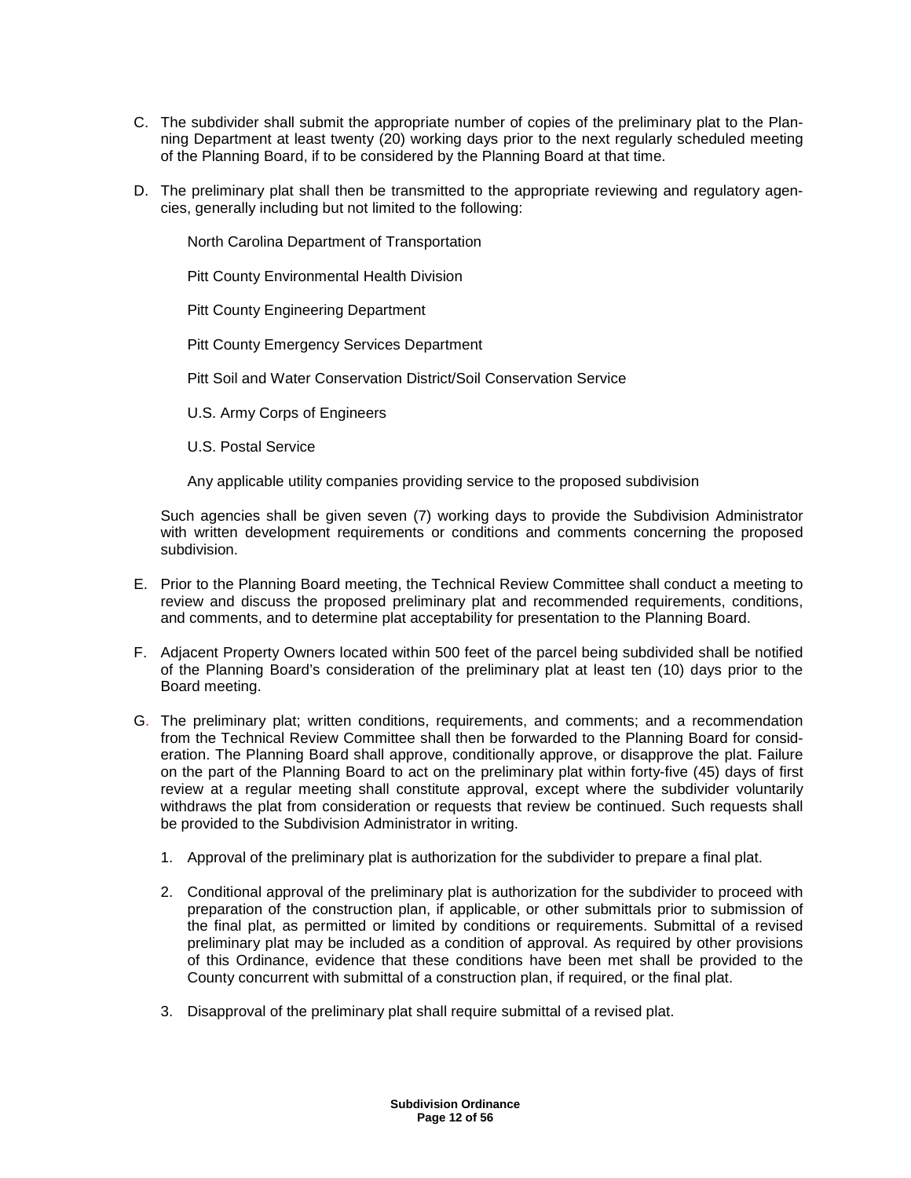C. The subdivider shall submit the appropriate number of copies of the preliminary plat to the Planning Department at least twenty (20) working days prior to the next regularly scheduled meeting of the Planning Board, if to be considered by the Planning Board at that time.

D. The preliminary plat shall then be transmitted to the appropriate reviewing and regulatory agencies, generally including but not limited to the following:

   North Carolina Department of Transportation

   Pitt County Environmental Health Division

   Pitt County Engineering Department

   Pitt County Emergency Services Department

   Pitt Soil and Water Conservation District/Soil Conservation Service

   U.S. Army Corps of Engineers

   U.S. Postal Service

   Any applicable utility companies providing service to the proposed subdivision

   Such agencies shall be given seven (7) working days to provide the Subdivision Administrator with written development requirements or conditions and comments concerning the proposed subdivision.

E. Prior to the Planning Board meeting, the Technical Review Committee shall conduct a meeting to review and discuss the proposed preliminary plat and recommended requirements, conditions, and comments, and to determine plat acceptability for presentation to the Planning Board.

F. Adjacent Property Owners located within 500 feet of the parcel being subdivided shall be notified of the Planning Board's consideration of the preliminary plat at least ten (10) days prior to the Board meeting.

G. The preliminary plat; written conditions, requirements, and comments; and a recommendation from the Technical Review Committee shall then be forwarded to the Planning Board for consideration. The Planning Board shall approve, conditionally approve, or disapprove the plat. Failure on the part of the Planning Board to act on the preliminary plat within forty-five (45) days of first review at a regular meeting shall constitute approval, except where the subdivider voluntarily withdraws the plat from consideration or requests that review be continued. Such requests shall be provided to the Subdivision Administrator in writing.

   1. Approval of the preliminary plat is authorization for the subdivider to prepare a final plat.

   2. Conditional approval of the preliminary plat is authorization for the subdivider to proceed with preparation of the construction plan, if applicable, or other submittals prior to submission of the final plat, as permitted or limited by conditions or requirements. Submittal of a revised preliminary plat may be included as a condition of approval. As required by other provisions of this Ordinance, evidence that these conditions have been met shall be provided to the County concurrent with submittal of a construction plan, if required, or the final plat.

   3. Disapproval of the preliminary plat shall require submittal of a revised plat.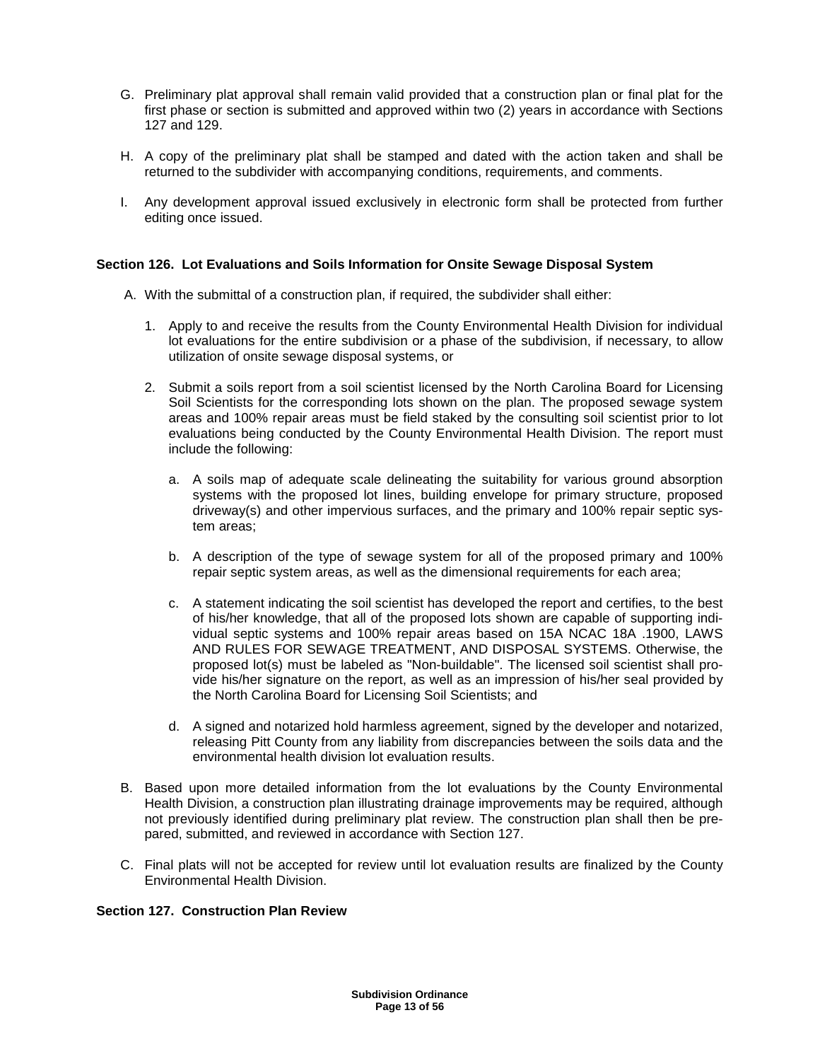G. Preliminary plat approval shall remain valid provided that a construction plan or final plat for the first phase or section is submitted and approved within two (2) years in accordance with Sections 127 and 129.

H. A copy of the preliminary plat shall be stamped and dated with the action taken and shall be returned to the subdivider with accompanying conditions, requirements, and comments.

I. Any development approval issued exclusively in electronic form shall be protected from further editing once issued.

**Section 126. Lot Evaluations and Soils Information for Onsite Sewage Disposal System**

A. With the submittal of a construction plan, if required, the subdivider shall either:

1. Apply to and receive the results from the County Environmental Health Division for individual lot evaluations for the entire subdivision or a phase of the subdivision, if necessary, to allow utilization of onsite sewage disposal systems, or

2. Submit a soils report from a soil scientist licensed by the North Carolina Board for Licensing Soil Scientists for the corresponding lots shown on the plan. The proposed sewage system areas and 100% repair areas must be field staked by the consulting soil scientist prior to lot evaluations being conducted by the County Environmental Health Division. The report must include the following:

   a. A soils map of adequate scale delineating the suitability for various ground absorption systems with the proposed lot lines, building envelope for primary structure, proposed driveway(s) and other impervious surfaces, and the primary and 100% repair septic system areas;

   b. A description of the type of sewage system for all of the proposed primary and 100% repair septic system areas, as well as the dimensional requirements for each area;

   c. A statement indicating the soil scientist has developed the report and certifies, to the best of his/her knowledge, that all of the proposed lots shown are capable of supporting individual septic systems and 100% repair areas based on 15A NCAC 18A .1900, LAWS AND RULES FOR SEWAGE TREATMENT, AND DISPOSAL SYSTEMS. Otherwise, the proposed lot(s) must be labeled as "Non-buildable". The licensed soil scientist shall provide his/her signature on the report, as well as an impression of his/her seal provided by the North Carolina Board for Licensing Soil Scientists; and

   d. A signed and notarized hold harmless agreement, signed by the developer and notarized, releasing Pitt County from any liability from discrepancies between the soils data and the environmental health division lot evaluation results.

B. Based upon more detailed information from the lot evaluations by the County Environmental Health Division, a construction plan illustrating drainage improvements may be required, although not previously identified during preliminary plat review. The construction plan shall then be prepared, submitted, and reviewed in accordance with Section 127.

C. Final plats will not be accepted for review until lot evaluation results are finalized by the County Environmental Health Division.

**Section 127. Construction Plan Review**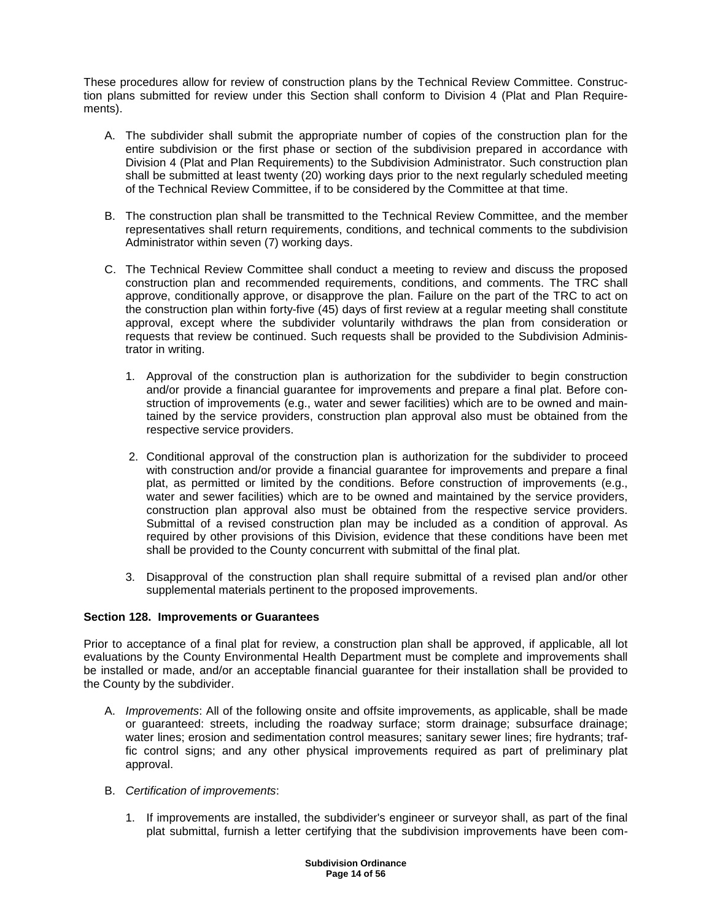These procedures allow for review of construction plans by the Technical Review Committee. Construction plans submitted for review under this Section shall conform to Division 4 (Plat and Plan Requirements).

A. The subdivider shall submit the appropriate number of copies of the construction plan for the entire subdivision or the first phase or section of the subdivision prepared in accordance with Division 4 (Plat and Plan Requirements) to the Subdivision Administrator. Such construction plan shall be submitted at least twenty (20) working days prior to the next regularly scheduled meeting of the Technical Review Committee, if to be considered by the Committee at that time.

B. The construction plan shall be transmitted to the Technical Review Committee, and the member representatives shall return requirements, conditions, and technical comments to the subdivision Administrator within seven (7) working days.

C. The Technical Review Committee shall conduct a meeting to review and discuss the proposed construction plan and recommended requirements, conditions, and comments. The TRC shall approve, conditionally approve, or disapprove the plan. Failure on the part of the TRC to act on the construction plan within forty-five (45) days of first review at a regular meeting shall constitute approval, except where the subdivider voluntarily withdraws the plan from consideration or requests that review be continued. Such requests shall be provided to the Subdivision Administrator in writing.

   1. Approval of the construction plan is authorization for the subdivider to begin construction and/or provide a financial guarantee for improvements and prepare a final plat. Before construction of improvements (e.g., water and sewer facilities) which are to be owned and maintained by the service providers, construction plan approval also must be obtained from the respective service providers.

   2. Conditional approval of the construction plan is authorization for the subdivider to proceed with construction and/or provide a financial guarantee for improvements and prepare a final plat, as permitted or limited by the conditions. Before construction of improvements (e.g., water and sewer facilities) which are to be owned and maintained by the service providers, construction plan approval also must be obtained from the respective service providers. Submittal of a revised construction plan may be included as a condition of approval. As required by other provisions of this Division, evidence that these conditions have been met shall be provided to the County concurrent with submittal of the final plat.

   3. Disapproval of the construction plan shall require submittal of a revised plan and/or other supplemental materials pertinent to the proposed improvements.

**Section 128. Improvements or Guarantees**

Prior to acceptance of a final plat for review, a construction plan shall be approved, if applicable, all lot evaluations by the County Environmental Health Department must be complete and improvements shall be installed or made, and/or an acceptable financial guarantee for their installation shall be provided to the County by the subdivider.

A. *Improvements*: All of the following onsite and offsite improvements, as applicable, shall be made or guaranteed: streets, including the roadway surface; storm drainage; subsurface drainage; water lines; erosion and sedimentation control measures; sanitary sewer lines; fire hydrants; traffic control signs; and any other physical improvements required as part of preliminary plat approval.

B. *Certification of improvements*:

   1. If improvements are installed, the subdivider's engineer or surveyor shall, as part of the final plat submittal, furnish a letter certifying that the subdivision improvements have been com-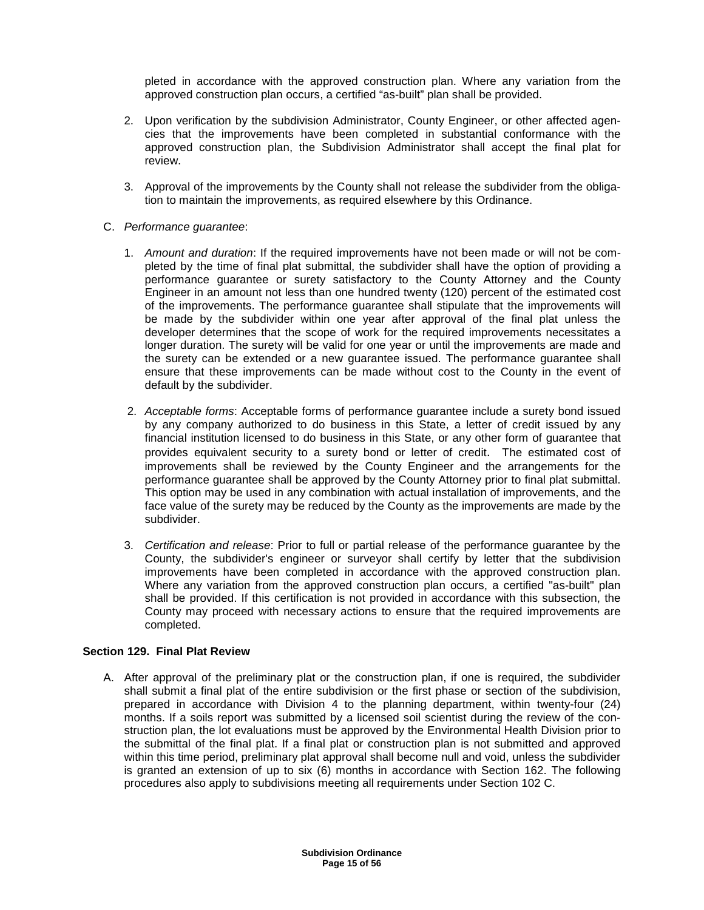pleted in accordance with the approved construction plan. Where any variation from the approved construction plan occurs, a certified "as-built" plan shall be provided.

2. Upon verification by the subdivision Administrator, County Engineer, or other affected agencies that the improvements have been completed in substantial conformance with the approved construction plan, the Subdivision Administrator shall accept the final plat for review.

3. Approval of the improvements by the County shall not release the subdivider from the obligation to maintain the improvements, as required elsewhere by this Ordinance.

C. *Performance guarantee*:

1. *Amount and duration*: If the required improvements have not been made or will not be completed by the time of final plat submittal, the subdivider shall have the option of providing a performance guarantee or surety satisfactory to the County Attorney and the County Engineer in an amount not less than one hundred twenty (120) percent of the estimated cost of the improvements. The performance guarantee shall stipulate that the improvements will be made by the subdivider within one year after approval of the final plat unless the developer determines that the scope of work for the required improvements necessitates a longer duration. The surety will be valid for one year or until the improvements are made and the surety can be extended or a new guarantee issued. The performance guarantee shall ensure that these improvements can be made without cost to the County in the event of default by the subdivider.

2. *Acceptable forms*: Acceptable forms of performance guarantee include a surety bond issued by any company authorized to do business in this State, a letter of credit issued by any financial institution licensed to do business in this State, or any other form of guarantee that provides equivalent security to a surety bond or letter of credit. The estimated cost of improvements shall be reviewed by the County Engineer and the arrangements for the performance guarantee shall be approved by the County Attorney prior to final plat submittal. This option may be used in any combination with actual installation of improvements, and the face value of the surety may be reduced by the County as the improvements are made by the subdivider.

3. *Certification and release*: Prior to full or partial release of the performance guarantee by the County, the subdivider's engineer or surveyor shall certify by letter that the subdivision improvements have been completed in accordance with the approved construction plan. Where any variation from the approved construction plan occurs, a certified "as-built" plan shall be provided. If this certification is not provided in accordance with this subsection, the County may proceed with necessary actions to ensure that the required improvements are completed.

**Section 129. Final Plat Review**

A. After approval of the preliminary plat or the construction plan, if one is required, the subdivider shall submit a final plat of the entire subdivision or the first phase or section of the subdivision, prepared in accordance with Division 4 to the planning department, within twenty-four (24) months. If a soils report was submitted by a licensed soil scientist during the review of the construction plan, the lot evaluations must be approved by the Environmental Health Division prior to the submittal of the final plat. If a final plat or construction plan is not submitted and approved within this time period, preliminary plat approval shall become null and void, unless the subdivider is granted an extension of up to six (6) months in accordance with Section 162. The following procedures also apply to subdivisions meeting all requirements under Section 102 C.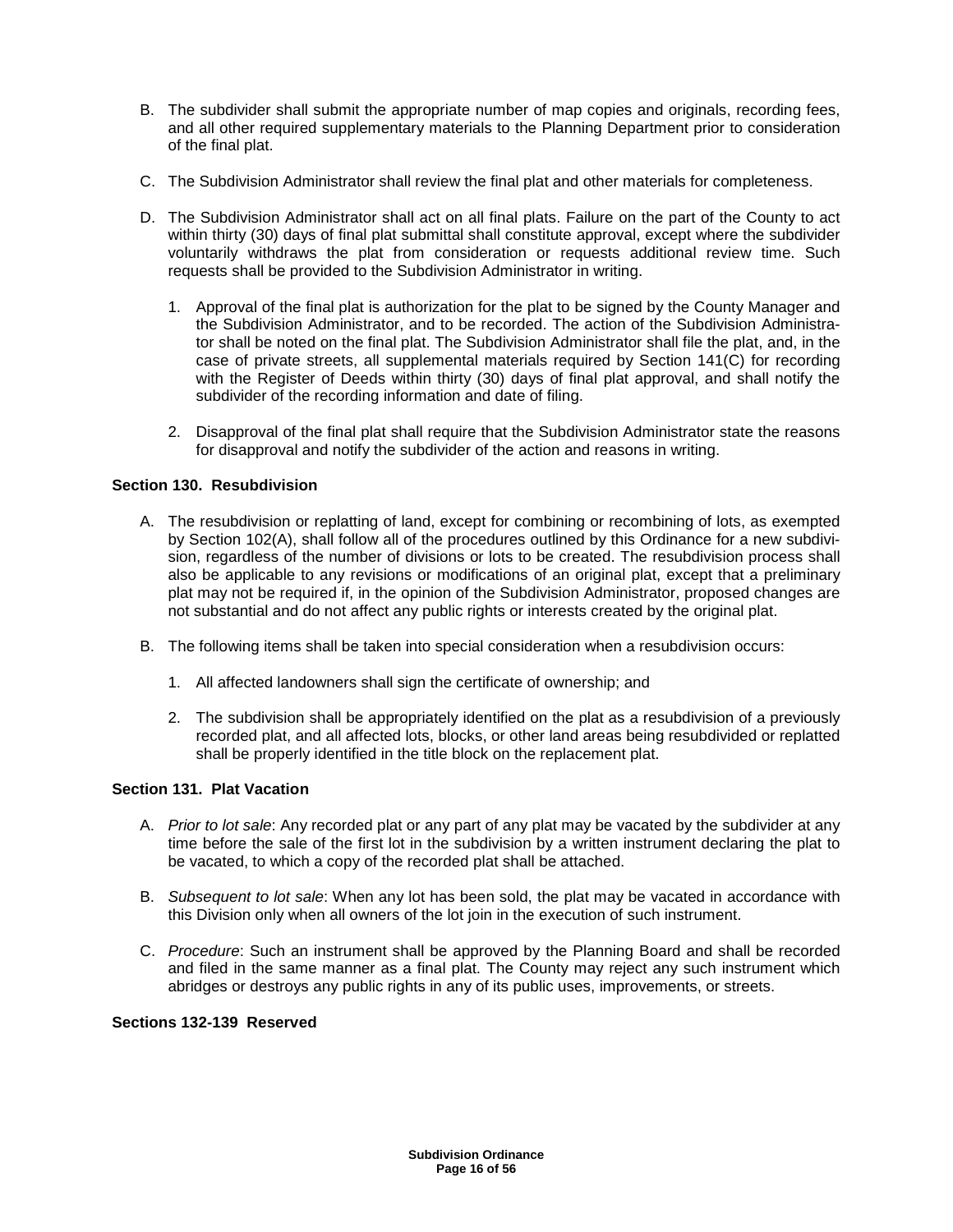B. The subdivider shall submit the appropriate number of map copies and originals, recording fees, and all other required supplementary materials to the Planning Department prior to consideration of the final plat.

C. The Subdivision Administrator shall review the final plat and other materials for completeness.

D. The Subdivision Administrator shall act on all final plats. Failure on the part of the County to act within thirty (30) days of final plat submittal shall constitute approval, except where the subdivider voluntarily withdraws the plat from consideration or requests additional review time. Such requests shall be provided to the Subdivision Administrator in writing.

   1. Approval of the final plat is authorization for the plat to be signed by the County Manager and the Subdivision Administrator, and to be recorded. The action of the Subdivision Administrator shall be noted on the final plat. The Subdivision Administrator shall file the plat, and, in the case of private streets, all supplemental materials required by Section 141(C) for recording with the Register of Deeds within thirty (30) days of final plat approval, and shall notify the subdivider of the recording information and date of filing.

   2. Disapproval of the final plat shall require that the Subdivision Administrator state the reasons for disapproval and notify the subdivider of the action and reasons in writing.

### Section 130. Resubdivision

A. The resubdivision or replatting of land, except for combining or recombining of lots, as exempted by Section 102(A), shall follow all of the procedures outlined by this Ordinance for a new subdivision, regardless of the number of divisions or lots to be created. The resubdivision process shall also be applicable to any revisions or modifications of an original plat, except that a preliminary plat may not be required if, in the opinion of the Subdivision Administrator, proposed changes are not substantial and do not affect any public rights or interests created by the original plat.

B. The following items shall be taken into special consideration when a resubdivision occurs:

   1. All affected landowners shall sign the certificate of ownership; and

   2. The subdivision shall be appropriately identified on the plat as a resubdivision of a previously recorded plat, and all affected lots, blocks, or other land areas being resubdivided or replatted shall be properly identified in the title block on the replacement plat.

### Section 131. Plat Vacation

A. *Prior to lot sale*: Any recorded plat or any part of any plat may be vacated by the subdivider at any time before the sale of the first lot in the subdivision by a written instrument declaring the plat to be vacated, to which a copy of the recorded plat shall be attached.

B. *Subsequent to lot sale*: When any lot has been sold, the plat may be vacated in accordance with this Division only when all owners of the lot join in the execution of such instrument.

C. *Procedure*: Such an instrument shall be approved by the Planning Board and shall be recorded and filed in the same manner as a final plat. The County may reject any such instrument which abridges or destroys any public rights in any of its public uses, improvements, or streets.

### Sections 132-139 Reserved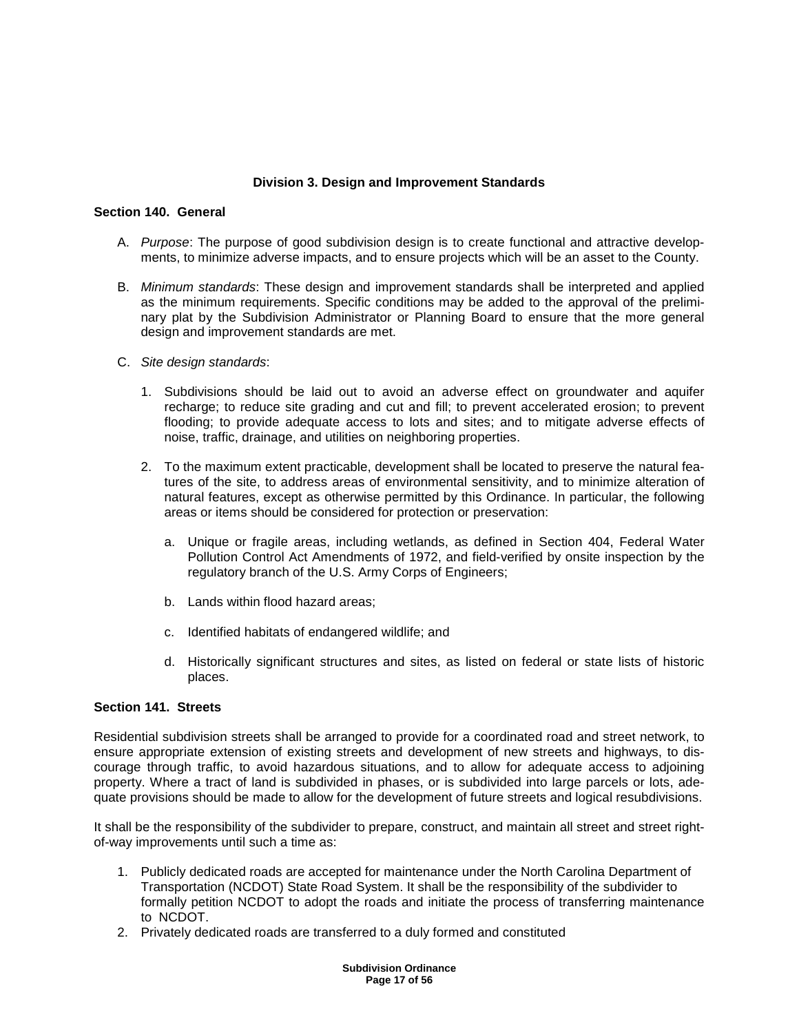## Division 3. Design and Improvement Standards

### Section 140. General

A. *Purpose*: The purpose of good subdivision design is to create functional and attractive developments, to minimize adverse impacts, and to ensure projects which will be an asset to the County.

B. *Minimum standards*: These design and improvement standards shall be interpreted and applied as the minimum requirements. Specific conditions may be added to the approval of the preliminary plat by the Subdivision Administrator or Planning Board to ensure that the more general design and improvement standards are met.

C. *Site design standards*:

1. Subdivisions should be laid out to avoid an adverse effect on groundwater and aquifer recharge; to reduce site grading and cut and fill; to prevent accelerated erosion; to prevent flooding; to provide adequate access to lots and sites; and to mitigate adverse effects of noise, traffic, drainage, and utilities on neighboring properties.

2. To the maximum extent practicable, development shall be located to preserve the natural features of the site, to address areas of environmental sensitivity, and to minimize alteration of natural features, except as otherwise permitted by this Ordinance. In particular, the following areas or items should be considered for protection or preservation:

   a. Unique or fragile areas, including wetlands, as defined in Section 404, Federal Water Pollution Control Act Amendments of 1972, and field-verified by onsite inspection by the regulatory branch of the U.S. Army Corps of Engineers;

   b. Lands within flood hazard areas;

   c. Identified habitats of endangered wildlife; and

   d. Historically significant structures and sites, as listed on federal or state lists of historic places.

### Section 141. Streets

Residential subdivision streets shall be arranged to provide for a coordinated road and street network, to ensure appropriate extension of existing streets and development of new streets and highways, to discourage through traffic, to avoid hazardous situations, and to allow for adequate access to adjoining property. Where a tract of land is subdivided in phases, or is subdivided into large parcels or lots, adequate provisions should be made to allow for the development of future streets and logical resubdivisions.

It shall be the responsibility of the subdivider to prepare, construct, and maintain all street and street right-of-way improvements until such a time as:

1. Publicly dedicated roads are accepted for maintenance under the North Carolina Department of Transportation (NCDOT) State Road System. It shall be the responsibility of the subdivider to formally petition NCDOT to adopt the roads and initiate the process of transferring maintenance to NCDOT.
2. Privately dedicated roads are transferred to a duly formed and constituted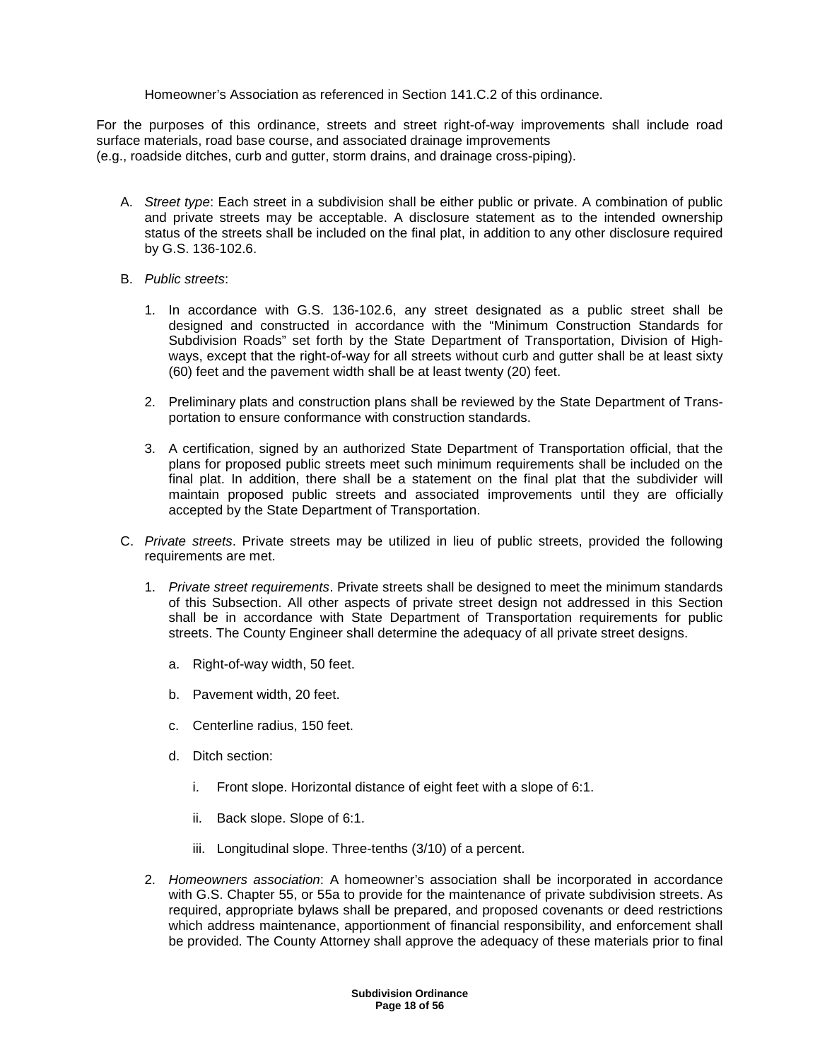Homeowner's Association as referenced in Section 141.C.2 of this ordinance.

For the purposes of this ordinance, streets and street right-of-way improvements shall include road surface materials, road base course, and associated drainage improvements (e.g., roadside ditches, curb and gutter, storm drains, and drainage cross-piping).

A. *Street type*: Each street in a subdivision shall be either public or private. A combination of public and private streets may be acceptable. A disclosure statement as to the intended ownership status of the streets shall be included on the final plat, in addition to any other disclosure required by G.S. 136-102.6.

B. *Public streets*:

   1. In accordance with G.S. 136-102.6, any street designated as a public street shall be designed and constructed in accordance with the "Minimum Construction Standards for Subdivision Roads" set forth by the State Department of Transportation, Division of Highways, except that the right-of-way for all streets without curb and gutter shall be at least sixty (60) feet and the pavement width shall be at least twenty (20) feet.

   2. Preliminary plats and construction plans shall be reviewed by the State Department of Transportation to ensure conformance with construction standards.

   3. A certification, signed by an authorized State Department of Transportation official, that the plans for proposed public streets meet such minimum requirements shall be included on the final plat. In addition, there shall be a statement on the final plat that the subdivider will maintain proposed public streets and associated improvements until they are officially accepted by the State Department of Transportation.

C. *Private streets*. Private streets may be utilized in lieu of public streets, provided the following requirements are met.

   1. *Private street requirements*. Private streets shall be designed to meet the minimum standards of this Subsection. All other aspects of private street design not addressed in this Section shall be in accordance with State Department of Transportation requirements for public streets. The County Engineer shall determine the adequacy of all private street designs.

      a. Right-of-way width, 50 feet.

      b. Pavement width, 20 feet.

      c. Centerline radius, 150 feet.

      d. Ditch section:

         i. Front slope. Horizontal distance of eight feet with a slope of 6:1.

         ii. Back slope. Slope of 6:1.

         iii. Longitudinal slope. Three-tenths (3/10) of a percent.

   2. *Homeowners association*: A homeowner's association shall be incorporated in accordance with G.S. Chapter 55, or 55a to provide for the maintenance of private subdivision streets. As required, appropriate bylaws shall be prepared, and proposed covenants or deed restrictions which address maintenance, apportionment of financial responsibility, and enforcement shall be provided. The County Attorney shall approve the adequacy of these materials prior to final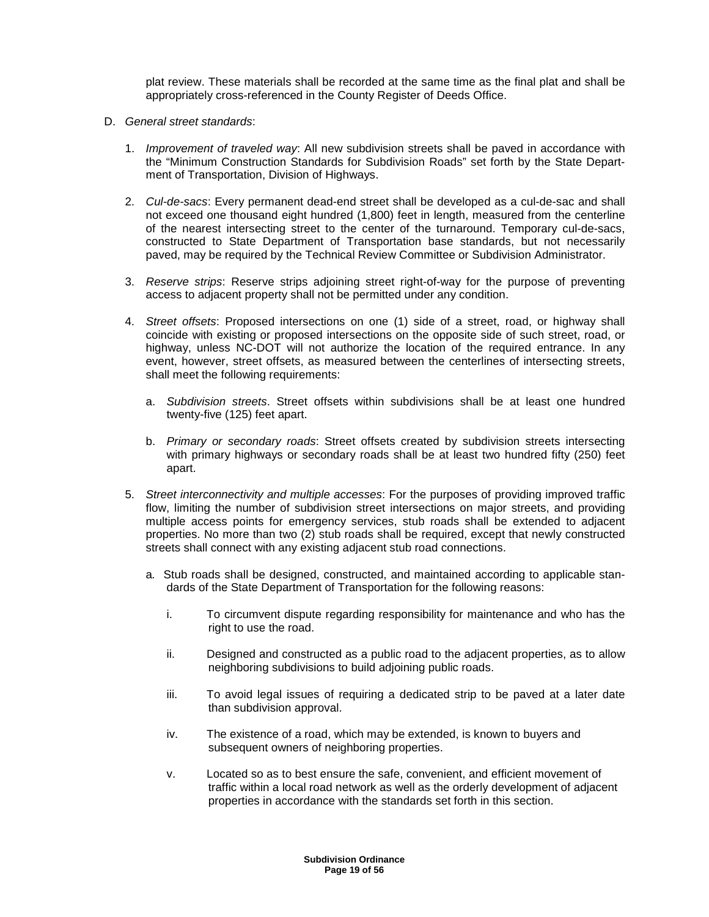plat review. These materials shall be recorded at the same time as the final plat and shall be appropriately cross-referenced in the County Register of Deeds Office.

D. *General street standards*:

1. *Improvement of traveled way*: All new subdivision streets shall be paved in accordance with the "Minimum Construction Standards for Subdivision Roads" set forth by the State Department of Transportation, Division of Highways.

2. *Cul-de-sacs*: Every permanent dead-end street shall be developed as a cul-de-sac and shall not exceed one thousand eight hundred (1,800) feet in length, measured from the centerline of the nearest intersecting street to the center of the turnaround. Temporary cul-de-sacs, constructed to State Department of Transportation base standards, but not necessarily paved, may be required by the Technical Review Committee or Subdivision Administrator.

3. *Reserve strips*: Reserve strips adjoining street right-of-way for the purpose of preventing access to adjacent property shall not be permitted under any condition.

4. *Street offsets*: Proposed intersections on one (1) side of a street, road, or highway shall coincide with existing or proposed intersections on the opposite side of such street, road, or highway, unless NC-DOT will not authorize the location of the required entrance. In any event, however, street offsets, as measured between the centerlines of intersecting streets, shall meet the following requirements:

   a. *Subdivision streets*. Street offsets within subdivisions shall be at least one hundred twenty-five (125) feet apart.

   b. *Primary or secondary roads*: Street offsets created by subdivision streets intersecting with primary highways or secondary roads shall be at least two hundred fifty (250) feet apart.

5. *Street interconnectivity and multiple accesses*: For the purposes of providing improved traffic flow, limiting the number of subdivision street intersections on major streets, and providing multiple access points for emergency services, stub roads shall be extended to adjacent properties. No more than two (2) stub roads shall be required, except that newly constructed streets shall connect with any existing adjacent stub road connections.

   a. Stub roads shall be designed, constructed, and maintained according to applicable standards of the State Department of Transportation for the following reasons:

      i. To circumvent dispute regarding responsibility for maintenance and who has the right to use the road.

      ii. Designed and constructed as a public road to the adjacent properties, as to allow neighboring subdivisions to build adjoining public roads.

      iii. To avoid legal issues of requiring a dedicated strip to be paved at a later date than subdivision approval.

      iv. The existence of a road, which may be extended, is known to buyers and subsequent owners of neighboring properties.

      v. Located so as to best ensure the safe, convenient, and efficient movement of traffic within a local road network as well as the orderly development of adjacent properties in accordance with the standards set forth in this section.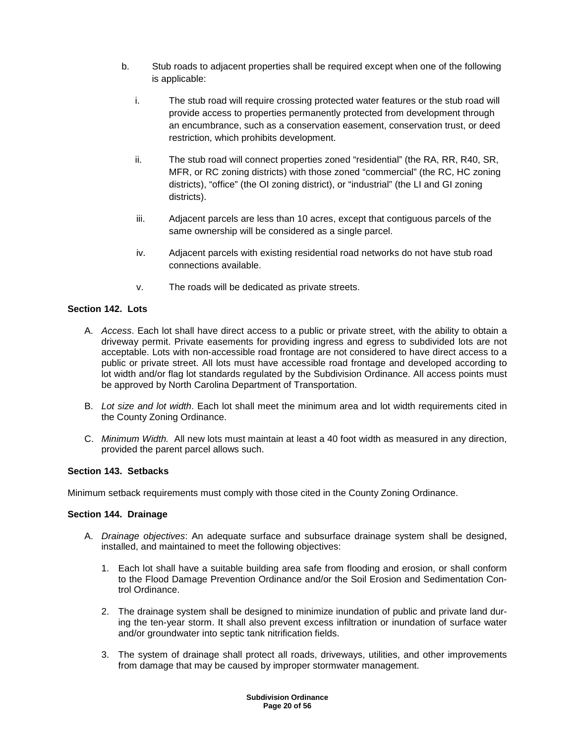b. Stub roads to adjacent properties shall be required except when one of the following is applicable:

   i. The stub road will require crossing protected water features or the stub road will provide access to properties permanently protected from development through an encumbrance, such as a conservation easement, conservation trust, or deed restriction, which prohibits development.

   ii. The stub road will connect properties zoned "residential" (the RA, RR, R40, SR, MFR, or RC zoning districts) with those zoned "commercial" (the RC, HC zoning districts), "office" (the OI zoning district), or "industrial" (the LI and GI zoning districts).

   iii. Adjacent parcels are less than 10 acres, except that contiguous parcels of the same ownership will be considered as a single parcel.

   iv. Adjacent parcels with existing residential road networks do not have stub road connections available.

   v. The roads will be dedicated as private streets.

### Section 142. Lots

A. *Access*. Each lot shall have direct access to a public or private street, with the ability to obtain a driveway permit. Private easements for providing ingress and egress to subdivided lots are not acceptable. Lots with non-accessible road frontage are not considered to have direct access to a public or private street. All lots must have accessible road frontage and developed according to lot width and/or flag lot standards regulated by the Subdivision Ordinance. All access points must be approved by North Carolina Department of Transportation.

B. *Lot size and lot width*. Each lot shall meet the minimum area and lot width requirements cited in the County Zoning Ordinance.

C. *Minimum Width.* All new lots must maintain at least a 40 foot width as measured in any direction, provided the parent parcel allows such.

### Section 143. Setbacks

Minimum setback requirements must comply with those cited in the County Zoning Ordinance.

### Section 144. Drainage

A. *Drainage objectives*: An adequate surface and subsurface drainage system shall be designed, installed, and maintained to meet the following objectives:

   1. Each lot shall have a suitable building area safe from flooding and erosion, or shall conform to the Flood Damage Prevention Ordinance and/or the Soil Erosion and Sedimentation Control Ordinance.

   2. The drainage system shall be designed to minimize inundation of public and private land during the ten-year storm. It shall also prevent excess infiltration or inundation of surface water and/or groundwater into septic tank nitrification fields.

   3. The system of drainage shall protect all roads, driveways, utilities, and other improvements from damage that may be caused by improper stormwater management.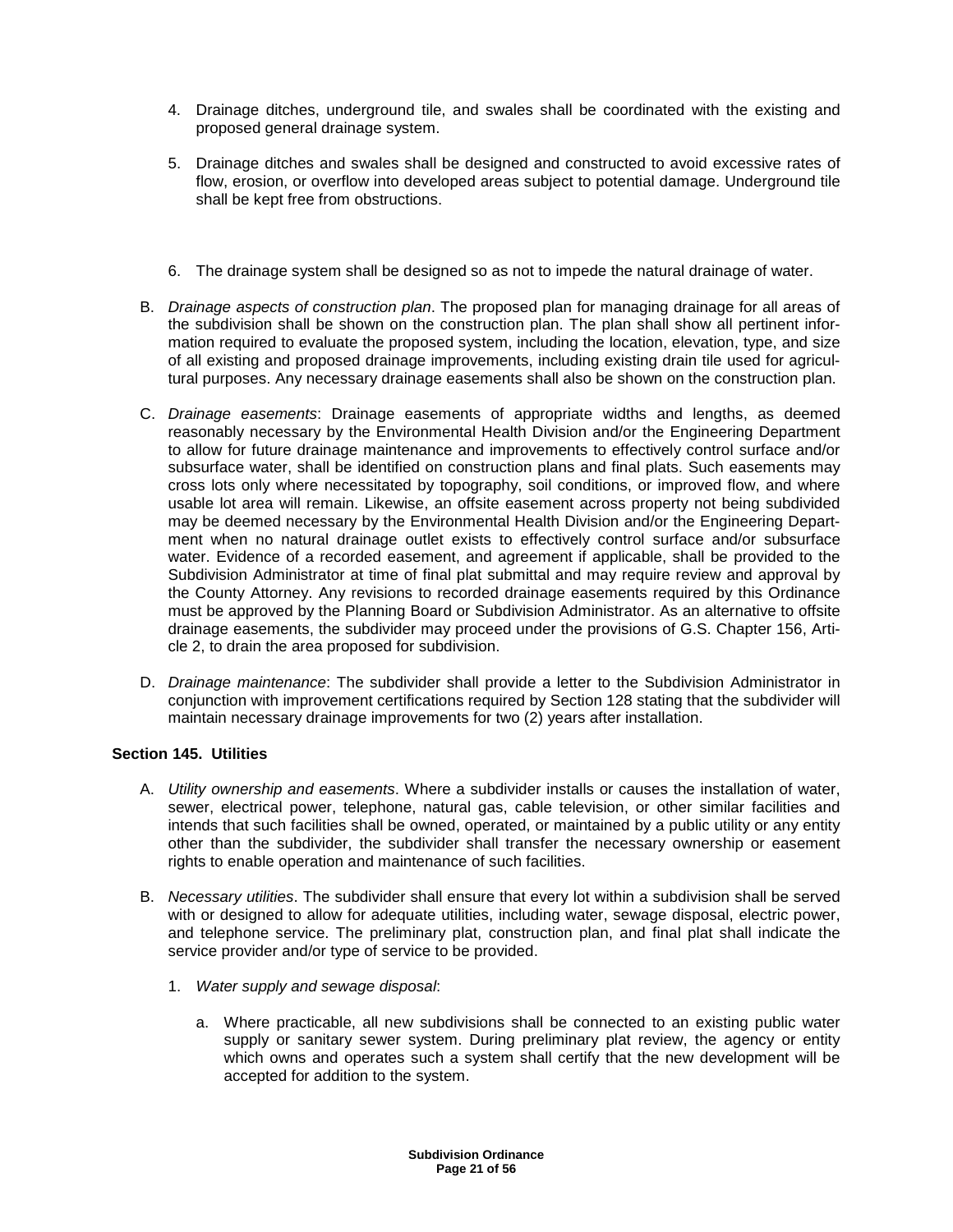4. Drainage ditches, underground tile, and swales shall be coordinated with the existing and proposed general drainage system.

5. Drainage ditches and swales shall be designed and constructed to avoid excessive rates of flow, erosion, or overflow into developed areas subject to potential damage. Underground tile shall be kept free from obstructions.

6. The drainage system shall be designed so as not to impede the natural drainage of water.

B. *Drainage aspects of construction plan*. The proposed plan for managing drainage for all areas of the subdivision shall be shown on the construction plan. The plan shall show all pertinent information required to evaluate the proposed system, including the location, elevation, type, and size of all existing and proposed drainage improvements, including existing drain tile used for agricultural purposes. Any necessary drainage easements shall also be shown on the construction plan.

C. *Drainage easements*: Drainage easements of appropriate widths and lengths, as deemed reasonably necessary by the Environmental Health Division and/or the Engineering Department to allow for future drainage maintenance and improvements to effectively control surface and/or subsurface water, shall be identified on construction plans and final plats. Such easements may cross lots only where necessitated by topography, soil conditions, or improved flow, and where usable lot area will remain. Likewise, an offsite easement across property not being subdivided may be deemed necessary by the Environmental Health Division and/or the Engineering Department when no natural drainage outlet exists to effectively control surface and/or subsurface water. Evidence of a recorded easement, and agreement if applicable, shall be provided to the Subdivision Administrator at time of final plat submittal and may require review and approval by the County Attorney. Any revisions to recorded drainage easements required by this Ordinance must be approved by the Planning Board or Subdivision Administrator. As an alternative to offsite drainage easements, the subdivider may proceed under the provisions of G.S. Chapter 156, Article 2, to drain the area proposed for subdivision.

D. *Drainage maintenance*: The subdivider shall provide a letter to the Subdivision Administrator in conjunction with improvement certifications required by Section 128 stating that the subdivider will maintain necessary drainage improvements for two (2) years after installation.

**Section 145. Utilities**

A. *Utility ownership and easements*. Where a subdivider installs or causes the installation of water, sewer, electrical power, telephone, natural gas, cable television, or other similar facilities and intends that such facilities shall be owned, operated, or maintained by a public utility or any entity other than the subdivider, the subdivider shall transfer the necessary ownership or easement rights to enable operation and maintenance of such facilities.

B. *Necessary utilities*. The subdivider shall ensure that every lot within a subdivision shall be served with or designed to allow for adequate utilities, including water, sewage disposal, electric power, and telephone service. The preliminary plat, construction plan, and final plat shall indicate the service provider and/or type of service to be provided.

   1. *Water supply and sewage disposal*:

      a. Where practicable, all new subdivisions shall be connected to an existing public water supply or sanitary sewer system. During preliminary plat review, the agency or entity which owns and operates such a system shall certify that the new development will be accepted for addition to the system.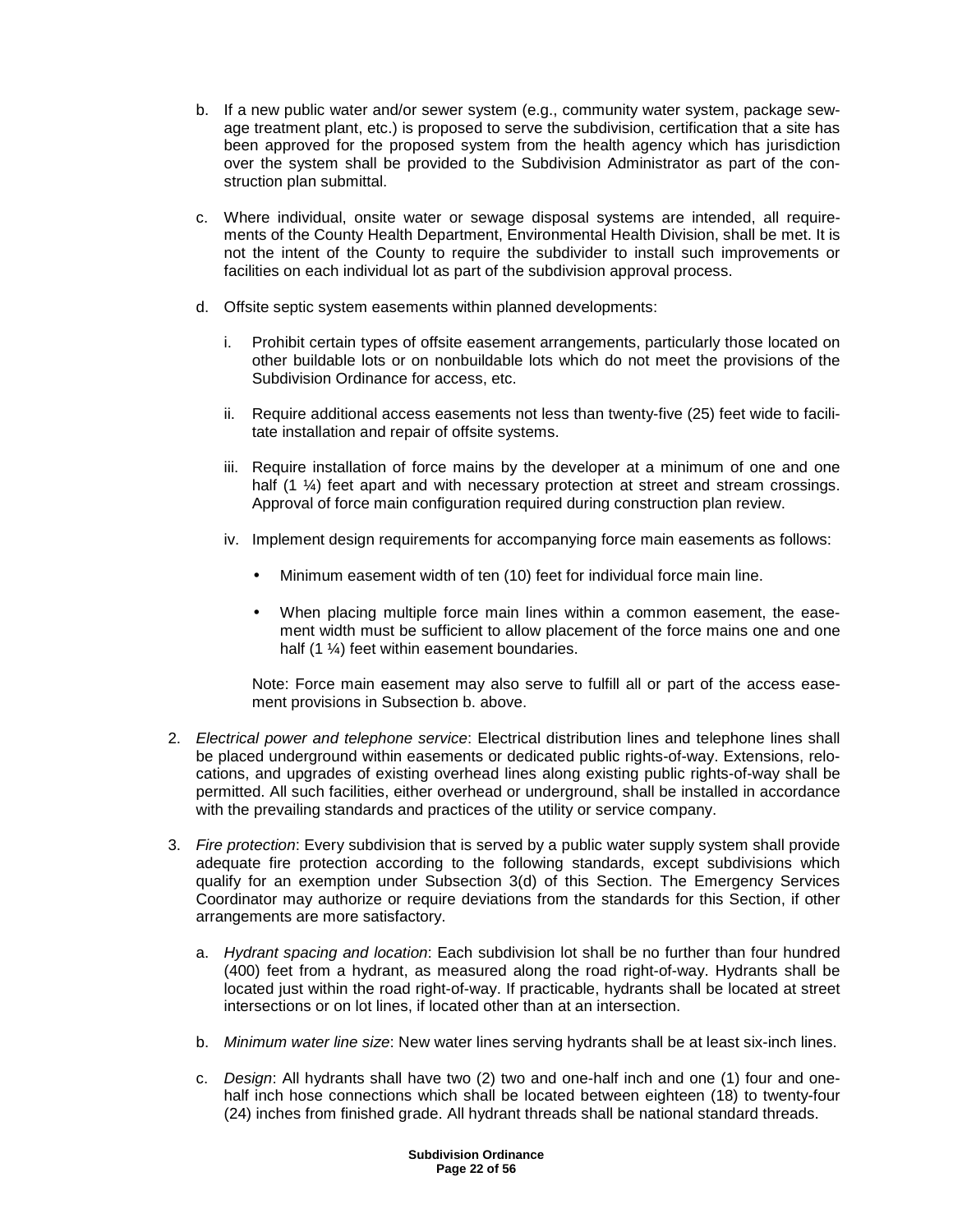b. If a new public water and/or sewer system (e.g., community water system, package sewage treatment plant, etc.) is proposed to serve the subdivision, certification that a site has been approved for the proposed system from the health agency which has jurisdiction over the system shall be provided to the Subdivision Administrator as part of the construction plan submittal.

c. Where individual, onsite water or sewage disposal systems are intended, all requirements of the County Health Department, Environmental Health Division, shall be met. It is not the intent of the County to require the subdivider to install such improvements or facilities on each individual lot as part of the subdivision approval process.

d. Offsite septic system easements within planned developments:

   i. Prohibit certain types of offsite easement arrangements, particularly those located on other buildable lots or on nonbuildable lots which do not meet the provisions of the Subdivision Ordinance for access, etc.

   ii. Require additional access easements not less than twenty-five (25) feet wide to facilitate installation and repair of offsite systems.

   iii. Require installation of force mains by the developer at a minimum of one and one half (1 ¼) feet apart and with necessary protection at street and stream crossings. Approval of force main configuration required during construction plan review.

   iv. Implement design requirements for accompanying force main easements as follows:

   - Minimum easement width of ten (10) feet for individual force main line.
   - When placing multiple force main lines within a common easement, the easement width must be sufficient to allow placement of the force mains one and one half (1 ¼) feet within easement boundaries.

   Note: Force main easement may also serve to fulfill all or part of the access easement provisions in Subsection b. above.

2. *Electrical power and telephone service*: Electrical distribution lines and telephone lines shall be placed underground within easements or dedicated public rights-of-way. Extensions, relocations, and upgrades of existing overhead lines along existing public rights-of-way shall be permitted. All such facilities, either overhead or underground, shall be installed in accordance with the prevailing standards and practices of the utility or service company.

3. *Fire protection*: Every subdivision that is served by a public water supply system shall provide adequate fire protection according to the following standards, except subdivisions which qualify for an exemption under Subsection 3(d) of this Section. The Emergency Services Coordinator may authorize or require deviations from the standards for this Section, if other arrangements are more satisfactory.

   a. *Hydrant spacing and location*: Each subdivision lot shall be no further than four hundred (400) feet from a hydrant, as measured along the road right-of-way. Hydrants shall be located just within the road right-of-way. If practicable, hydrants shall be located at street intersections or on lot lines, if located other than at an intersection.

   b. *Minimum water line size*: New water lines serving hydrants shall be at least six-inch lines.

   c. *Design*: All hydrants shall have two (2) two and one-half inch and one (1) four and one-half inch hose connections which shall be located between eighteen (18) to twenty-four (24) inches from finished grade. All hydrant threads shall be national standard threads.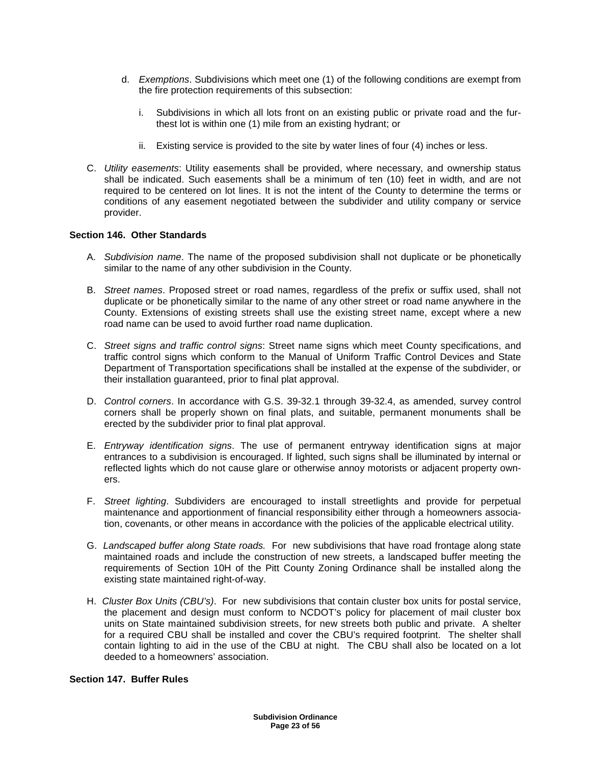d. *Exemptions*. Subdivisions which meet one (1) of the following conditions are exempt from the fire protection requirements of this subsection:

   i. Subdivisions in which all lots front on an existing public or private road and the furthest lot is within one (1) mile from an existing hydrant; or

   ii. Existing service is provided to the site by water lines of four (4) inches or less.

C. *Utility easements*: Utility easements shall be provided, where necessary, and ownership status shall be indicated. Such easements shall be a minimum of ten (10) feet in width, and are not required to be centered on lot lines. It is not the intent of the County to determine the terms or conditions of any easement negotiated between the subdivider and utility company or service provider.

**Section 146. Other Standards**

A. *Subdivision name*. The name of the proposed subdivision shall not duplicate or be phonetically similar to the name of any other subdivision in the County.

B. *Street names*. Proposed street or road names, regardless of the prefix or suffix used, shall not duplicate or be phonetically similar to the name of any other street or road name anywhere in the County. Extensions of existing streets shall use the existing street name, except where a new road name can be used to avoid further road name duplication.

C. *Street signs and traffic control signs*: Street name signs which meet County specifications, and traffic control signs which conform to the Manual of Uniform Traffic Control Devices and State Department of Transportation specifications shall be installed at the expense of the subdivider, or their installation guaranteed, prior to final plat approval.

D. *Control corners*. In accordance with G.S. 39-32.1 through 39-32.4, as amended, survey control corners shall be properly shown on final plats, and suitable, permanent monuments shall be erected by the subdivider prior to final plat approval.

E. *Entryway identification signs*. The use of permanent entryway identification signs at major entrances to a subdivision is encouraged. If lighted, such signs shall be illuminated by internal or reflected lights which do not cause glare or otherwise annoy motorists or adjacent property owners.

F. *Street lighting*. Subdividers are encouraged to install streetlights and provide for perpetual maintenance and apportionment of financial responsibility either through a homeowners association, covenants, or other means in accordance with the policies of the applicable electrical utility.

G. *Landscaped buffer along State roads.* For new subdivisions that have road frontage along state maintained roads and include the construction of new streets, a landscaped buffer meeting the requirements of Section 10H of the Pitt County Zoning Ordinance shall be installed along the existing state maintained right-of-way.

H. *Cluster Box Units (CBU's)*. For new subdivisions that contain cluster box units for postal service, the placement and design must conform to NCDOT's policy for placement of mail cluster box units on State maintained subdivision streets, for new streets both public and private. A shelter for a required CBU shall be installed and cover the CBU's required footprint. The shelter shall contain lighting to aid in the use of the CBU at night. The CBU shall also be located on a lot deeded to a homeowners' association.

**Section 147. Buffer Rules**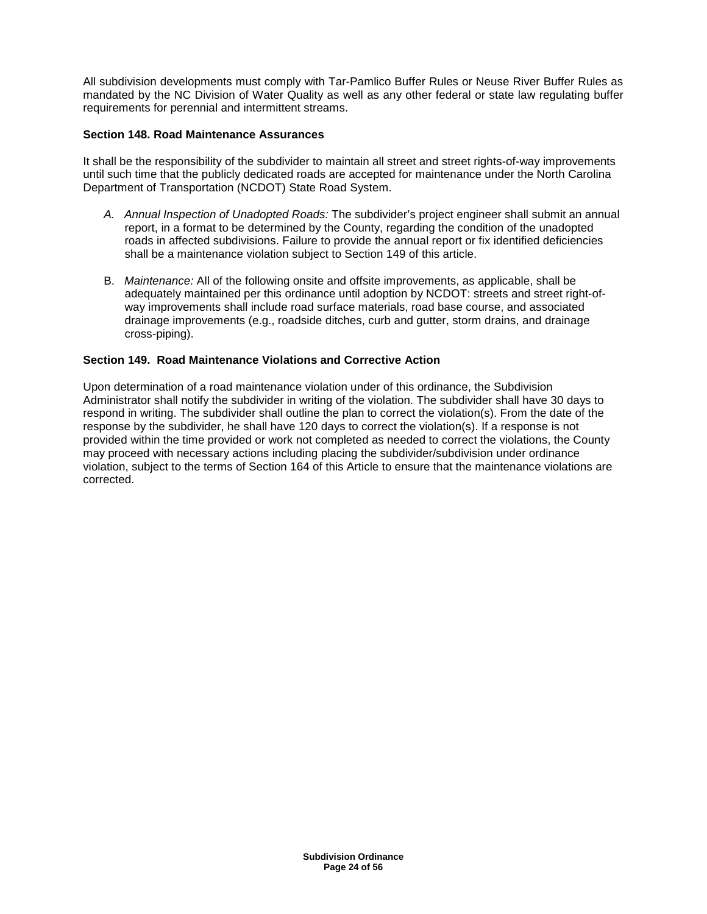All subdivision developments must comply with Tar-Pamlico Buffer Rules or Neuse River Buffer Rules as mandated by the NC Division of Water Quality as well as any other federal or state law regulating buffer requirements for perennial and intermittent streams.

### Section 148. Road Maintenance Assurances

It shall be the responsibility of the subdivider to maintain all street and street rights-of-way improvements until such time that the publicly dedicated roads are accepted for maintenance under the North Carolina Department of Transportation (NCDOT) State Road System.

*A. Annual Inspection of Unadopted Roads:* The subdivider's project engineer shall submit an annual report, in a format to be determined by the County, regarding the condition of the unadopted roads in affected subdivisions. Failure to provide the annual report or fix identified deficiencies shall be a maintenance violation subject to Section 149 of this article.

B. *Maintenance:* All of the following onsite and offsite improvements, as applicable, shall be adequately maintained per this ordinance until adoption by NCDOT: streets and street right-of-way improvements shall include road surface materials, road base course, and associated drainage improvements (e.g., roadside ditches, curb and gutter, storm drains, and drainage cross-piping).

### Section 149. Road Maintenance Violations and Corrective Action

Upon determination of a road maintenance violation under of this ordinance, the Subdivision Administrator shall notify the subdivider in writing of the violation. The subdivider shall have 30 days to respond in writing. The subdivider shall outline the plan to correct the violation(s). From the date of the response by the subdivider, he shall have 120 days to correct the violation(s). If a response is not provided within the time provided or work not completed as needed to correct the violations, the County may proceed with necessary actions including placing the subdivider/subdivision under ordinance violation, subject to the terms of Section 164 of this Article to ensure that the maintenance violations are corrected.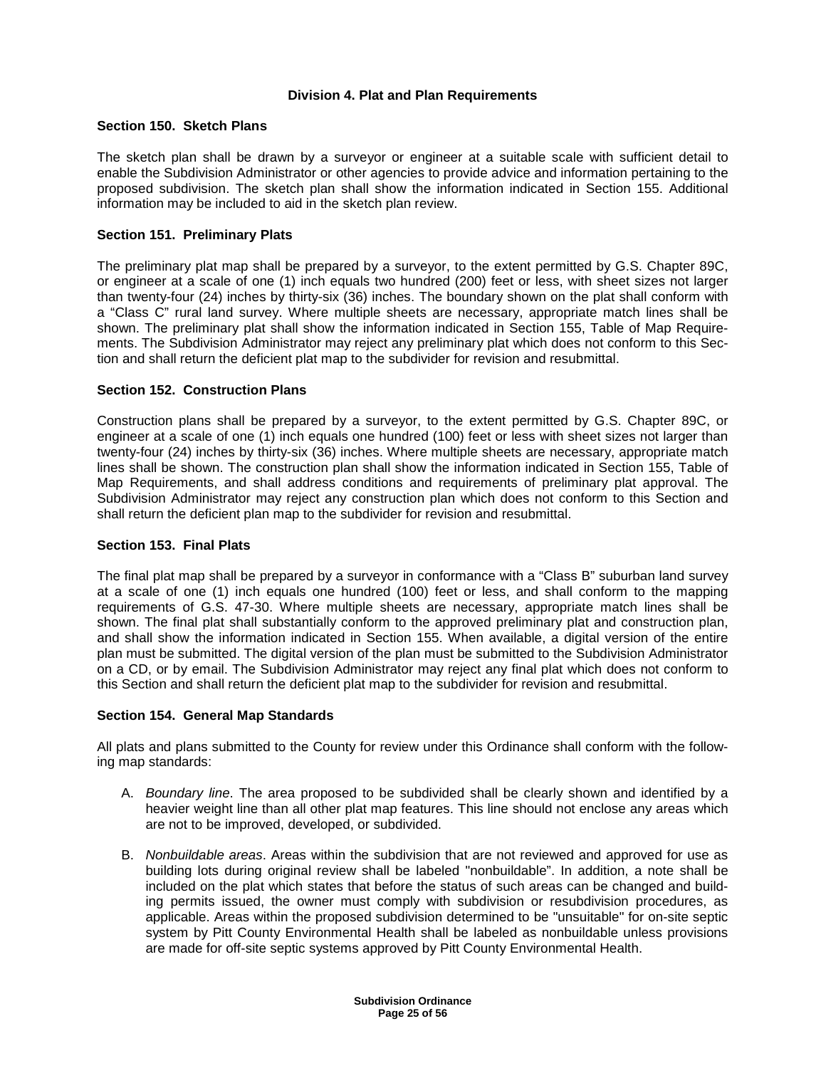## Division 4. Plat and Plan Requirements

### Section 150. Sketch Plans

The sketch plan shall be drawn by a surveyor or engineer at a suitable scale with sufficient detail to enable the Subdivision Administrator or other agencies to provide advice and information pertaining to the proposed subdivision. The sketch plan shall show the information indicated in Section 155. Additional information may be included to aid in the sketch plan review.

### Section 151. Preliminary Plats

The preliminary plat map shall be prepared by a surveyor, to the extent permitted by G.S. Chapter 89C, or engineer at a scale of one (1) inch equals two hundred (200) feet or less, with sheet sizes not larger than twenty-four (24) inches by thirty-six (36) inches. The boundary shown on the plat shall conform with a "Class C" rural land survey. Where multiple sheets are necessary, appropriate match lines shall be shown. The preliminary plat shall show the information indicated in Section 155, Table of Map Requirements. The Subdivision Administrator may reject any preliminary plat which does not conform to this Section and shall return the deficient plat map to the subdivider for revision and resubmittal.

### Section 152. Construction Plans

Construction plans shall be prepared by a surveyor, to the extent permitted by G.S. Chapter 89C, or engineer at a scale of one (1) inch equals one hundred (100) feet or less with sheet sizes not larger than twenty-four (24) inches by thirty-six (36) inches. Where multiple sheets are necessary, appropriate match lines shall be shown. The construction plan shall show the information indicated in Section 155, Table of Map Requirements, and shall address conditions and requirements of preliminary plat approval. The Subdivision Administrator may reject any construction plan which does not conform to this Section and shall return the deficient plan map to the subdivider for revision and resubmittal.

### Section 153. Final Plats

The final plat map shall be prepared by a surveyor in conformance with a "Class B" suburban land survey at a scale of one (1) inch equals one hundred (100) feet or less, and shall conform to the mapping requirements of G.S. 47-30. Where multiple sheets are necessary, appropriate match lines shall be shown. The final plat shall substantially conform to the approved preliminary plat and construction plan, and shall show the information indicated in Section 155. When available, a digital version of the entire plan must be submitted. The digital version of the plan must be submitted to the Subdivision Administrator on a CD, or by email. The Subdivision Administrator may reject any final plat which does not conform to this Section and shall return the deficient plat map to the subdivider for revision and resubmittal.

### Section 154. General Map Standards

All plats and plans submitted to the County for review under this Ordinance shall conform with the following map standards:

A. *Boundary line*. The area proposed to be subdivided shall be clearly shown and identified by a heavier weight line than all other plat map features. This line should not enclose any areas which are not to be improved, developed, or subdivided.

B. *Nonbuildable areas*. Areas within the subdivision that are not reviewed and approved for use as building lots during original review shall be labeled "nonbuildable". In addition, a note shall be included on the plat which states that before the status of such areas can be changed and building permits issued, the owner must comply with subdivision or resubdivision procedures, as applicable. Areas within the proposed subdivision determined to be "unsuitable" for on-site septic system by Pitt County Environmental Health shall be labeled as nonbuildable unless provisions are made for off-site septic systems approved by Pitt County Environmental Health.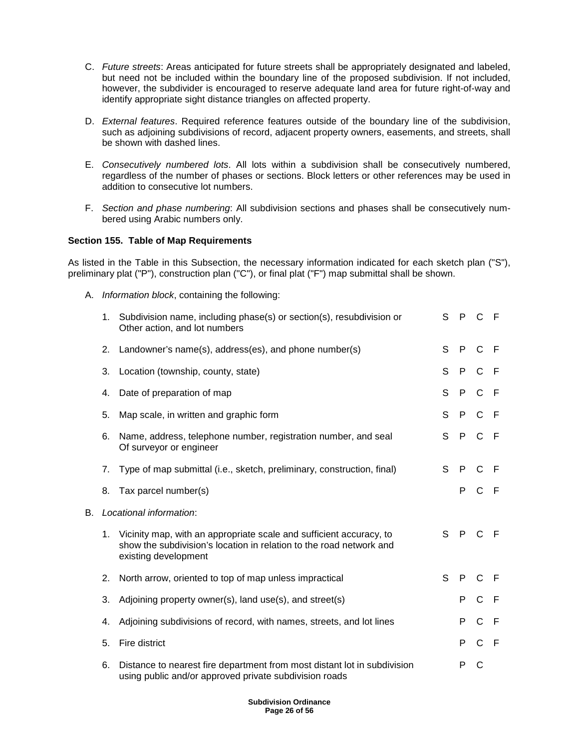C. *Future streets*: Areas anticipated for future streets shall be appropriately designated and labeled, but need not be included within the boundary line of the proposed subdivision. If not included, however, the subdivider is encouraged to reserve adequate land area for future right-of-way and identify appropriate sight distance triangles on affected property.

D. *External features*. Required reference features outside of the boundary line of the subdivision, such as adjoining subdivisions of record, adjacent property owners, easements, and streets, shall be shown with dashed lines.

E. *Consecutively numbered lots*. All lots within a subdivision shall be consecutively numbered, regardless of the number of phases or sections. Block letters or other references may be used in addition to consecutive lot numbers.

F. *Section and phase numbering*: All subdivision sections and phases shall be consecutively numbered using Arabic numbers only.

**Section 155. Table of Map Requirements**

As listed in the Table in this Subsection, the necessary information indicated for each sketch plan ("S"), preliminary plat ("P"), construction plan ("C"), or final plat ("F") map submittal shall be shown.

A. *Information block*, containing the following:

| | | S | P | C | F |
|---|---|---|---|---|---|
| 1. | Subdivision name, including phase(s) or section(s), resubdivision or Other action, and lot numbers | S | P | C | F |
| 2. | Landowner's name(s), address(es), and phone number(s) | S | P | C | F |
| 3. | Location (township, county, state) | S | P | C | F |
| 4. | Date of preparation of map | S | P | C | F |
| 5. | Map scale, in written and graphic form | S | P | C | F |
| 6. | Name, address, telephone number, registration number, and seal Of surveyor or engineer | S | P | C | F |
| 7. | Type of map submittal (i.e., sketch, preliminary, construction, final) | S | P | C | F |
| 8. | Tax parcel number(s) | | P | C | F |

B. *Locational information*:

| | | S | P | C | F |
|---|---|---|---|---|---|
| 1. | Vicinity map, with an appropriate scale and sufficient accuracy, to show the subdivision's location in relation to the road network and existing development | S | P | C | F |
| 2. | North arrow, oriented to top of map unless impractical | S | P | C | F |
| 3. | Adjoining property owner(s), land use(s), and street(s) | | P | C | F |
| 4. | Adjoining subdivisions of record, with names, streets, and lot lines | | P | C | F |
| 5. | Fire district | | P | C | F |
| 6. | Distance to nearest fire department from most distant lot in subdivision using public and/or approved private subdivision roads | | P | C | |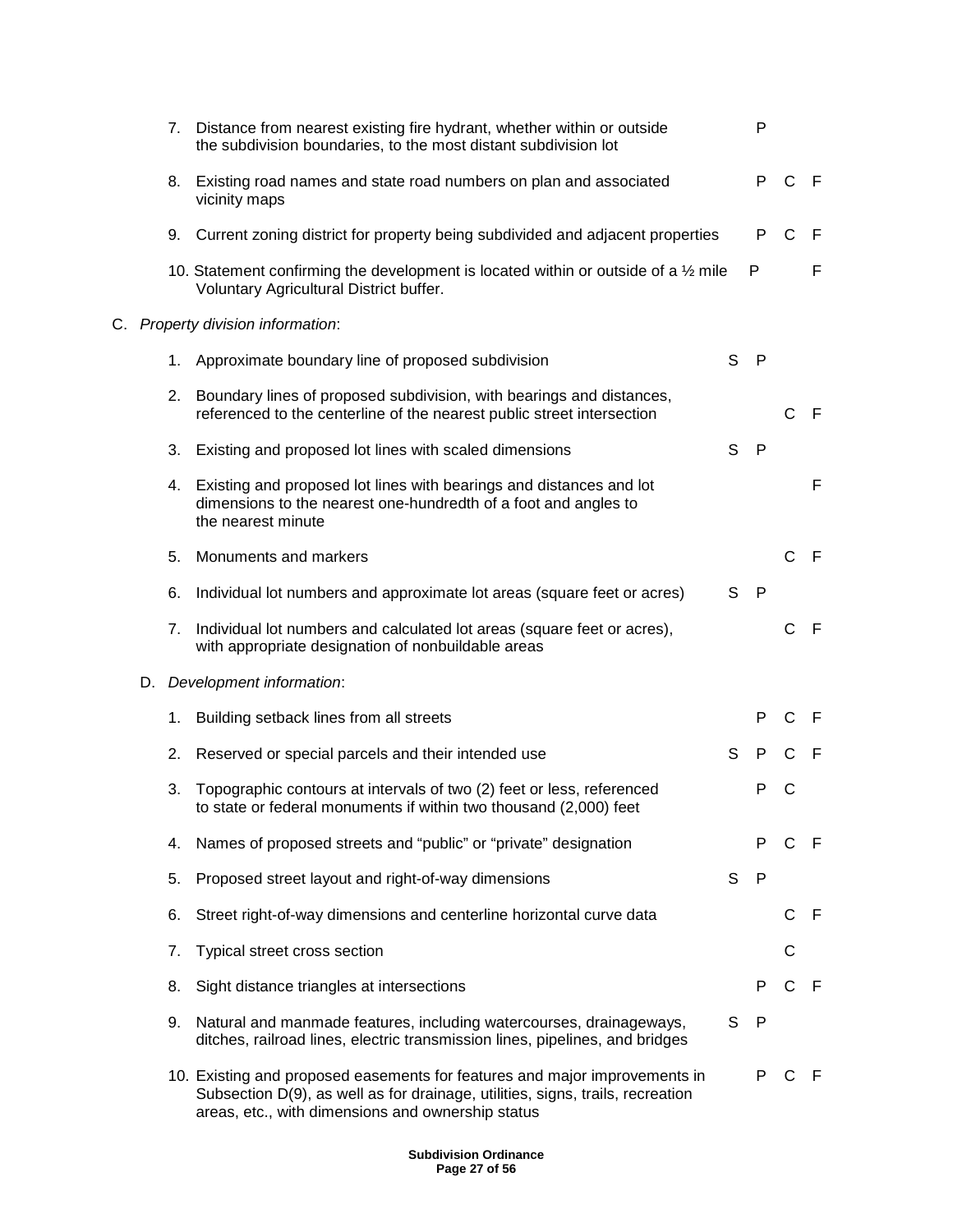| | | S | P | C | F |
|---|---|---|---|---|---|
| 7. | Distance from nearest existing fire hydrant, whether within or outside the subdivision boundaries, to the most distant subdivision lot | | P | | |
| 8. | Existing road names and state road numbers on plan and associated vicinity maps | | P | C | F |
| 9. | Current zoning district for property being subdivided and adjacent properties | | P | C | F |
| 10. | Statement confirming the development is located within or outside of a ½ mile Voluntary Agricultural District buffer. | | P | | F |

C. *Property division information*:

| | | S | P | C | F |
|---|---|---|---|---|---|
| 1. | Approximate boundary line of proposed subdivision | S | P | | |
| 2. | Boundary lines of proposed subdivision, with bearings and distances, referenced to the centerline of the nearest public street intersection | | | C | F |
| 3. | Existing and proposed lot lines with scaled dimensions | S | P | | |
| 4. | Existing and proposed lot lines with bearings and distances and lot dimensions to the nearest one-hundredth of a foot and angles to the nearest minute | | | | F |
| 5. | Monuments and markers | | | C | F |
| 6. | Individual lot numbers and approximate lot areas (square feet or acres) | S | P | | |
| 7. | Individual lot numbers and calculated lot areas (square feet or acres), with appropriate designation of nonbuildable areas | | | C | F |

D. *Development information*:

| | | S | P | C | F |
|---|---|---|---|---|---|
| 1. | Building setback lines from all streets | | P | C | F |
| 2. | Reserved or special parcels and their intended use | S | P | C | F |
| 3. | Topographic contours at intervals of two (2) feet or less, referenced to state or federal monuments if within two thousand (2,000) feet | | P | C | |
| 4. | Names of proposed streets and “public” or “private” designation | | P | C | F |
| 5. | Proposed street layout and right-of-way dimensions | S | P | | |
| 6. | Street right-of-way dimensions and centerline horizontal curve data | | | C | F |
| 7. | Typical street cross section | | | C | |
| 8. | Sight distance triangles at intersections | | P | C | F |
| 9. | Natural and manmade features, including watercourses, drainageways, ditches, railroad lines, electric transmission lines, pipelines, and bridges | S | P | | |
| 10. | Existing and proposed easements for features and major improvements in Subsection D(9), as well as for drainage, utilities, signs, trails, recreation areas, etc., with dimensions and ownership status | | P | C | F |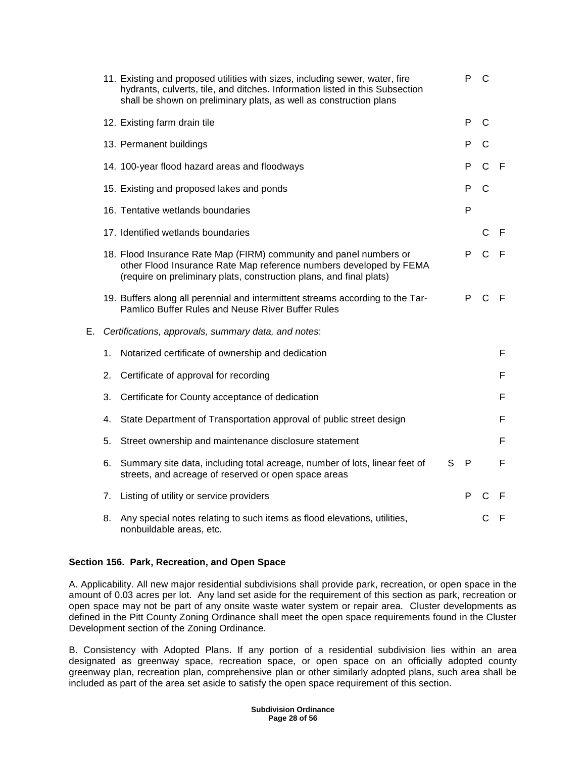| Item | S | P | C | F |
|---|---|---|---|---|
| 11. Existing and proposed utilities with sizes, including sewer, water, fire hydrants, culverts, tile, and ditches. Information listed in this Subsection shall be shown on preliminary plats, as well as construction plans | | P | C | |
| 12. Existing farm drain tile | | P | C | |
| 13. Permanent buildings | | P | C | |
| 14. 100-year flood hazard areas and floodways | | P | C | F |
| 15. Existing and proposed lakes and ponds | | P | C | |
| 16. Tentative wetlands boundaries | | P | | |
| 17. Identified wetlands boundaries | | | C | F |
| 18. Flood Insurance Rate Map (FIRM) community and panel numbers or other Flood Insurance Rate Map reference numbers developed by FEMA (require on preliminary plats, construction plans, and final plats) | | P | C | F |
| 19. Buffers along all perennial and intermittent streams according to the Tar-Pamlico Buffer Rules and Neuse River Buffer Rules | | P | C | F |

E. *Certifications, approvals, summary data, and notes*:

| Item | S | P | C | F |
|---|---|---|---|---|
| 1. Notarized certificate of ownership and dedication | | | | F |
| 2. Certificate of approval for recording | | | | F |
| 3. Certificate for County acceptance of dedication | | | | F |
| 4. State Department of Transportation approval of public street design | | | | F |
| 5. Street ownership and maintenance disclosure statement | | | | F |
| 6. Summary site data, including total acreage, number of lots, linear feet of streets, and acreage of reserved or open space areas | S | P | | F |
| 7. Listing of utility or service providers | | P | C | F |
| 8. Any special notes relating to such items as flood elevations, utilities, nonbuildable areas, etc. | | | C | F |

**Section 156. Park, Recreation, and Open Space**

A. Applicability. All new major residential subdivisions shall provide park, recreation, or open space in the amount of 0.03 acres per lot. Any land set aside for the requirement of this section as park, recreation or open space may not be part of any onsite waste water system or repair area. Cluster developments as defined in the Pitt County Zoning Ordinance shall meet the open space requirements found in the Cluster Development section of the Zoning Ordinance.

B. Consistency with Adopted Plans. If any portion of a residential subdivision lies within an area designated as greenway space, recreation space, or open space on an officially adopted county greenway plan, recreation plan, comprehensive plan or other similarly adopted plans, such area shall be included as part of the area set aside to satisfy the open space requirement of this section.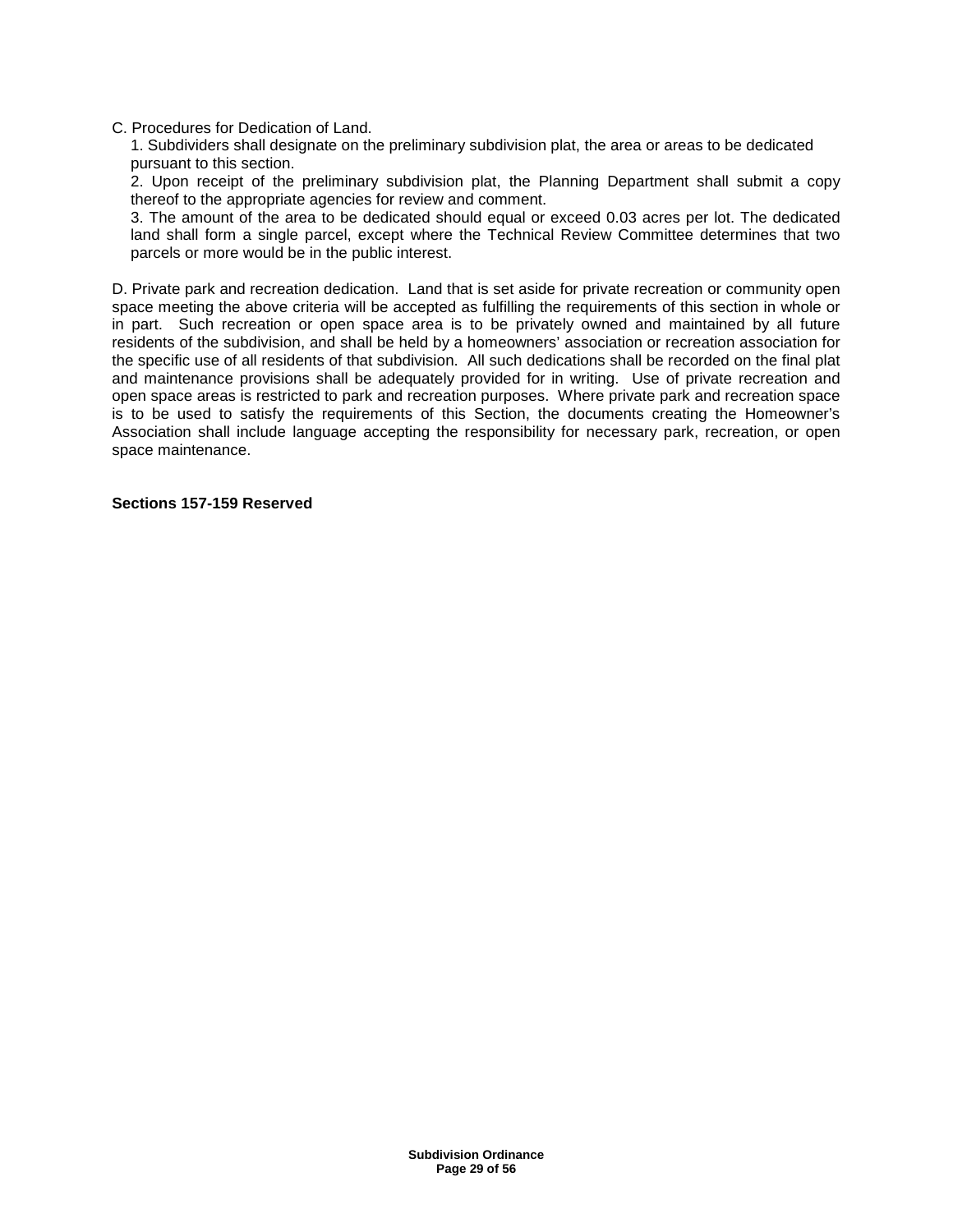C. Procedures for Dedication of Land.

1. Subdividers shall designate on the preliminary subdivision plat, the area or areas to be dedicated pursuant to this section.
2. Upon receipt of the preliminary subdivision plat, the Planning Department shall submit a copy thereof to the appropriate agencies for review and comment.
3. The amount of the area to be dedicated should equal or exceed 0.03 acres per lot. The dedicated land shall form a single parcel, except where the Technical Review Committee determines that two parcels or more would be in the public interest.

D. Private park and recreation dedication. Land that is set aside for private recreation or community open space meeting the above criteria will be accepted as fulfilling the requirements of this section in whole or in part. Such recreation or open space area is to be privately owned and maintained by all future residents of the subdivision, and shall be held by a homeowners' association or recreation association for the specific use of all residents of that subdivision. All such dedications shall be recorded on the final plat and maintenance provisions shall be adequately provided for in writing. Use of private recreation and open space areas is restricted to park and recreation purposes. Where private park and recreation space is to be used to satisfy the requirements of this Section, the documents creating the Homeowner's Association shall include language accepting the responsibility for necessary park, recreation, or open space maintenance.

**Sections 157-159 Reserved**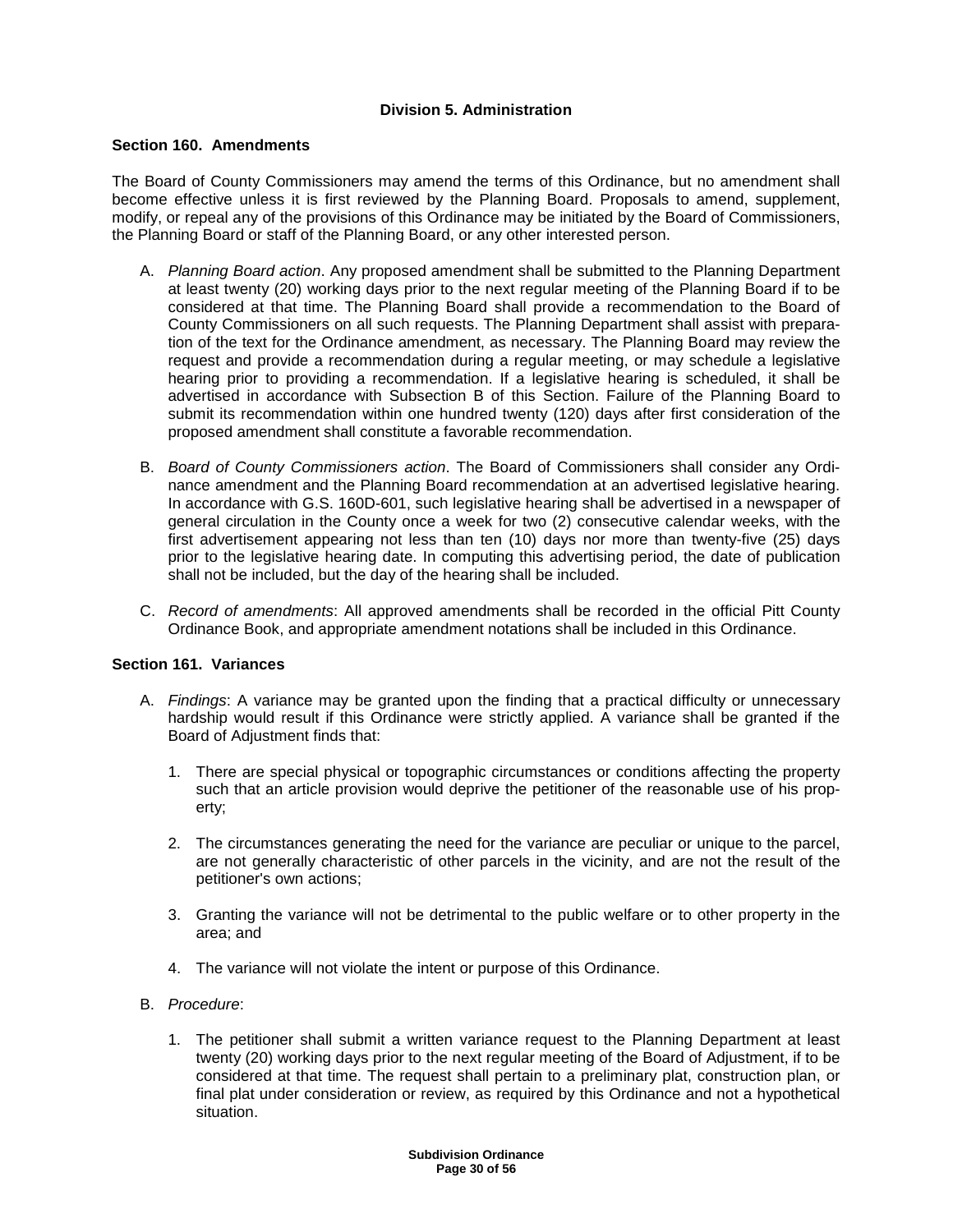## Division 5. Administration

### Section 160. Amendments

The Board of County Commissioners may amend the terms of this Ordinance, but no amendment shall become effective unless it is first reviewed by the Planning Board. Proposals to amend, supplement, modify, or repeal any of the provisions of this Ordinance may be initiated by the Board of Commissioners, the Planning Board or staff of the Planning Board, or any other interested person.

A. *Planning Board action*. Any proposed amendment shall be submitted to the Planning Department at least twenty (20) working days prior to the next regular meeting of the Planning Board if to be considered at that time. The Planning Board shall provide a recommendation to the Board of County Commissioners on all such requests. The Planning Department shall assist with preparation of the text for the Ordinance amendment, as necessary. The Planning Board may review the request and provide a recommendation during a regular meeting, or may schedule a legislative hearing prior to providing a recommendation. If a legislative hearing is scheduled, it shall be advertised in accordance with Subsection B of this Section. Failure of the Planning Board to submit its recommendation within one hundred twenty (120) days after first consideration of the proposed amendment shall constitute a favorable recommendation.

B. *Board of County Commissioners action*. The Board of Commissioners shall consider any Ordinance amendment and the Planning Board recommendation at an advertised legislative hearing. In accordance with G.S. 160D-601, such legislative hearing shall be advertised in a newspaper of general circulation in the County once a week for two (2) consecutive calendar weeks, with the first advertisement appearing not less than ten (10) days nor more than twenty-five (25) days prior to the legislative hearing date. In computing this advertising period, the date of publication shall not be included, but the day of the hearing shall be included.

C. *Record of amendments*: All approved amendments shall be recorded in the official Pitt County Ordinance Book, and appropriate amendment notations shall be included in this Ordinance.

### Section 161. Variances

A. *Findings*: A variance may be granted upon the finding that a practical difficulty or unnecessary hardship would result if this Ordinance were strictly applied. A variance shall be granted if the Board of Adjustment finds that:

   1. There are special physical or topographic circumstances or conditions affecting the property such that an article provision would deprive the petitioner of the reasonable use of his property;

   2. The circumstances generating the need for the variance are peculiar or unique to the parcel, are not generally characteristic of other parcels in the vicinity, and are not the result of the petitioner's own actions;

   3. Granting the variance will not be detrimental to the public welfare or to other property in the area; and

   4. The variance will not violate the intent or purpose of this Ordinance.

B. *Procedure*:

   1. The petitioner shall submit a written variance request to the Planning Department at least twenty (20) working days prior to the next regular meeting of the Board of Adjustment, if to be considered at that time. The request shall pertain to a preliminary plat, construction plan, or final plat under consideration or review, as required by this Ordinance and not a hypothetical situation.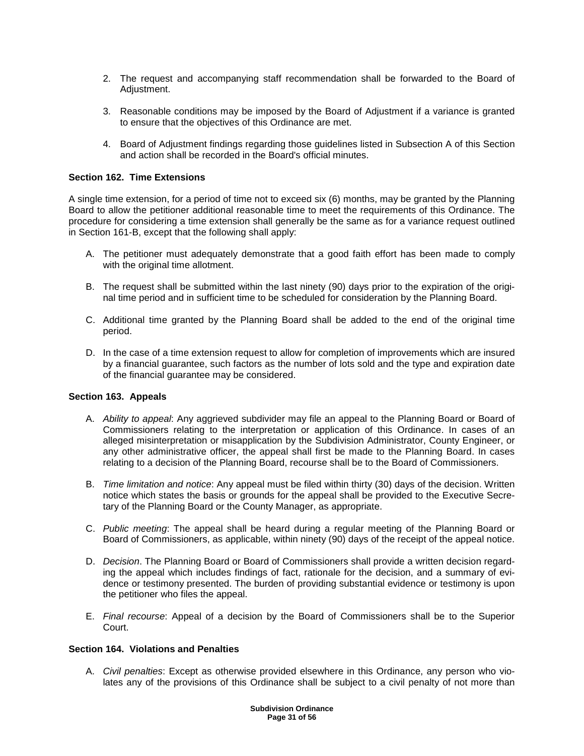2. The request and accompanying staff recommendation shall be forwarded to the Board of Adjustment.

3. Reasonable conditions may be imposed by the Board of Adjustment if a variance is granted to ensure that the objectives of this Ordinance are met.

4. Board of Adjustment findings regarding those guidelines listed in Subsection A of this Section and action shall be recorded in the Board's official minutes.

**Section 162. Time Extensions**

A single time extension, for a period of time not to exceed six (6) months, may be granted by the Planning Board to allow the petitioner additional reasonable time to meet the requirements of this Ordinance. The procedure for considering a time extension shall generally be the same as for a variance request outlined in Section 161-B, except that the following shall apply:

A. The petitioner must adequately demonstrate that a good faith effort has been made to comply with the original time allotment.

B. The request shall be submitted within the last ninety (90) days prior to the expiration of the original time period and in sufficient time to be scheduled for consideration by the Planning Board.

C. Additional time granted by the Planning Board shall be added to the end of the original time period.

D. In the case of a time extension request to allow for completion of improvements which are insured by a financial guarantee, such factors as the number of lots sold and the type and expiration date of the financial guarantee may be considered.

**Section 163. Appeals**

A. *Ability to appeal*: Any aggrieved subdivider may file an appeal to the Planning Board or Board of Commissioners relating to the interpretation or application of this Ordinance. In cases of an alleged misinterpretation or misapplication by the Subdivision Administrator, County Engineer, or any other administrative officer, the appeal shall first be made to the Planning Board. In cases relating to a decision of the Planning Board, recourse shall be to the Board of Commissioners.

B. *Time limitation and notice*: Any appeal must be filed within thirty (30) days of the decision. Written notice which states the basis or grounds for the appeal shall be provided to the Executive Secretary of the Planning Board or the County Manager, as appropriate.

C. *Public meeting*: The appeal shall be heard during a regular meeting of the Planning Board or Board of Commissioners, as applicable, within ninety (90) days of the receipt of the appeal notice.

D. *Decision*. The Planning Board or Board of Commissioners shall provide a written decision regarding the appeal which includes findings of fact, rationale for the decision, and a summary of evidence or testimony presented. The burden of providing substantial evidence or testimony is upon the petitioner who files the appeal.

E. *Final recourse*: Appeal of a decision by the Board of Commissioners shall be to the Superior Court.

**Section 164. Violations and Penalties**

A. *Civil penalties*: Except as otherwise provided elsewhere in this Ordinance, any person who violates any of the provisions of this Ordinance shall be subject to a civil penalty of not more than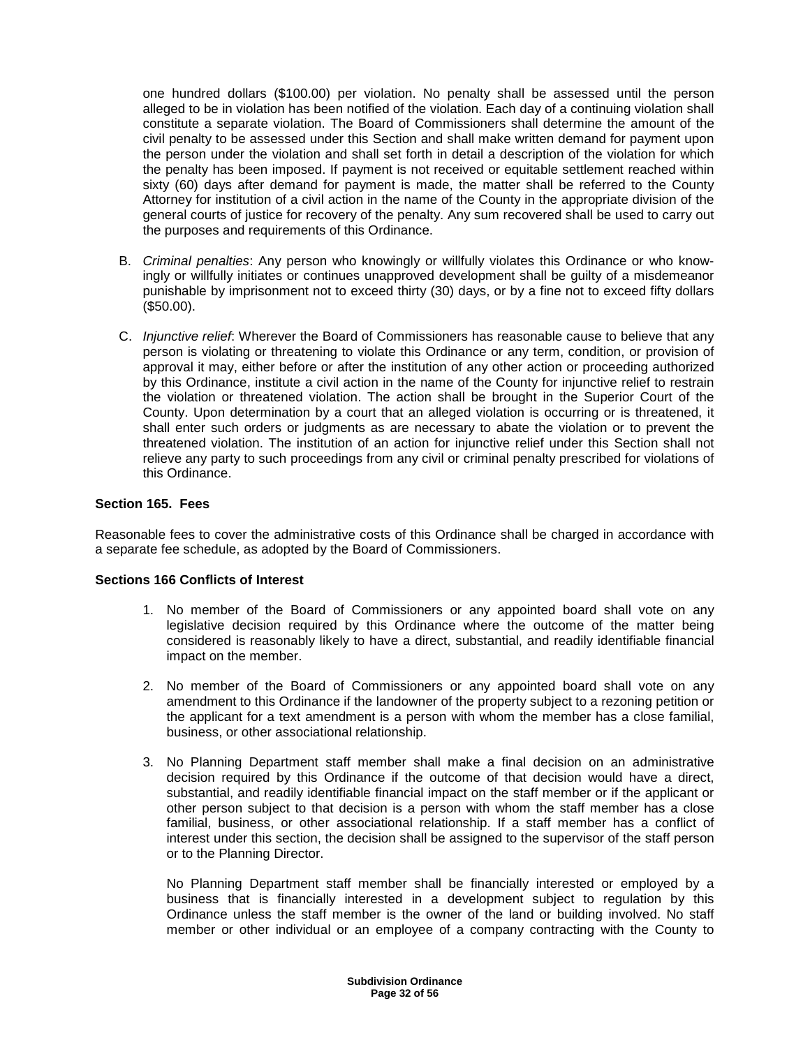one hundred dollars ($100.00) per violation. No penalty shall be assessed until the person alleged to be in violation has been notified of the violation. Each day of a continuing violation shall constitute a separate violation. The Board of Commissioners shall determine the amount of the civil penalty to be assessed under this Section and shall make written demand for payment upon the person under the violation and shall set forth in detail a description of the violation for which the penalty has been imposed. If payment is not received or equitable settlement reached within sixty (60) days after demand for payment is made, the matter shall be referred to the County Attorney for institution of a civil action in the name of the County in the appropriate division of the general courts of justice for recovery of the penalty. Any sum recovered shall be used to carry out the purposes and requirements of this Ordinance.

B. *Criminal penalties*: Any person who knowingly or willfully violates this Ordinance or who knowingly or willfully initiates or continues unapproved development shall be guilty of a misdemeanor punishable by imprisonment not to exceed thirty (30) days, or by a fine not to exceed fifty dollars ($50.00).

C. *Injunctive relief*: Wherever the Board of Commissioners has reasonable cause to believe that any person is violating or threatening to violate this Ordinance or any term, condition, or provision of approval it may, either before or after the institution of any other action or proceeding authorized by this Ordinance, institute a civil action in the name of the County for injunctive relief to restrain the violation or threatened violation. The action shall be brought in the Superior Court of the County. Upon determination by a court that an alleged violation is occurring or is threatened, it shall enter such orders or judgments as are necessary to abate the violation or to prevent the threatened violation. The institution of an action for injunctive relief under this Section shall not relieve any party to such proceedings from any civil or criminal penalty prescribed for violations of this Ordinance.

**Section 165. Fees**

Reasonable fees to cover the administrative costs of this Ordinance shall be charged in accordance with a separate fee schedule, as adopted by the Board of Commissioners.

**Sections 166 Conflicts of Interest**

1. No member of the Board of Commissioners or any appointed board shall vote on any legislative decision required by this Ordinance where the outcome of the matter being considered is reasonably likely to have a direct, substantial, and readily identifiable financial impact on the member.

2. No member of the Board of Commissioners or any appointed board shall vote on any amendment to this Ordinance if the landowner of the property subject to a rezoning petition or the applicant for a text amendment is a person with whom the member has a close familial, business, or other associational relationship.

3. No Planning Department staff member shall make a final decision on an administrative decision required by this Ordinance if the outcome of that decision would have a direct, substantial, and readily identifiable financial impact on the staff member or if the applicant or other person subject to that decision is a person with whom the staff member has a close familial, business, or other associational relationship. If a staff member has a conflict of interest under this section, the decision shall be assigned to the supervisor of the staff person or to the Planning Director.

   No Planning Department staff member shall be financially interested or employed by a business that is financially interested in a development subject to regulation by this Ordinance unless the staff member is the owner of the land or building involved. No staff member or other individual or an employee of a company contracting with the County to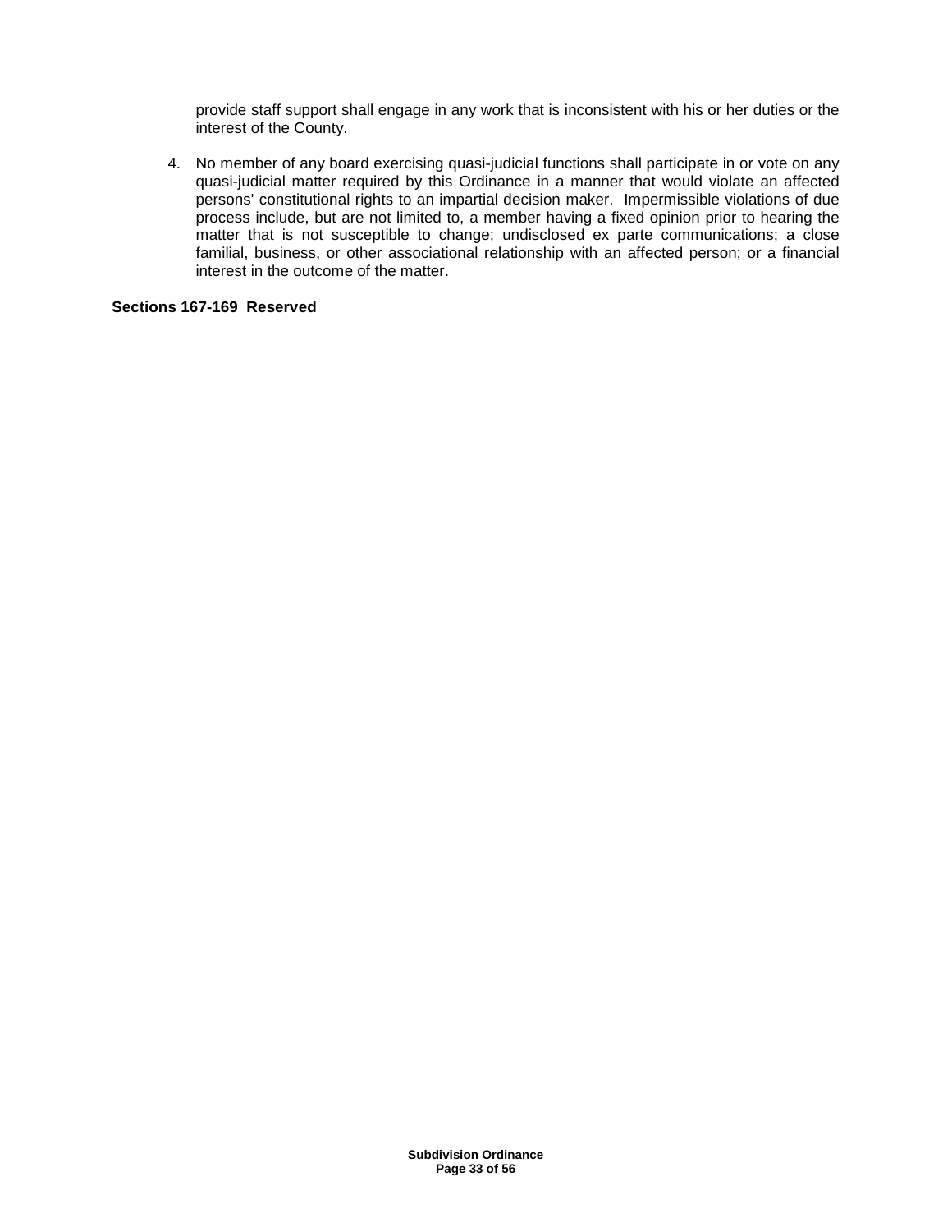provide staff support shall engage in any work that is inconsistent with his or her duties or the interest of the County.

4. No member of any board exercising quasi-judicial functions shall participate in or vote on any quasi-judicial matter required by this Ordinance in a manner that would violate an affected persons' constitutional rights to an impartial decision maker. Impermissible violations of due process include, but are not limited to, a member having a fixed opinion prior to hearing the matter that is not susceptible to change; undisclosed ex parte communications; a close familial, business, or other associational relationship with an affected person; or a financial interest in the outcome of the matter.

**Sections 167-169 Reserved**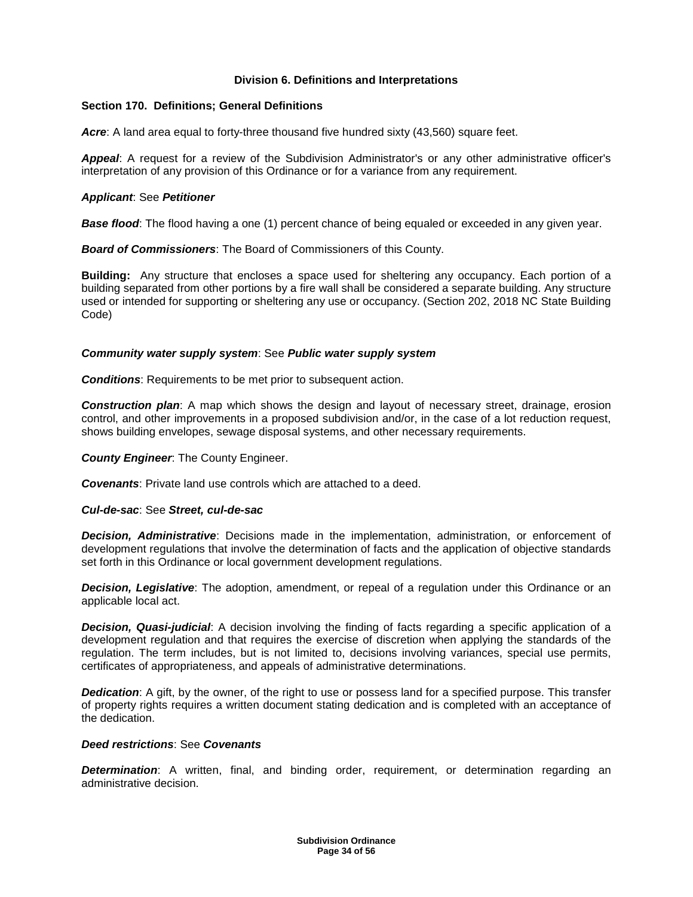## Division 6. Definitions and Interpretations

### Section 170. Definitions; General Definitions

***Acre***: A land area equal to forty-three thousand five hundred sixty (43,560) square feet.

***Appeal***: A request for a review of the Subdivision Administrator's or any other administrative officer's interpretation of any provision of this Ordinance or for a variance from any requirement.

***Applicant***: See ***Petitioner***

***Base flood***: The flood having a one (1) percent chance of being equaled or exceeded in any given year.

***Board of Commissioners***: The Board of Commissioners of this County.

**Building:** Any structure that encloses a space used for sheltering any occupancy. Each portion of a building separated from other portions by a fire wall shall be considered a separate building. Any structure used or intended for supporting or sheltering any use or occupancy. (Section 202, 2018 NC State Building Code)

***Community water supply system***: See ***Public water supply system***

***Conditions***: Requirements to be met prior to subsequent action.

***Construction plan***: A map which shows the design and layout of necessary street, drainage, erosion control, and other improvements in a proposed subdivision and/or, in the case of a lot reduction request, shows building envelopes, sewage disposal systems, and other necessary requirements.

***County Engineer***: The County Engineer.

***Covenants***: Private land use controls which are attached to a deed.

***Cul-de-sac***: See ***Street, cul-de-sac***

***Decision, Administrative***: Decisions made in the implementation, administration, or enforcement of development regulations that involve the determination of facts and the application of objective standards set forth in this Ordinance or local government development regulations.

***Decision, Legislative***: The adoption, amendment, or repeal of a regulation under this Ordinance or an applicable local act.

***Decision, Quasi-judicial***: A decision involving the finding of facts regarding a specific application of a development regulation and that requires the exercise of discretion when applying the standards of the regulation. The term includes, but is not limited to, decisions involving variances, special use permits, certificates of appropriateness, and appeals of administrative determinations.

***Dedication***: A gift, by the owner, of the right to use or possess land for a specified purpose. This transfer of property rights requires a written document stating dedication and is completed with an acceptance of the dedication.

***Deed restrictions***: See ***Covenants***

***Determination***: A written, final, and binding order, requirement, or determination regarding an administrative decision.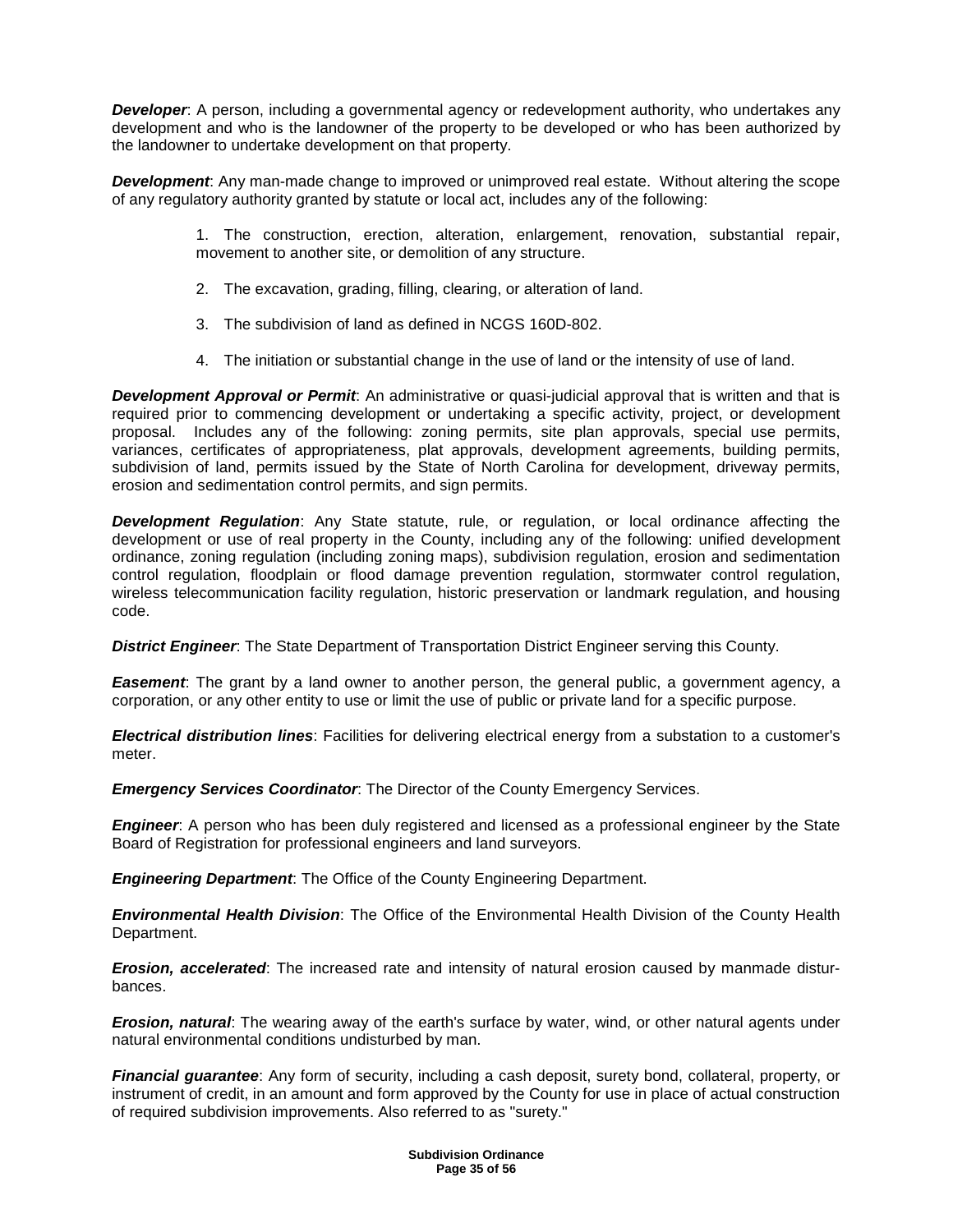***Developer***: A person, including a governmental agency or redevelopment authority, who undertakes any development and who is the landowner of the property to be developed or who has been authorized by the landowner to undertake development on that property.

***Development***: Any man-made change to improved or unimproved real estate. Without altering the scope of any regulatory authority granted by statute or local act, includes any of the following:

1. The construction, erection, alteration, enlargement, renovation, substantial repair, movement to another site, or demolition of any structure.

2. The excavation, grading, filling, clearing, or alteration of land.

3. The subdivision of land as defined in NCGS 160D-802.

4. The initiation or substantial change in the use of land or the intensity of use of land.

***Development Approval or Permit***: An administrative or quasi-judicial approval that is written and that is required prior to commencing development or undertaking a specific activity, project, or development proposal. Includes any of the following: zoning permits, site plan approvals, special use permits, variances, certificates of appropriateness, plat approvals, development agreements, building permits, subdivision of land, permits issued by the State of North Carolina for development, driveway permits, erosion and sedimentation control permits, and sign permits.

***Development Regulation***: Any State statute, rule, or regulation, or local ordinance affecting the development or use of real property in the County, including any of the following: unified development ordinance, zoning regulation (including zoning maps), subdivision regulation, erosion and sedimentation control regulation, floodplain or flood damage prevention regulation, stormwater control regulation, wireless telecommunication facility regulation, historic preservation or landmark regulation, and housing code.

***District Engineer***: The State Department of Transportation District Engineer serving this County.

***Easement***: The grant by a land owner to another person, the general public, a government agency, a corporation, or any other entity to use or limit the use of public or private land for a specific purpose.

***Electrical distribution lines***: Facilities for delivering electrical energy from a substation to a customer's meter.

***Emergency Services Coordinator***: The Director of the County Emergency Services.

***Engineer***: A person who has been duly registered and licensed as a professional engineer by the State Board of Registration for professional engineers and land surveyors.

***Engineering Department***: The Office of the County Engineering Department.

***Environmental Health Division***: The Office of the Environmental Health Division of the County Health Department.

***Erosion, accelerated***: The increased rate and intensity of natural erosion caused by manmade disturbances.

***Erosion, natural***: The wearing away of the earth's surface by water, wind, or other natural agents under natural environmental conditions undisturbed by man.

***Financial guarantee***: Any form of security, including a cash deposit, surety bond, collateral, property, or instrument of credit, in an amount and form approved by the County for use in place of actual construction of required subdivision improvements. Also referred to as "surety."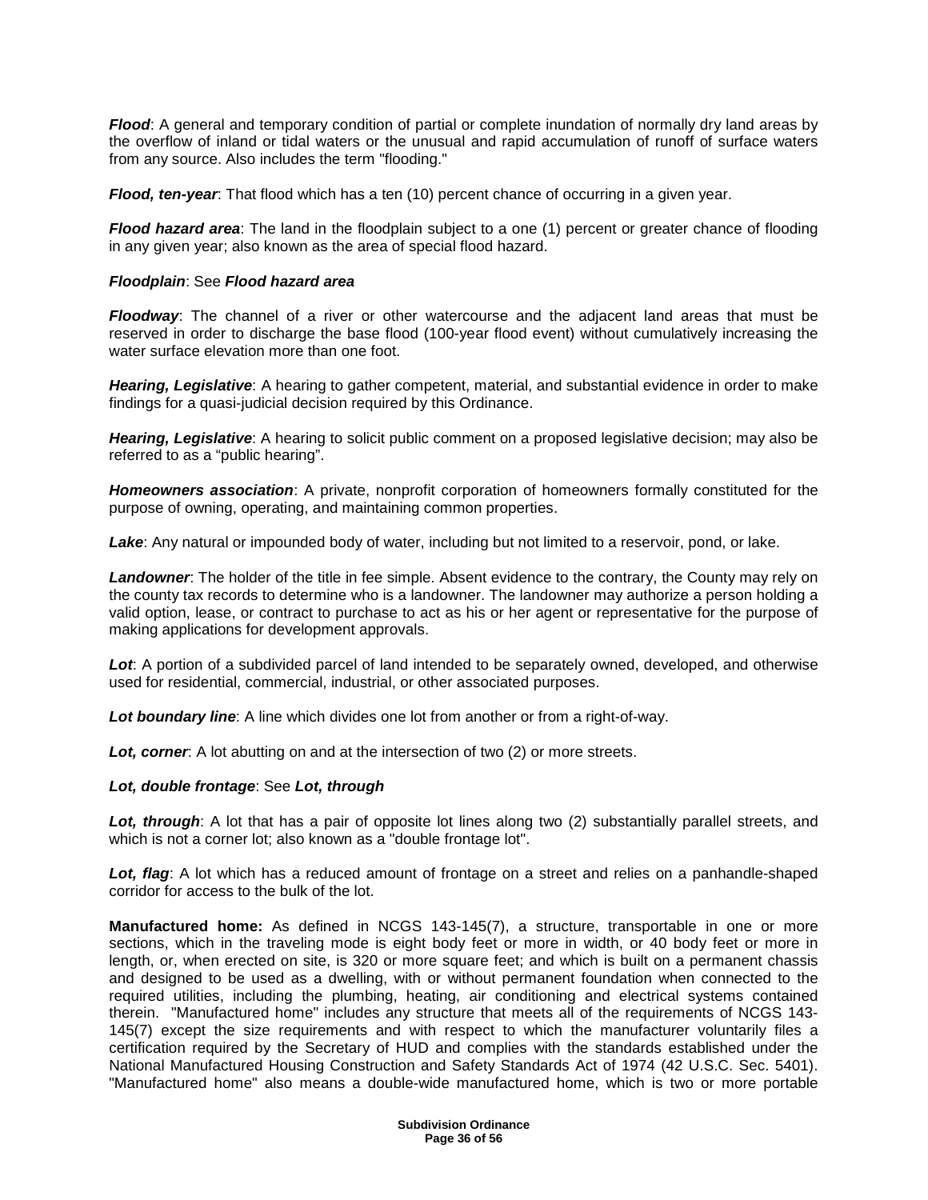***Flood***: A general and temporary condition of partial or complete inundation of normally dry land areas by the overflow of inland or tidal waters or the unusual and rapid accumulation of runoff of surface waters from any source. Also includes the term "flooding."

***Flood, ten-year***: That flood which has a ten (10) percent chance of occurring in a given year.

***Flood hazard area***: The land in the floodplain subject to a one (1) percent or greater chance of flooding in any given year; also known as the area of special flood hazard.

***Floodplain***: See ***Flood hazard area***

***Floodway***: The channel of a river or other watercourse and the adjacent land areas that must be reserved in order to discharge the base flood (100-year flood event) without cumulatively increasing the water surface elevation more than one foot.

***Hearing, Legislative***: A hearing to gather competent, material, and substantial evidence in order to make findings for a quasi-judicial decision required by this Ordinance.

***Hearing, Legislative***: A hearing to solicit public comment on a proposed legislative decision; may also be referred to as a "public hearing".

***Homeowners association***: A private, nonprofit corporation of homeowners formally constituted for the purpose of owning, operating, and maintaining common properties.

***Lake***: Any natural or impounded body of water, including but not limited to a reservoir, pond, or lake.

***Landowner***: The holder of the title in fee simple. Absent evidence to the contrary, the County may rely on the county tax records to determine who is a landowner. The landowner may authorize a person holding a valid option, lease, or contract to purchase to act as his or her agent or representative for the purpose of making applications for development approvals.

***Lot***: A portion of a subdivided parcel of land intended to be separately owned, developed, and otherwise used for residential, commercial, industrial, or other associated purposes.

***Lot boundary line***: A line which divides one lot from another or from a right-of-way.

***Lot, corner***: A lot abutting on and at the intersection of two (2) or more streets.

***Lot, double frontage***: See ***Lot, through***

***Lot, through***: A lot that has a pair of opposite lot lines along two (2) substantially parallel streets, and which is not a corner lot; also known as a "double frontage lot".

***Lot, flag***: A lot which has a reduced amount of frontage on a street and relies on a panhandle-shaped corridor for access to the bulk of the lot.

**Manufactured home:** As defined in NCGS 143-145(7), a structure, transportable in one or more sections, which in the traveling mode is eight body feet or more in width, or 40 body feet or more in length, or, when erected on site, is 320 or more square feet; and which is built on a permanent chassis and designed to be used as a dwelling, with or without permanent foundation when connected to the required utilities, including the plumbing, heating, air conditioning and electrical systems contained therein. "Manufactured home" includes any structure that meets all of the requirements of NCGS 143-145(7) except the size requirements and with respect to which the manufacturer voluntarily files a certification required by the Secretary of HUD and complies with the standards established under the National Manufactured Housing Construction and Safety Standards Act of 1974 (42 U.S.C. Sec. 5401). "Manufactured home" also means a double-wide manufactured home, which is two or more portable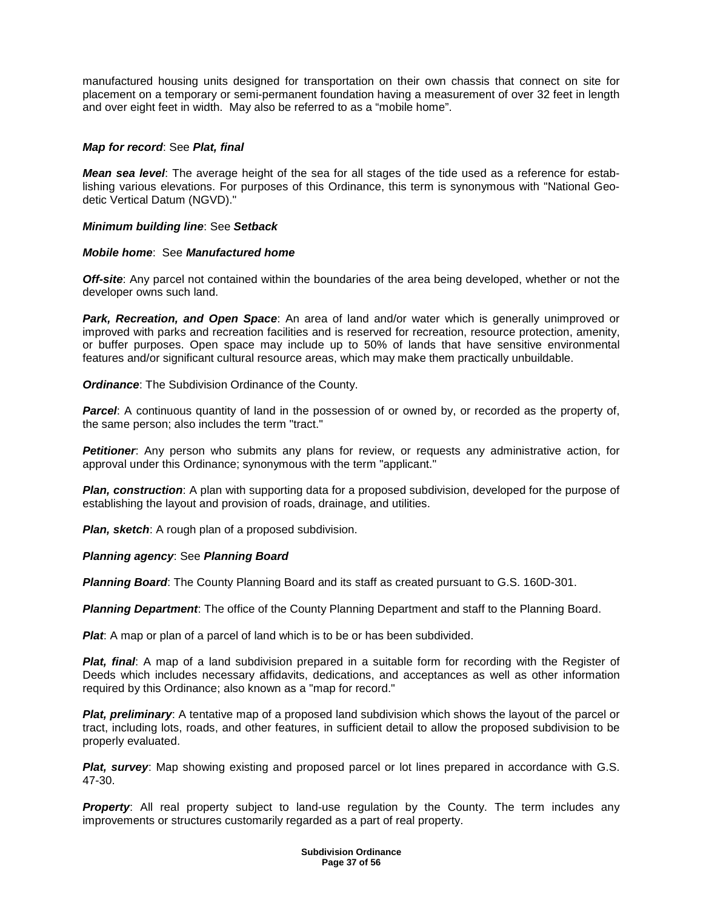manufactured housing units designed for transportation on their own chassis that connect on site for placement on a temporary or semi-permanent foundation having a measurement of over 32 feet in length and over eight feet in width. May also be referred to as a "mobile home".

***Map for record***: See ***Plat, final***

***Mean sea level***: The average height of the sea for all stages of the tide used as a reference for establishing various elevations. For purposes of this Ordinance, this term is synonymous with "National Geodetic Vertical Datum (NGVD)."

***Minimum building line***: See ***Setback***

***Mobile home***: See ***Manufactured home***

***Off-site***: Any parcel not contained within the boundaries of the area being developed, whether or not the developer owns such land.

***Park, Recreation, and Open Space***: An area of land and/or water which is generally unimproved or improved with parks and recreation facilities and is reserved for recreation, resource protection, amenity, or buffer purposes. Open space may include up to 50% of lands that have sensitive environmental features and/or significant cultural resource areas, which may make them practically unbuildable.

***Ordinance***: The Subdivision Ordinance of the County.

***Parcel***: A continuous quantity of land in the possession of or owned by, or recorded as the property of, the same person; also includes the term "tract."

***Petitioner***: Any person who submits any plans for review, or requests any administrative action, for approval under this Ordinance; synonymous with the term "applicant."

***Plan, construction***: A plan with supporting data for a proposed subdivision, developed for the purpose of establishing the layout and provision of roads, drainage, and utilities.

***Plan, sketch***: A rough plan of a proposed subdivision.

***Planning agency***: See ***Planning Board***

***Planning Board***: The County Planning Board and its staff as created pursuant to G.S. 160D-301.

***Planning Department***: The office of the County Planning Department and staff to the Planning Board.

***Plat***: A map or plan of a parcel of land which is to be or has been subdivided.

***Plat, final***: A map of a land subdivision prepared in a suitable form for recording with the Register of Deeds which includes necessary affidavits, dedications, and acceptances as well as other information required by this Ordinance; also known as a "map for record."

***Plat, preliminary***: A tentative map of a proposed land subdivision which shows the layout of the parcel or tract, including lots, roads, and other features, in sufficient detail to allow the proposed subdivision to be properly evaluated.

***Plat, survey***: Map showing existing and proposed parcel or lot lines prepared in accordance with G.S. 47-30.

***Property***: All real property subject to land-use regulation by the County. The term includes any improvements or structures customarily regarded as a part of real property.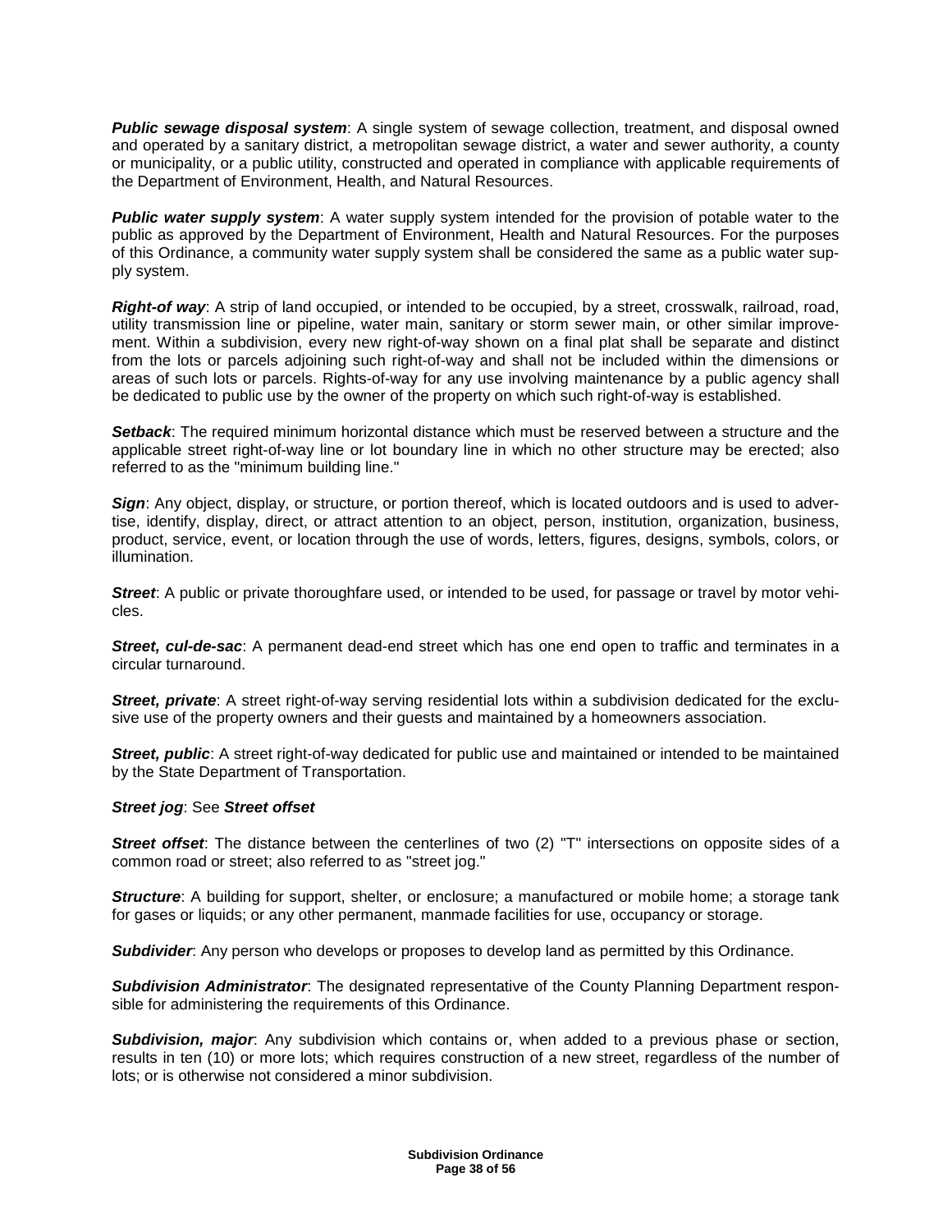***Public sewage disposal system***: A single system of sewage collection, treatment, and disposal owned and operated by a sanitary district, a metropolitan sewage district, a water and sewer authority, a county or municipality, or a public utility, constructed and operated in compliance with applicable requirements of the Department of Environment, Health, and Natural Resources.

***Public water supply system***: A water supply system intended for the provision of potable water to the public as approved by the Department of Environment, Health and Natural Resources. For the purposes of this Ordinance, a community water supply system shall be considered the same as a public water supply system.

***Right-of way***: A strip of land occupied, or intended to be occupied, by a street, crosswalk, railroad, road, utility transmission line or pipeline, water main, sanitary or storm sewer main, or other similar improvement. Within a subdivision, every new right-of-way shown on a final plat shall be separate and distinct from the lots or parcels adjoining such right-of-way and shall not be included within the dimensions or areas of such lots or parcels. Rights-of-way for any use involving maintenance by a public agency shall be dedicated to public use by the owner of the property on which such right-of-way is established.

***Setback***: The required minimum horizontal distance which must be reserved between a structure and the applicable street right-of-way line or lot boundary line in which no other structure may be erected; also referred to as the "minimum building line."

***Sign***: Any object, display, or structure, or portion thereof, which is located outdoors and is used to advertise, identify, display, direct, or attract attention to an object, person, institution, organization, business, product, service, event, or location through the use of words, letters, figures, designs, symbols, colors, or illumination.

***Street***: A public or private thoroughfare used, or intended to be used, for passage or travel by motor vehicles.

***Street, cul-de-sac***: A permanent dead-end street which has one end open to traffic and terminates in a circular turnaround.

***Street, private***: A street right-of-way serving residential lots within a subdivision dedicated for the exclusive use of the property owners and their guests and maintained by a homeowners association.

***Street, public***: A street right-of-way dedicated for public use and maintained or intended to be maintained by the State Department of Transportation.

***Street jog***: See ***Street offset***

***Street offset***: The distance between the centerlines of two (2) "T" intersections on opposite sides of a common road or street; also referred to as "street jog."

***Structure***: A building for support, shelter, or enclosure; a manufactured or mobile home; a storage tank for gases or liquids; or any other permanent, manmade facilities for use, occupancy or storage.

***Subdivider***: Any person who develops or proposes to develop land as permitted by this Ordinance.

***Subdivision Administrator***: The designated representative of the County Planning Department responsible for administering the requirements of this Ordinance.

***Subdivision, major***: Any subdivision which contains or, when added to a previous phase or section, results in ten (10) or more lots; which requires construction of a new street, regardless of the number of lots; or is otherwise not considered a minor subdivision.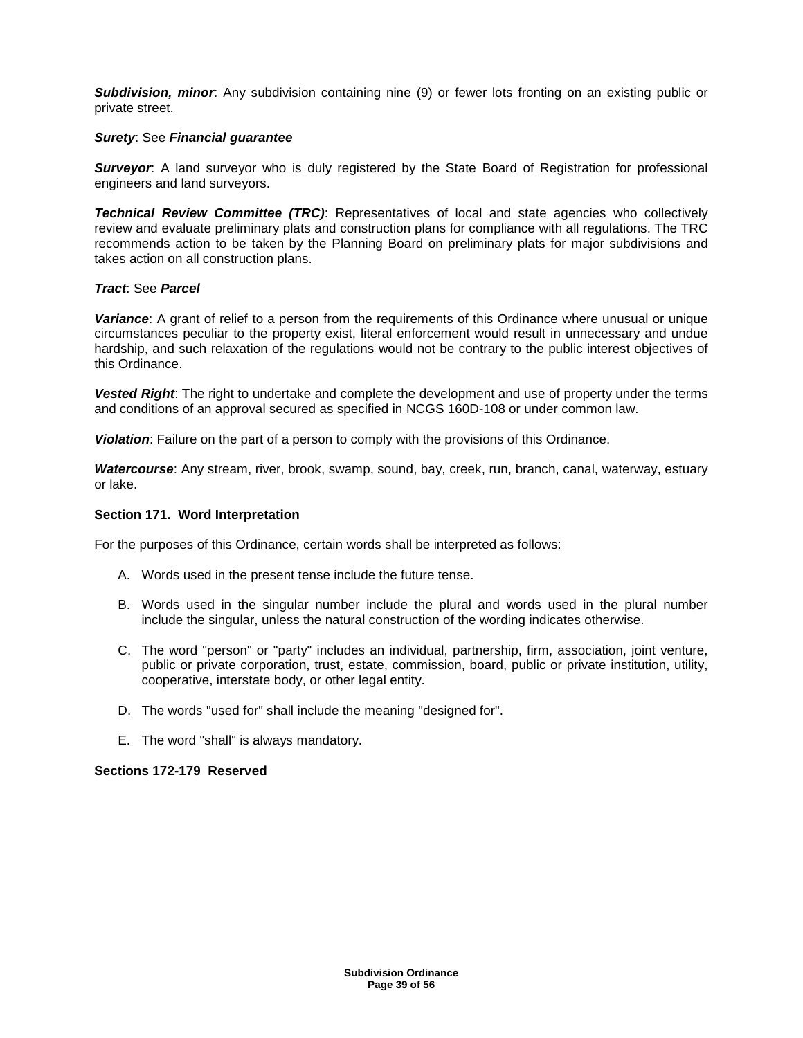***Subdivision, minor***: Any subdivision containing nine (9) or fewer lots fronting on an existing public or private street.

***Surety***: See ***Financial guarantee***

***Surveyor***: A land surveyor who is duly registered by the State Board of Registration for professional engineers and land surveyors.

***Technical Review Committee (TRC)***: Representatives of local and state agencies who collectively review and evaluate preliminary plats and construction plans for compliance with all regulations. The TRC recommends action to be taken by the Planning Board on preliminary plats for major subdivisions and takes action on all construction plans.

***Tract***: See ***Parcel***

***Variance***: A grant of relief to a person from the requirements of this Ordinance where unusual or unique circumstances peculiar to the property exist, literal enforcement would result in unnecessary and undue hardship, and such relaxation of the regulations would not be contrary to the public interest objectives of this Ordinance.

***Vested Right***: The right to undertake and complete the development and use of property under the terms and conditions of an approval secured as specified in NCGS 160D-108 or under common law.

***Violation***: Failure on the part of a person to comply with the provisions of this Ordinance.

***Watercourse***: Any stream, river, brook, swamp, sound, bay, creek, run, branch, canal, waterway, estuary or lake.

### Section 171. Word Interpretation

For the purposes of this Ordinance, certain words shall be interpreted as follows:

A. Words used in the present tense include the future tense.

B. Words used in the singular number include the plural and words used in the plural number include the singular, unless the natural construction of the wording indicates otherwise.

C. The word "person" or "party" includes an individual, partnership, firm, association, joint venture, public or private corporation, trust, estate, commission, board, public or private institution, utility, cooperative, interstate body, or other legal entity.

D. The words "used for" shall include the meaning "designed for".

E. The word "shall" is always mandatory.

### Sections 172-179 Reserved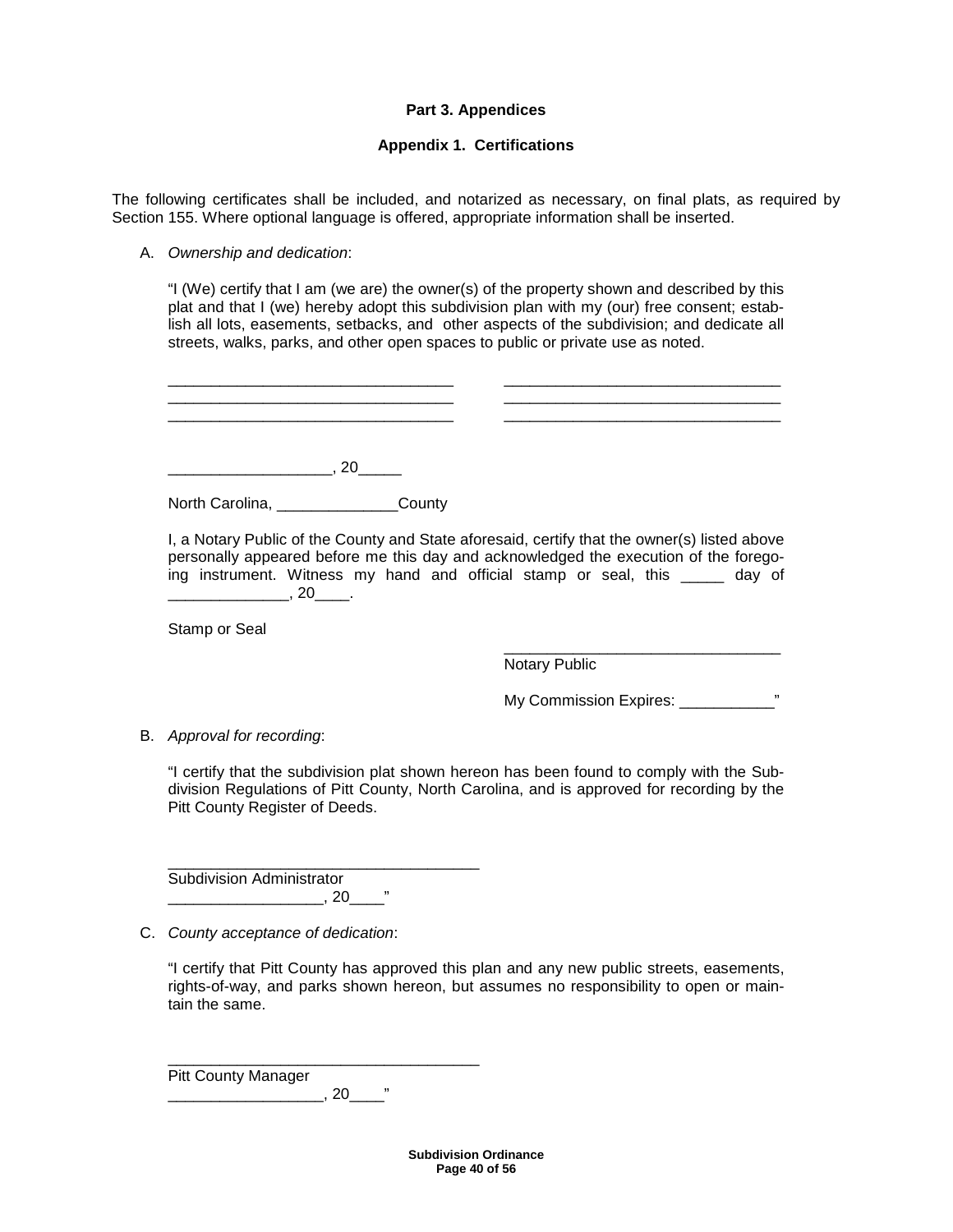## Part 3. Appendices

### Appendix 1. Certifications

The following certificates shall be included, and notarized as necessary, on final plats, as required by Section 155. Where optional language is offered, appropriate information shall be inserted.

A. *Ownership and dedication*:

"I (We) certify that I am (we are) the owner(s) of the property shown and described by this plat and that I (we) hereby adopt this subdivision plan with my (our) free consent; establish all lots, easements, setbacks, and other aspects of the subdivision; and dedicate all streets, walks, parks, and other open spaces to public or private use as noted.

________________________________ ________________________________
________________________________ ________________________________
________________________________ ________________________________

__________________, 20_____

North Carolina, ______________County

I, a Notary Public of the County and State aforesaid, certify that the owner(s) listed above personally appeared before me this day and acknowledged the execution of the foregoing instrument. Witness my hand and official stamp or seal, this _____ day of ______________, 20____.

Stamp or Seal

________________________________
Notary Public

My Commission Expires: ___________"

B. *Approval for recording*:

"I certify that the subdivision plat shown hereon has been found to comply with the Subdivision Regulations of Pitt County, North Carolina, and is approved for recording by the Pitt County Register of Deeds.

___________________________________
Subdivision Administrator
_________________, 20____"

C. *County acceptance of dedication*:

"I certify that Pitt County has approved this plan and any new public streets, easements, rights-of-way, and parks shown hereon, but assumes no responsibility to open or maintain the same.

___________________________________
Pitt County Manager
_________________, 20____"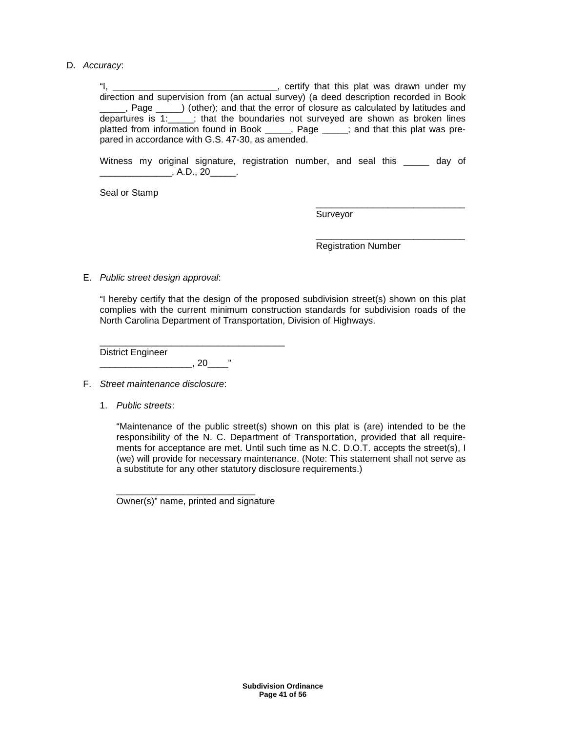D. *Accuracy*:

"I, ________________________________, certify that this plat was drawn under my direction and supervision from (an actual survey) (a deed description recorded in Book _____, Page _____) (other); and that the error of closure as calculated by latitudes and departures is 1:_____; that the boundaries not surveyed are shown as broken lines platted from information found in Book _____, Page _____; and that this plat was prepared in accordance with G.S. 47-30, as amended.

Witness my original signature, registration number, and seal this _____ day of ______________, A.D., 20_____.

Seal or Stamp

_____________________________
Surveyor

_____________________________
Registration Number

E. *Public street design approval*:

"I hereby certify that the design of the proposed subdivision street(s) shown on this plat complies with the current minimum construction standards for subdivision roads of the North Carolina Department of Transportation, Division of Highways.

_____________________________________
District Engineer
_________________, 20____"

F. *Street maintenance disclosure*:

1. *Public streets*:

"Maintenance of the public street(s) shown on this plat is (are) intended to be the responsibility of the N. C. Department of Transportation, provided that all requirements for acceptance are met. Until such time as N.C. D.O.T. accepts the street(s), I (we) will provide for necessary maintenance. (Note: This statement shall not serve as a substitute for any other statutory disclosure requirements.)

___________________________
Owner(s)" name, printed and signature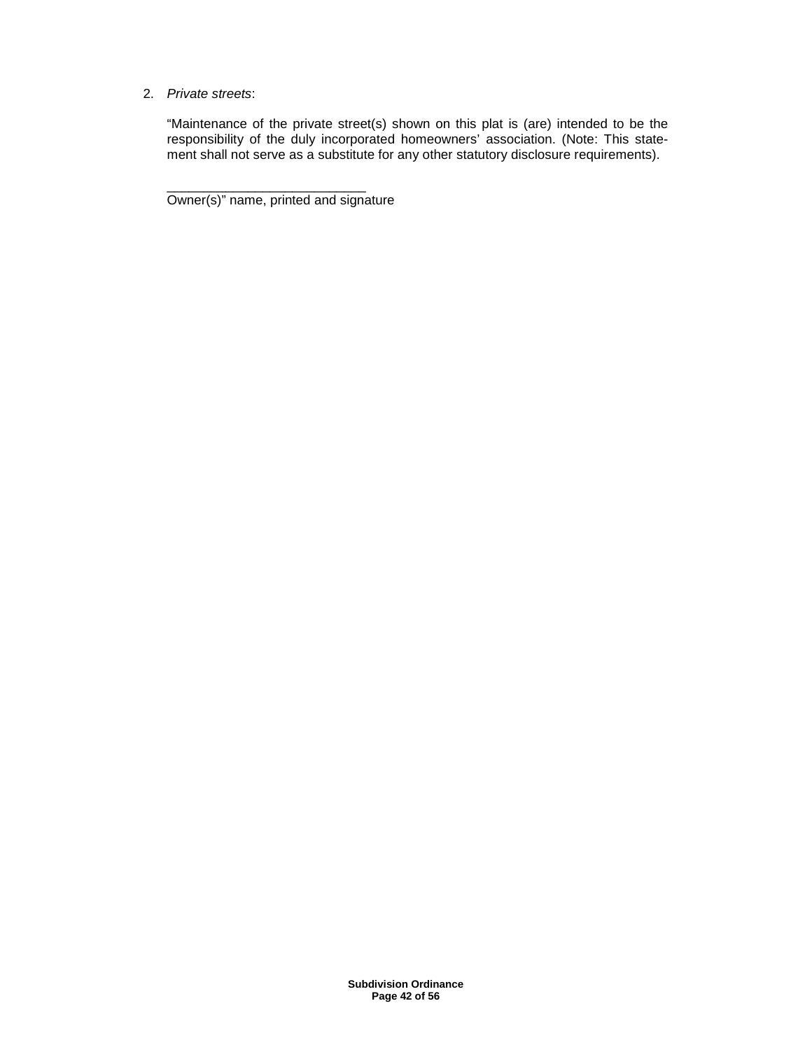2. *Private streets*:

   "Maintenance of the private street(s) shown on this plat is (are) intended to be the responsibility of the duly incorporated homeowners' association. (Note: This statement shall not serve as a substitute for any other statutory disclosure requirements).

   ___________________________
   Owner(s)" name, printed and signature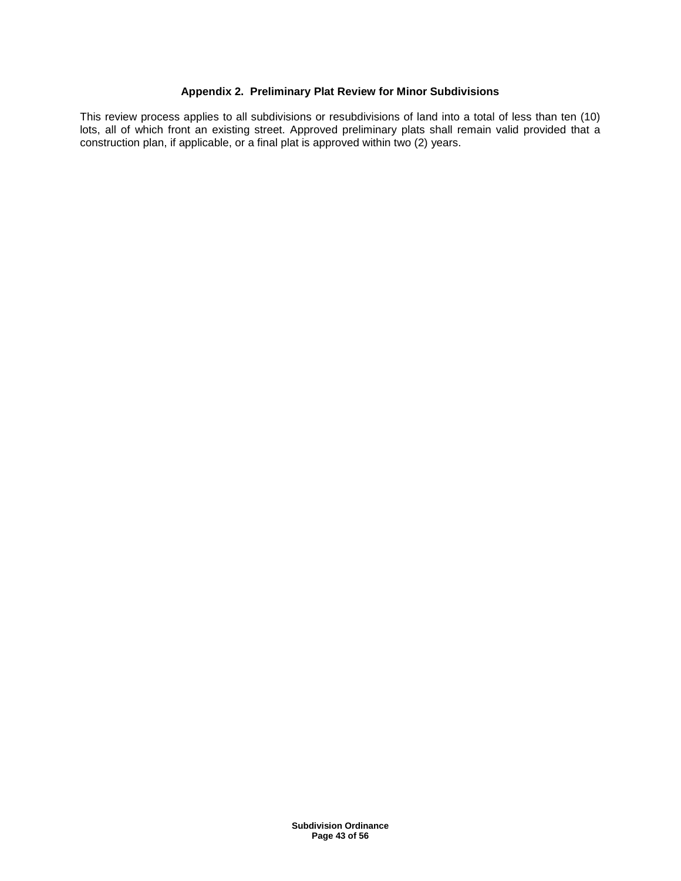## Appendix 2. Preliminary Plat Review for Minor Subdivisions

This review process applies to all subdivisions or resubdivisions of land into a total of less than ten (10) lots, all of which front an existing street. Approved preliminary plats shall remain valid provided that a construction plan, if applicable, or a final plat is approved within two (2) years.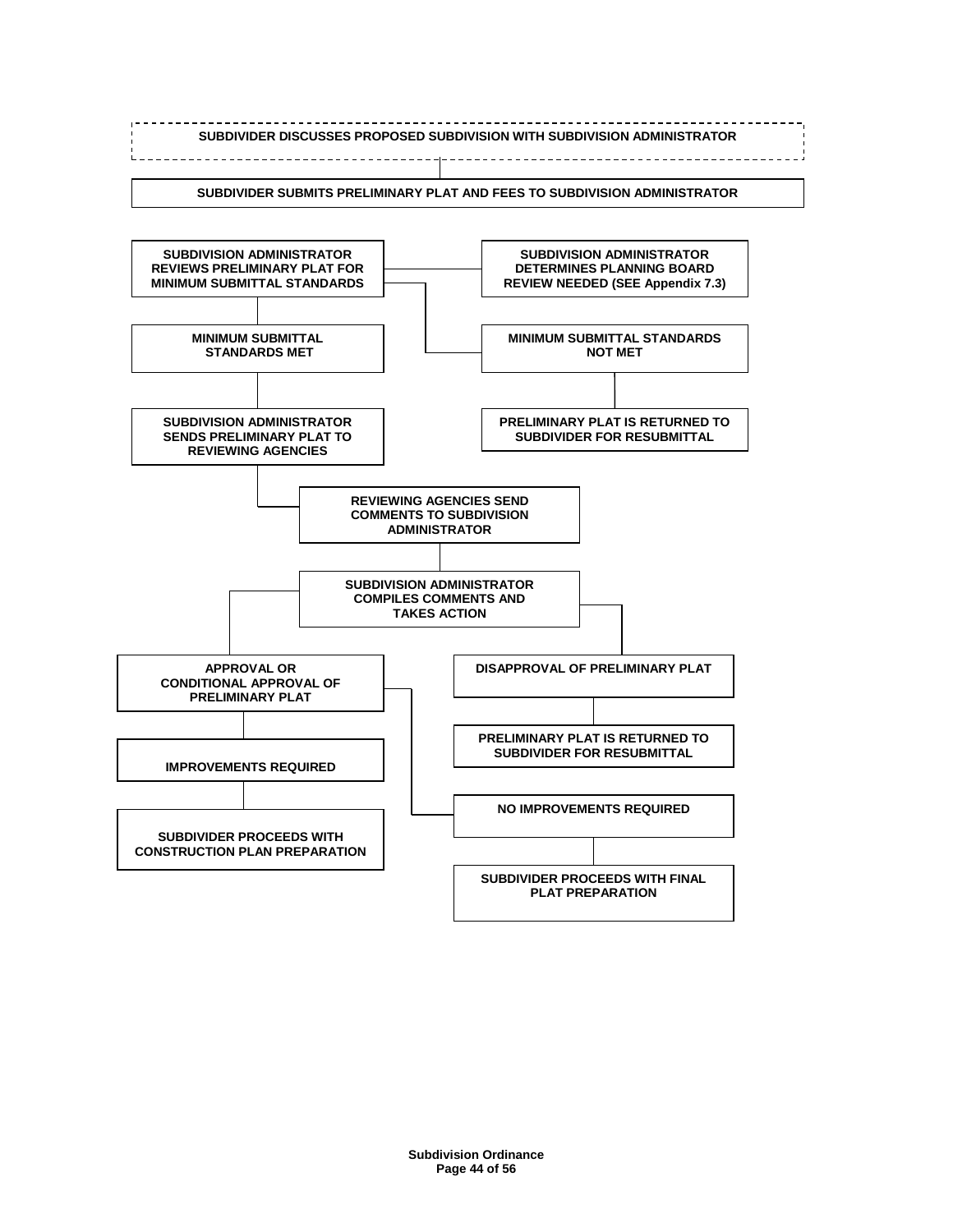SUBDIVIDER DISCUSSES PROPOSED SUBDIVISION WITH SUBDIVISION ADMINISTRATOR

SUBDIVIDER SUBMITS PRELIMINARY PLAT AND FEES TO SUBDIVISION ADMINISTRATOR

SUBDIVISION ADMINISTRATOR REVIEWS PRELIMINARY PLAT FOR MINIMUM SUBMITTAL STANDARDS

SUBDIVISION ADMINISTRATOR DETERMINES PLANNING BOARD REVIEW NEEDED (SEE Appendix 7.3)

MINIMUM SUBMITTAL STANDARDS MET

MINIMUM SUBMITTAL STANDARDS NOT MET

SUBDIVISION ADMINISTRATOR SENDS PRELIMINARY PLAT TO REVIEWING AGENCIES

PRELIMINARY PLAT IS RETURNED TO SUBDIVIDER FOR RESUBMITTAL

REVIEWING AGENCIES SEND COMMENTS TO SUBDIVISION ADMINISTRATOR

SUBDIVISION ADMINISTRATOR COMPILES COMMENTS AND TAKES ACTION

APPROVAL OR CONDITIONAL APPROVAL OF PRELIMINARY PLAT

DISAPPROVAL OF PRELIMINARY PLAT

IMPROVEMENTS REQUIRED

PRELIMINARY PLAT IS RETURNED TO SUBDIVIDER FOR RESUBMITTAL

SUBDIVIDER PROCEEDS WITH CONSTRUCTION PLAN PREPARATION

NO IMPROVEMENTS REQUIRED

SUBDIVIDER PROCEEDS WITH FINAL PLAT PREPARATION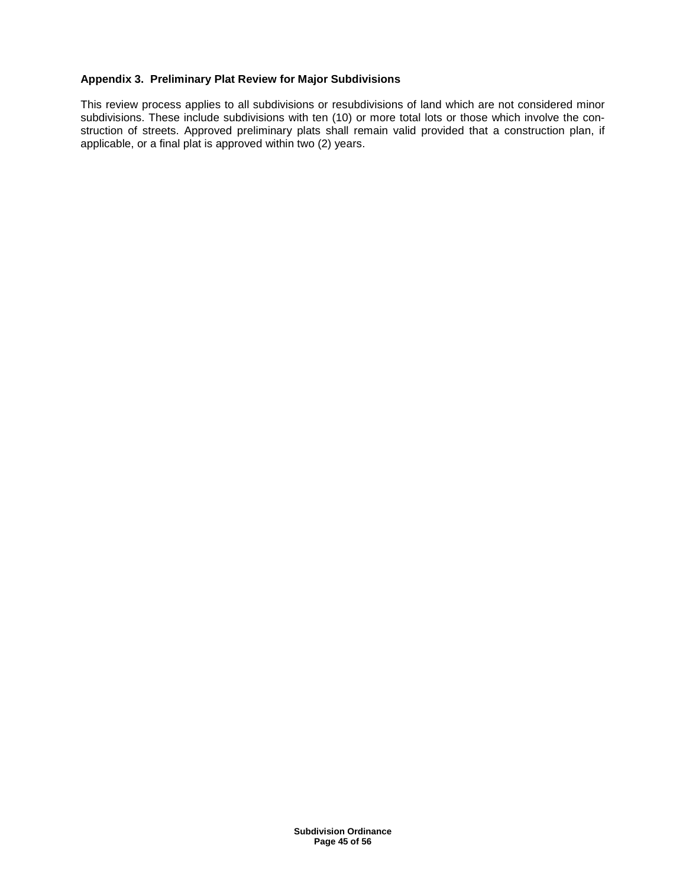### Appendix 3. Preliminary Plat Review for Major Subdivisions

This review process applies to all subdivisions or resubdivisions of land which are not considered minor subdivisions. These include subdivisions with ten (10) or more total lots or those which involve the construction of streets. Approved preliminary plats shall remain valid provided that a construction plan, if applicable, or a final plat is approved within two (2) years.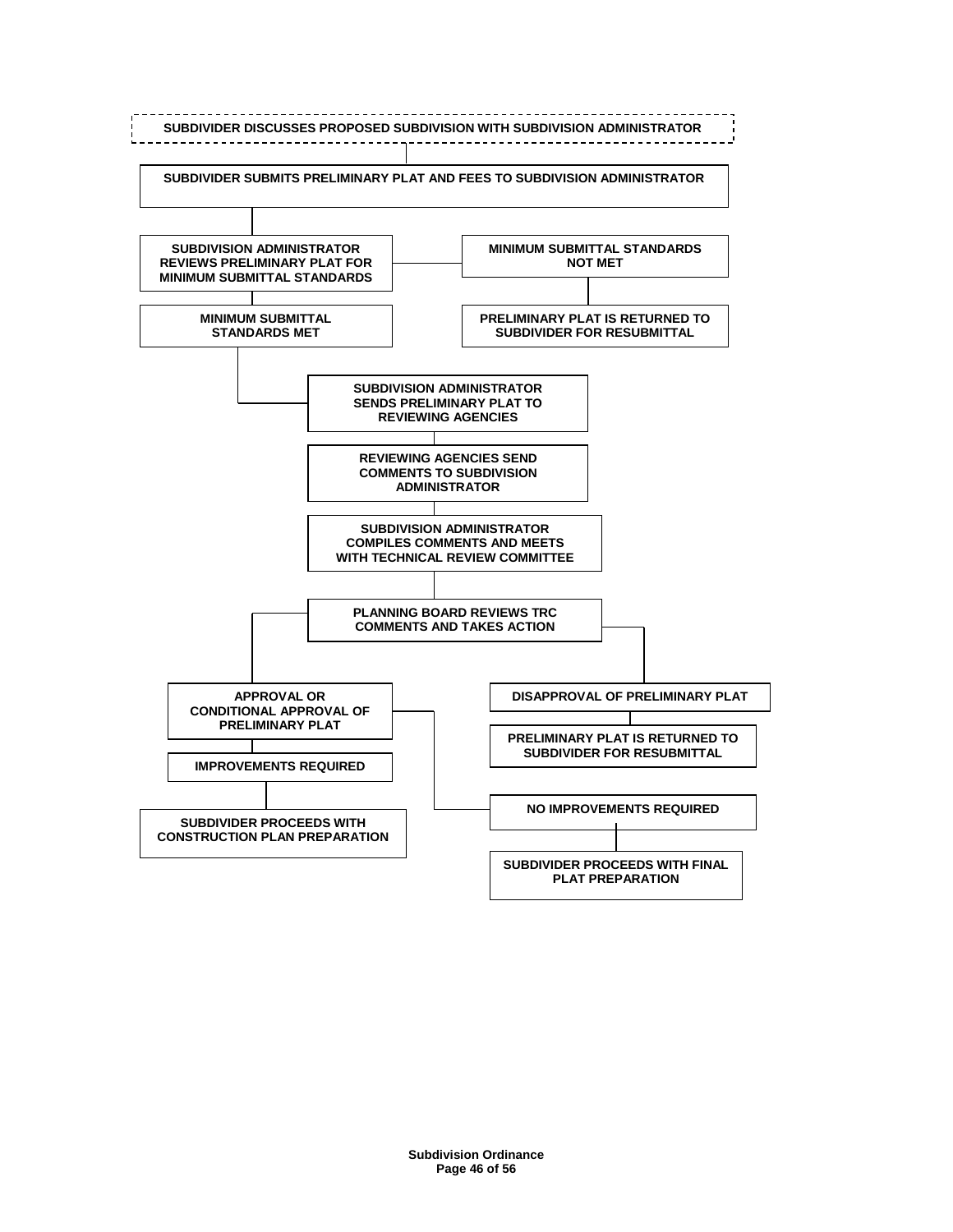SUBDIVIDER DISCUSSES PROPOSED SUBDIVISION WITH SUBDIVISION ADMINISTRATOR

SUBDIVIDER SUBMITS PRELIMINARY PLAT AND FEES TO SUBDIVISION ADMINISTRATOR

SUBDIVISION ADMINISTRATOR REVIEWS PRELIMINARY PLAT FOR MINIMUM SUBMITTAL STANDARDS

MINIMUM SUBMITTAL STANDARDS NOT MET

PRELIMINARY PLAT IS RETURNED TO SUBDIVIDER FOR RESUBMITTAL

MINIMUM SUBMITTAL STANDARDS MET

SUBDIVISION ADMINISTRATOR SENDS PRELIMINARY PLAT TO REVIEWING AGENCIES

REVIEWING AGENCIES SEND COMMENTS TO SUBDIVISION ADMINISTRATOR

SUBDIVISION ADMINISTRATOR COMPILES COMMENTS AND MEETS WITH TECHNICAL REVIEW COMMITTEE

PLANNING BOARD REVIEWS TRC COMMENTS AND TAKES ACTION

APPROVAL OR CONDITIONAL APPROVAL OF PRELIMINARY PLAT

IMPROVEMENTS REQUIRED

SUBDIVIDER PROCEEDS WITH CONSTRUCTION PLAN PREPARATION

NO IMPROVEMENTS REQUIRED

SUBDIVIDER PROCEEDS WITH FINAL PLAT PREPARATION

DISAPPROVAL OF PRELIMINARY PLAT

PRELIMINARY PLAT IS RETURNED TO SUBDIVIDER FOR RESUBMITTAL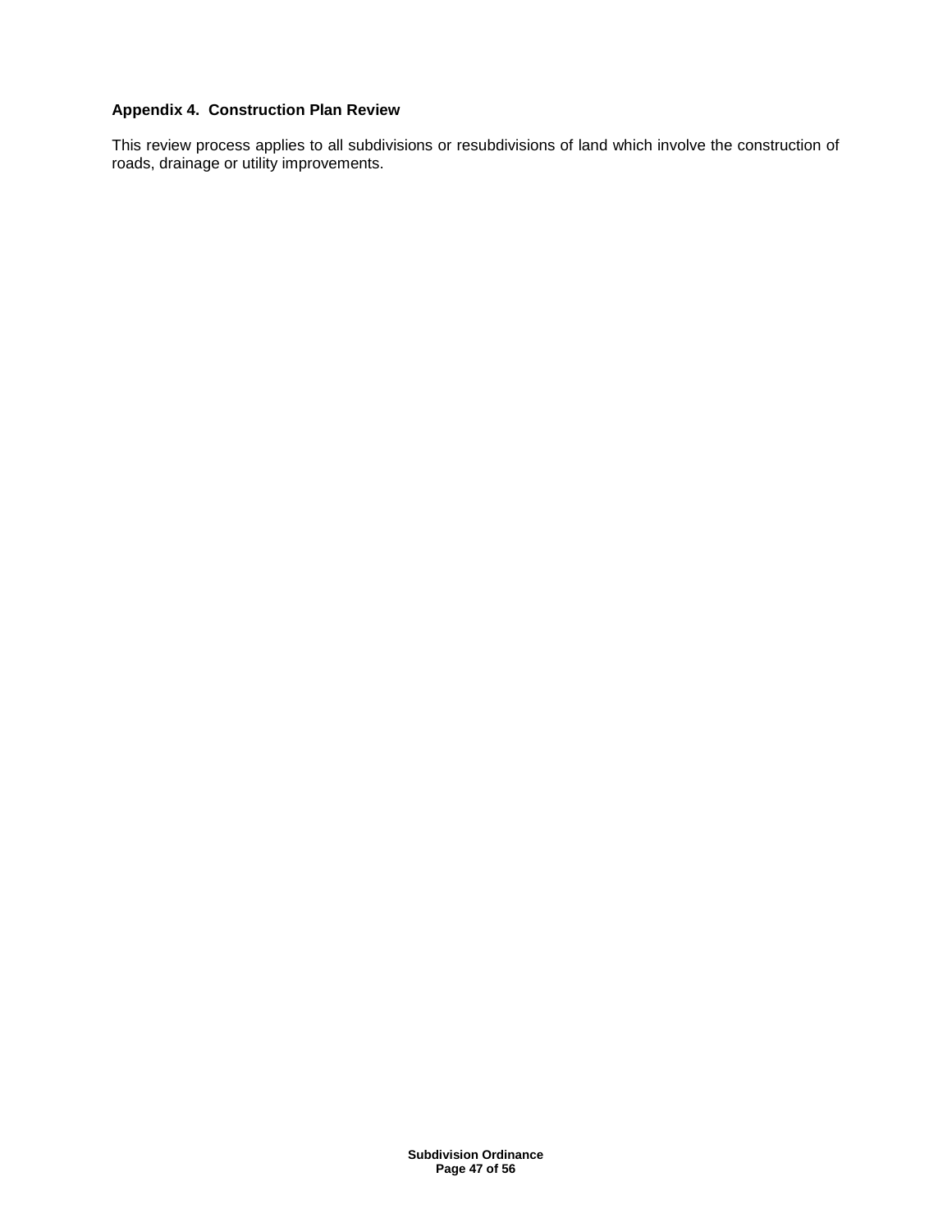### Appendix 4.  Construction Plan Review

This review process applies to all subdivisions or resubdivisions of land which involve the construction of roads, drainage or utility improvements.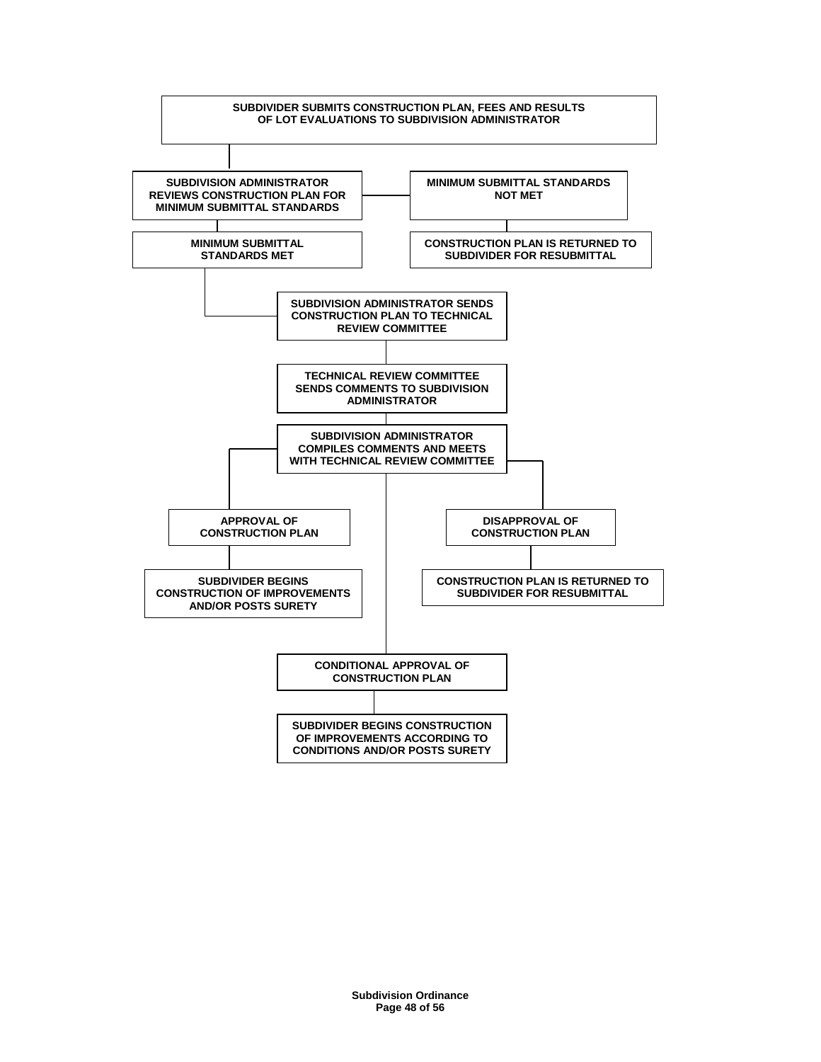SUBDIVIDER SUBMITS CONSTRUCTION PLAN, FEES AND RESULTS OF LOT EVALUATIONS TO SUBDIVISION ADMINISTRATOR

SUBDIVISION ADMINISTRATOR REVIEWS CONSTRUCTION PLAN FOR MINIMUM SUBMITTAL STANDARDS

MINIMUM SUBMITTAL STANDARDS NOT MET

MINIMUM SUBMITTAL STANDARDS MET

CONSTRUCTION PLAN IS RETURNED TO SUBDIVIDER FOR RESUBMITTAL

SUBDIVISION ADMINISTRATOR SENDS CONSTRUCTION PLAN TO TECHNICAL REVIEW COMMITTEE

TECHNICAL REVIEW COMMITTEE SENDS COMMENTS TO SUBDIVISION ADMINISTRATOR

SUBDIVISION ADMINISTRATOR COMPILES COMMENTS AND MEETS WITH TECHNICAL REVIEW COMMITTEE

APPROVAL OF CONSTRUCTION PLAN

DISAPPROVAL OF CONSTRUCTION PLAN

SUBDIVIDER BEGINS CONSTRUCTION OF IMPROVEMENTS AND/OR POSTS SURETY

CONSTRUCTION PLAN IS RETURNED TO SUBDIVIDER FOR RESUBMITTAL

CONDITIONAL APPROVAL OF CONSTRUCTION PLAN

SUBDIVIDER BEGINS CONSTRUCTION OF IMPROVEMENTS ACCORDING TO CONDITIONS AND/OR POSTS SURETY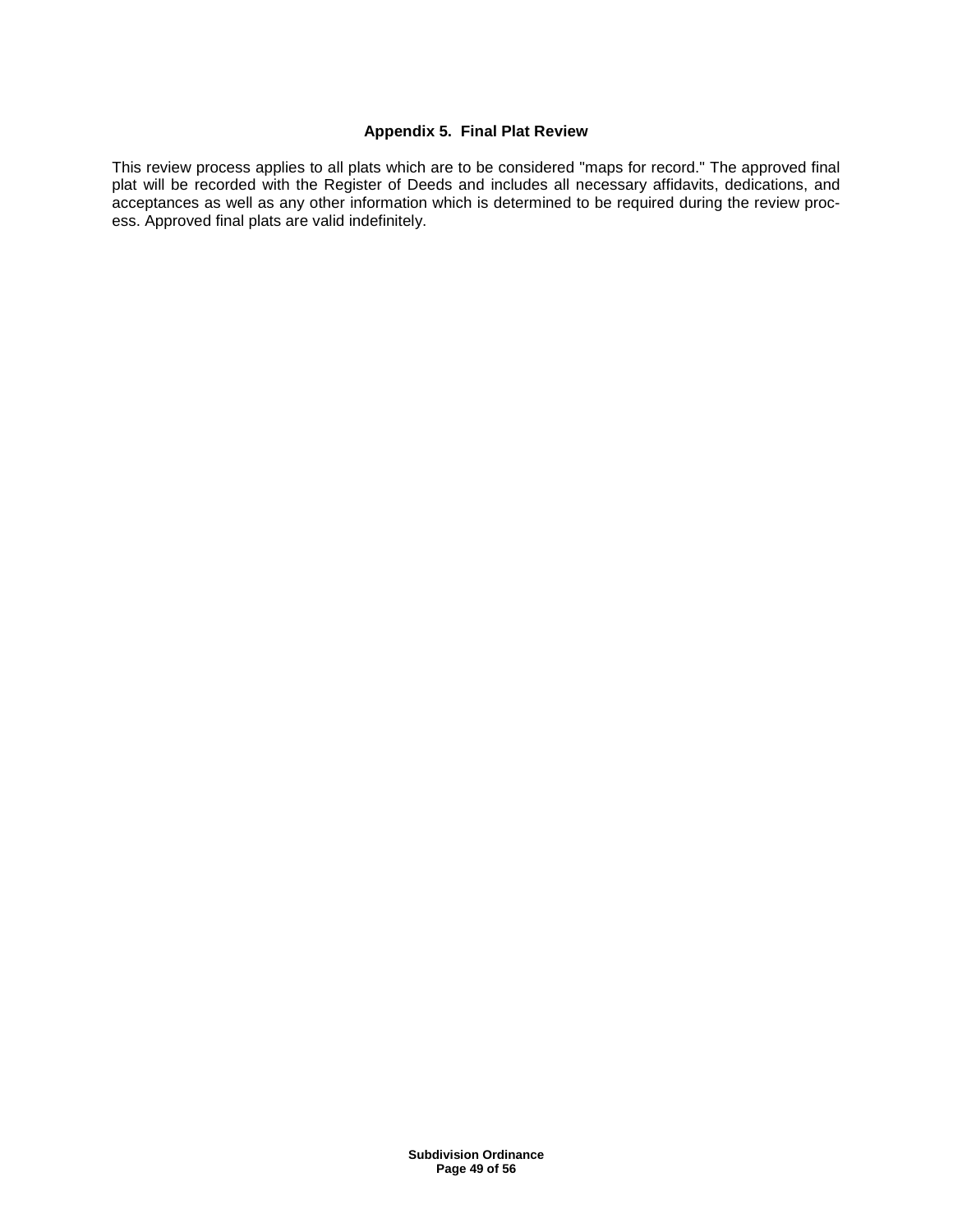## Appendix 5. Final Plat Review

This review process applies to all plats which are to be considered "maps for record." The approved final plat will be recorded with the Register of Deeds and includes all necessary affidavits, dedications, and acceptances as well as any other information which is determined to be required during the review process. Approved final plats are valid indefinitely.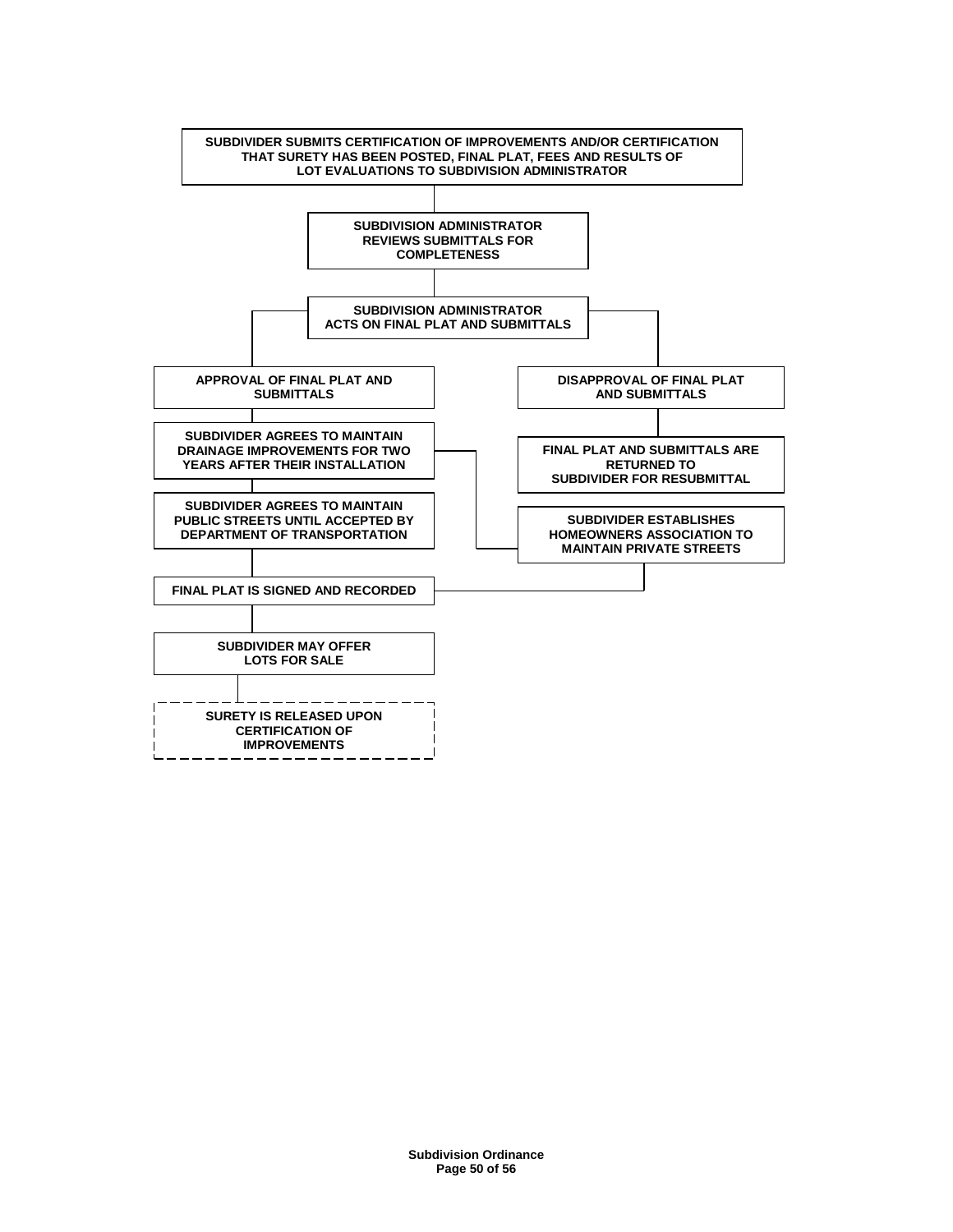SUBDIVIDER SUBMITS CERTIFICATION OF IMPROVEMENTS AND/OR CERTIFICATION THAT SURETY HAS BEEN POSTED, FINAL PLAT, FEES AND RESULTS OF LOT EVALUATIONS TO SUBDIVISION ADMINISTRATOR

SUBDIVISION ADMINISTRATOR REVIEWS SUBMITTALS FOR COMPLETENESS

SUBDIVISION ADMINISTRATOR ACTS ON FINAL PLAT AND SUBMITTALS

APPROVAL OF FINAL PLAT AND SUBMITTALS

DISAPPROVAL OF FINAL PLAT AND SUBMITTALS

SUBDIVIDER AGREES TO MAINTAIN DRAINAGE IMPROVEMENTS FOR TWO YEARS AFTER THEIR INSTALLATION

FINAL PLAT AND SUBMITTALS ARE RETURNED TO SUBDIVIDER FOR RESUBMITTAL

SUBDIVIDER AGREES TO MAINTAIN PUBLIC STREETS UNTIL ACCEPTED BY DEPARTMENT OF TRANSPORTATION

SUBDIVIDER ESTABLISHES HOMEOWNERS ASSOCIATION TO MAINTAIN PRIVATE STREETS

FINAL PLAT IS SIGNED AND RECORDED

SUBDIVIDER MAY OFFER LOTS FOR SALE

SURETY IS RELEASED UPON CERTIFICATION OF IMPROVEMENTS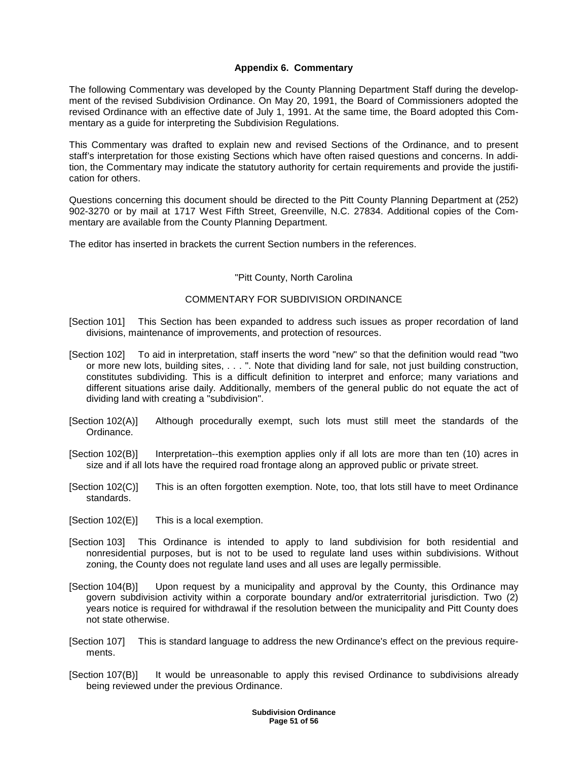## Appendix 6. Commentary

The following Commentary was developed by the County Planning Department Staff during the development of the revised Subdivision Ordinance. On May 20, 1991, the Board of Commissioners adopted the revised Ordinance with an effective date of July 1, 1991. At the same time, the Board adopted this Commentary as a guide for interpreting the Subdivision Regulations.

This Commentary was drafted to explain new and revised Sections of the Ordinance, and to present staff's interpretation for those existing Sections which have often raised questions and concerns. In addition, the Commentary may indicate the statutory authority for certain requirements and provide the justification for others.

Questions concerning this document should be directed to the Pitt County Planning Department at (252) 902-3270 or by mail at 1717 West Fifth Street, Greenville, N.C. 27834. Additional copies of the Commentary are available from the County Planning Department.

The editor has inserted in brackets the current Section numbers in the references.

"Pitt County, North Carolina

COMMENTARY FOR SUBDIVISION ORDINANCE

[Section 101] This Section has been expanded to address such issues as proper recordation of land divisions, maintenance of improvements, and protection of resources.

[Section 102] To aid in interpretation, staff inserts the word "new" so that the definition would read "two or more new lots, building sites, . . . ". Note that dividing land for sale, not just building construction, constitutes subdividing. This is a difficult definition to interpret and enforce; many variations and different situations arise daily. Additionally, members of the general public do not equate the act of dividing land with creating a "subdivision".

[Section 102(A)] Although procedurally exempt, such lots must still meet the standards of the Ordinance.

[Section 102(B)] Interpretation--this exemption applies only if all lots are more than ten (10) acres in size and if all lots have the required road frontage along an approved public or private street.

[Section 102(C)] This is an often forgotten exemption. Note, too, that lots still have to meet Ordinance standards.

[Section 102(E)] This is a local exemption.

[Section 103] This Ordinance is intended to apply to land subdivision for both residential and nonresidential purposes, but is not to be used to regulate land uses within subdivisions. Without zoning, the County does not regulate land uses and all uses are legally permissible.

[Section 104(B)] Upon request by a municipality and approval by the County, this Ordinance may govern subdivision activity within a corporate boundary and/or extraterritorial jurisdiction. Two (2) years notice is required for withdrawal if the resolution between the municipality and Pitt County does not state otherwise.

[Section 107] This is standard language to address the new Ordinance's effect on the previous requirements.

[Section 107(B)] It would be unreasonable to apply this revised Ordinance to subdivisions already being reviewed under the previous Ordinance.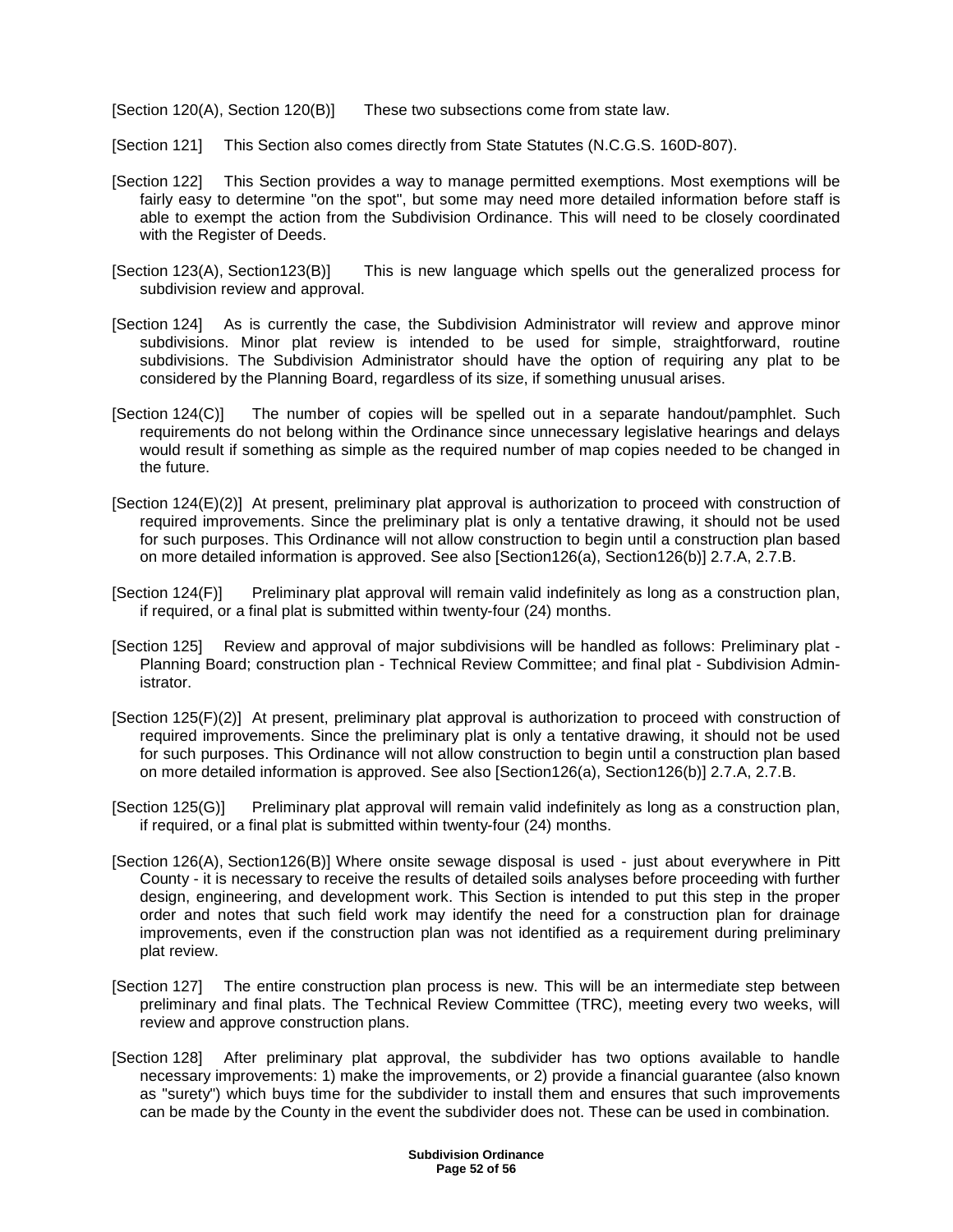[Section 120(A), Section 120(B)] These two subsections come from state law.

[Section 121] This Section also comes directly from State Statutes (N.C.G.S. 160D-807).

[Section 122] This Section provides a way to manage permitted exemptions. Most exemptions will be fairly easy to determine "on the spot", but some may need more detailed information before staff is able to exempt the action from the Subdivision Ordinance. This will need to be closely coordinated with the Register of Deeds.

[Section 123(A), Section123(B)] This is new language which spells out the generalized process for subdivision review and approval.

[Section 124] As is currently the case, the Subdivision Administrator will review and approve minor subdivisions. Minor plat review is intended to be used for simple, straightforward, routine subdivisions. The Subdivision Administrator should have the option of requiring any plat to be considered by the Planning Board, regardless of its size, if something unusual arises.

[Section 124(C)] The number of copies will be spelled out in a separate handout/pamphlet. Such requirements do not belong within the Ordinance since unnecessary legislative hearings and delays would result if something as simple as the required number of map copies needed to be changed in the future.

[Section 124(E)(2)] At present, preliminary plat approval is authorization to proceed with construction of required improvements. Since the preliminary plat is only a tentative drawing, it should not be used for such purposes. This Ordinance will not allow construction to begin until a construction plan based on more detailed information is approved. See also [Section126(a), Section126(b)] 2.7.A, 2.7.B.

[Section 124(F)] Preliminary plat approval will remain valid indefinitely as long as a construction plan, if required, or a final plat is submitted within twenty-four (24) months.

[Section 125] Review and approval of major subdivisions will be handled as follows: Preliminary plat - Planning Board; construction plan - Technical Review Committee; and final plat - Subdivision Administrator.

[Section 125(F)(2)] At present, preliminary plat approval is authorization to proceed with construction of required improvements. Since the preliminary plat is only a tentative drawing, it should not be used for such purposes. This Ordinance will not allow construction to begin until a construction plan based on more detailed information is approved. See also [Section126(a), Section126(b)] 2.7.A, 2.7.B.

[Section 125(G)] Preliminary plat approval will remain valid indefinitely as long as a construction plan, if required, or a final plat is submitted within twenty-four (24) months.

[Section 126(A), Section126(B)] Where onsite sewage disposal is used - just about everywhere in Pitt County - it is necessary to receive the results of detailed soils analyses before proceeding with further design, engineering, and development work. This Section is intended to put this step in the proper order and notes that such field work may identify the need for a construction plan for drainage improvements, even if the construction plan was not identified as a requirement during preliminary plat review.

[Section 127] The entire construction plan process is new. This will be an intermediate step between preliminary and final plats. The Technical Review Committee (TRC), meeting every two weeks, will review and approve construction plans.

[Section 128] After preliminary plat approval, the subdivider has two options available to handle necessary improvements: 1) make the improvements, or 2) provide a financial guarantee (also known as "surety") which buys time for the subdivider to install them and ensures that such improvements can be made by the County in the event the subdivider does not. These can be used in combination.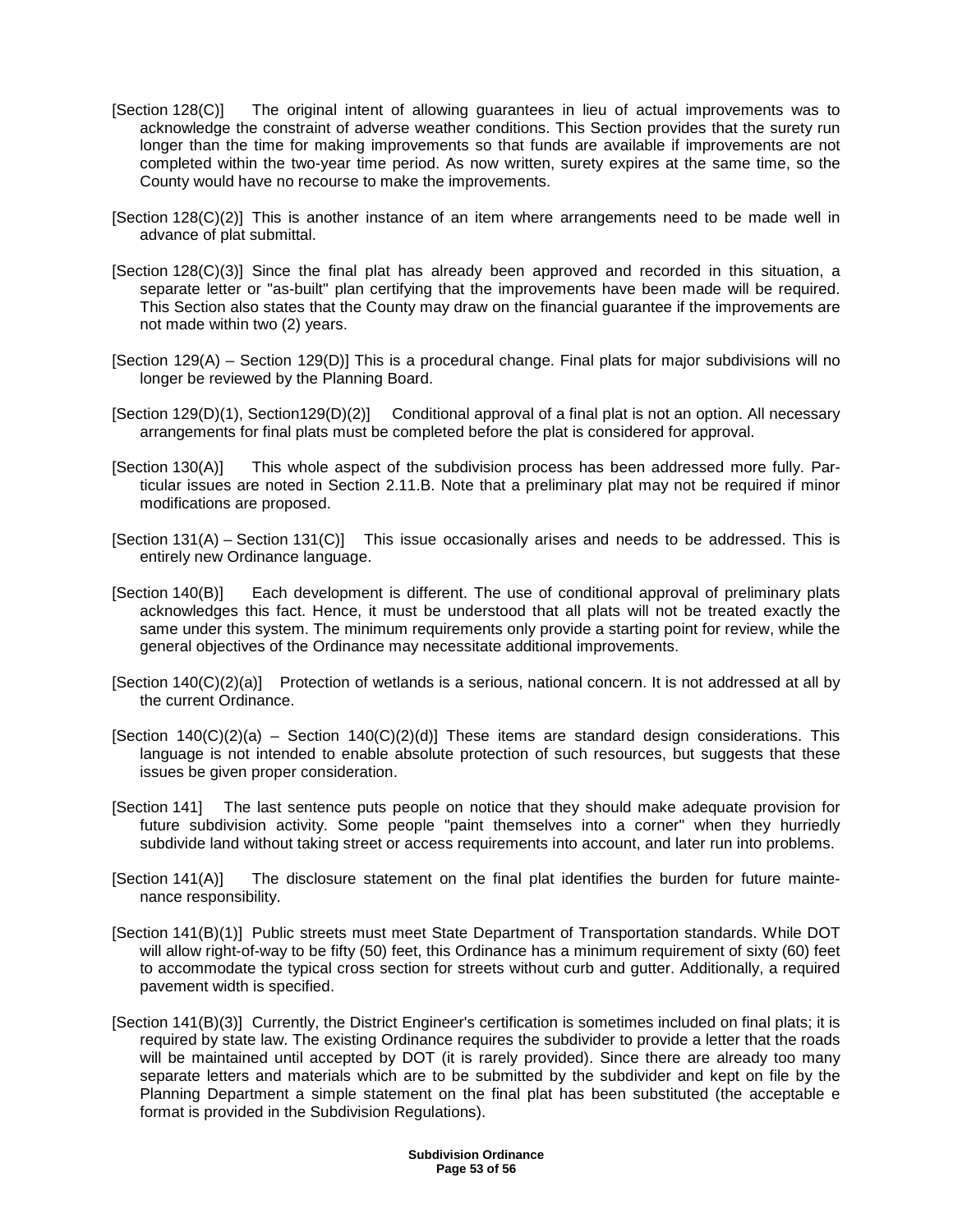[Section 128(C)] The original intent of allowing guarantees in lieu of actual improvements was to acknowledge the constraint of adverse weather conditions. This Section provides that the surety run longer than the time for making improvements so that funds are available if improvements are not completed within the two-year time period. As now written, surety expires at the same time, so the County would have no recourse to make the improvements.

[Section 128(C)(2)] This is another instance of an item where arrangements need to be made well in advance of plat submittal.

[Section 128(C)(3)] Since the final plat has already been approved and recorded in this situation, a separate letter or "as-built" plan certifying that the improvements have been made will be required. This Section also states that the County may draw on the financial guarantee if the improvements are not made within two (2) years.

[Section 129(A) – Section 129(D)] This is a procedural change. Final plats for major subdivisions will no longer be reviewed by the Planning Board.

[Section 129(D)(1), Section129(D)(2)] Conditional approval of a final plat is not an option. All necessary arrangements for final plats must be completed before the plat is considered for approval.

[Section 130(A)] This whole aspect of the subdivision process has been addressed more fully. Particular issues are noted in Section 2.11.B. Note that a preliminary plat may not be required if minor modifications are proposed.

[Section 131(A) – Section 131(C)] This issue occasionally arises and needs to be addressed. This is entirely new Ordinance language.

[Section 140(B)] Each development is different. The use of conditional approval of preliminary plats acknowledges this fact. Hence, it must be understood that all plats will not be treated exactly the same under this system. The minimum requirements only provide a starting point for review, while the general objectives of the Ordinance may necessitate additional improvements.

[Section 140(C)(2)(a)] Protection of wetlands is a serious, national concern. It is not addressed at all by the current Ordinance.

[Section 140(C)(2)(a) – Section 140(C)(2)(d)] These items are standard design considerations. This language is not intended to enable absolute protection of such resources, but suggests that these issues be given proper consideration.

[Section 141] The last sentence puts people on notice that they should make adequate provision for future subdivision activity. Some people "paint themselves into a corner" when they hurriedly subdivide land without taking street or access requirements into account, and later run into problems.

[Section 141(A)] The disclosure statement on the final plat identifies the burden for future maintenance responsibility.

[Section 141(B)(1)] Public streets must meet State Department of Transportation standards. While DOT will allow right-of-way to be fifty (50) feet, this Ordinance has a minimum requirement of sixty (60) feet to accommodate the typical cross section for streets without curb and gutter. Additionally, a required pavement width is specified.

[Section 141(B)(3)] Currently, the District Engineer's certification is sometimes included on final plats; it is required by state law. The existing Ordinance requires the subdivider to provide a letter that the roads will be maintained until accepted by DOT (it is rarely provided). Since there are already too many separate letters and materials which are to be submitted by the subdivider and kept on file by the Planning Department a simple statement on the final plat has been substituted (the acceptable e format is provided in the Subdivision Regulations).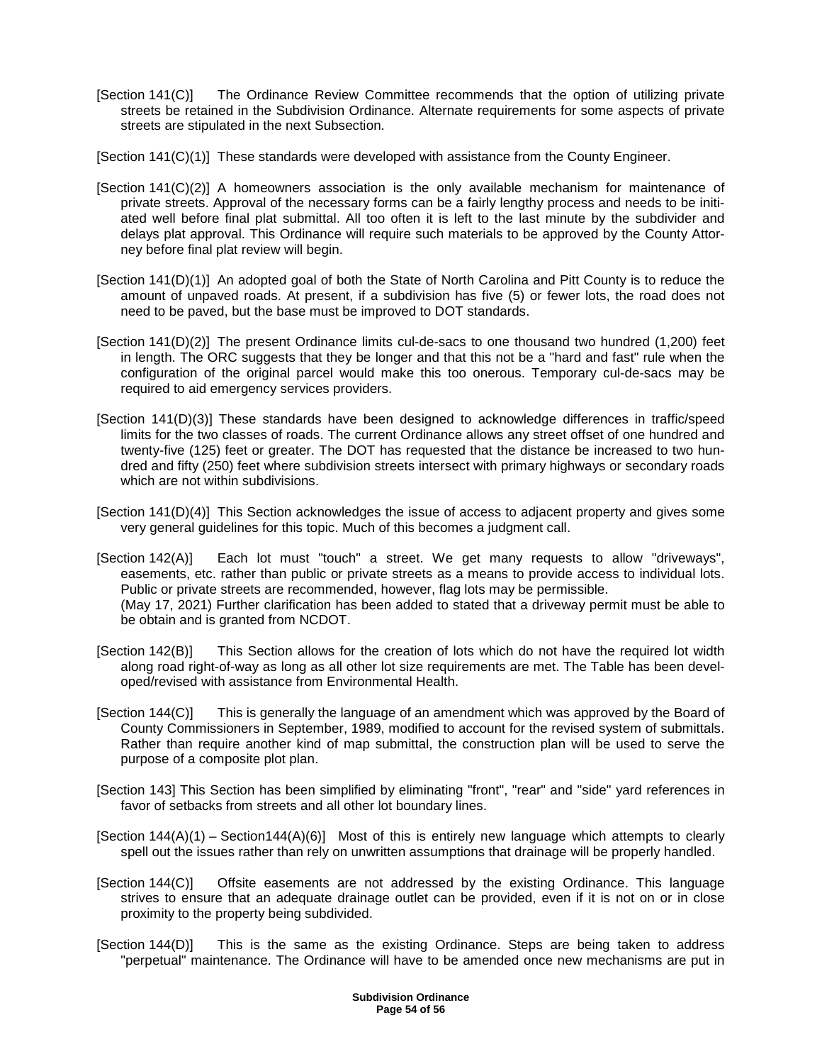[Section 141(C)] The Ordinance Review Committee recommends that the option of utilizing private streets be retained in the Subdivision Ordinance. Alternate requirements for some aspects of private streets are stipulated in the next Subsection.

[Section 141(C)(1)] These standards were developed with assistance from the County Engineer.

[Section 141(C)(2)] A homeowners association is the only available mechanism for maintenance of private streets. Approval of the necessary forms can be a fairly lengthy process and needs to be initiated well before final plat submittal. All too often it is left to the last minute by the subdivider and delays plat approval. This Ordinance will require such materials to be approved by the County Attorney before final plat review will begin.

[Section 141(D)(1)] An adopted goal of both the State of North Carolina and Pitt County is to reduce the amount of unpaved roads. At present, if a subdivision has five (5) or fewer lots, the road does not need to be paved, but the base must be improved to DOT standards.

[Section 141(D)(2)] The present Ordinance limits cul-de-sacs to one thousand two hundred (1,200) feet in length. The ORC suggests that they be longer and that this not be a "hard and fast" rule when the configuration of the original parcel would make this too onerous. Temporary cul-de-sacs may be required to aid emergency services providers.

[Section 141(D)(3)] These standards have been designed to acknowledge differences in traffic/speed limits for the two classes of roads. The current Ordinance allows any street offset of one hundred and twenty-five (125) feet or greater. The DOT has requested that the distance be increased to two hundred and fifty (250) feet where subdivision streets intersect with primary highways or secondary roads which are not within subdivisions.

[Section 141(D)(4)] This Section acknowledges the issue of access to adjacent property and gives some very general guidelines for this topic. Much of this becomes a judgment call.

[Section 142(A)] Each lot must "touch" a street. We get many requests to allow "driveways", easements, etc. rather than public or private streets as a means to provide access to individual lots. Public or private streets are recommended, however, flag lots may be permissible.
(May 17, 2021) Further clarification has been added to stated that a driveway permit must be able to be obtain and is granted from NCDOT.

[Section 142(B)] This Section allows for the creation of lots which do not have the required lot width along road right-of-way as long as all other lot size requirements are met. The Table has been developed/revised with assistance from Environmental Health.

[Section 144(C)] This is generally the language of an amendment which was approved by the Board of County Commissioners in September, 1989, modified to account for the revised system of submittals. Rather than require another kind of map submittal, the construction plan will be used to serve the purpose of a composite plot plan.

[Section 143] This Section has been simplified by eliminating "front", "rear" and "side" yard references in favor of setbacks from streets and all other lot boundary lines.

[Section 144(A)(1) – Section144(A)(6)] Most of this is entirely new language which attempts to clearly spell out the issues rather than rely on unwritten assumptions that drainage will be properly handled.

[Section 144(C)] Offsite easements are not addressed by the existing Ordinance. This language strives to ensure that an adequate drainage outlet can be provided, even if it is not on or in close proximity to the property being subdivided.

[Section 144(D)] This is the same as the existing Ordinance. Steps are being taken to address "perpetual" maintenance. The Ordinance will have to be amended once new mechanisms are put in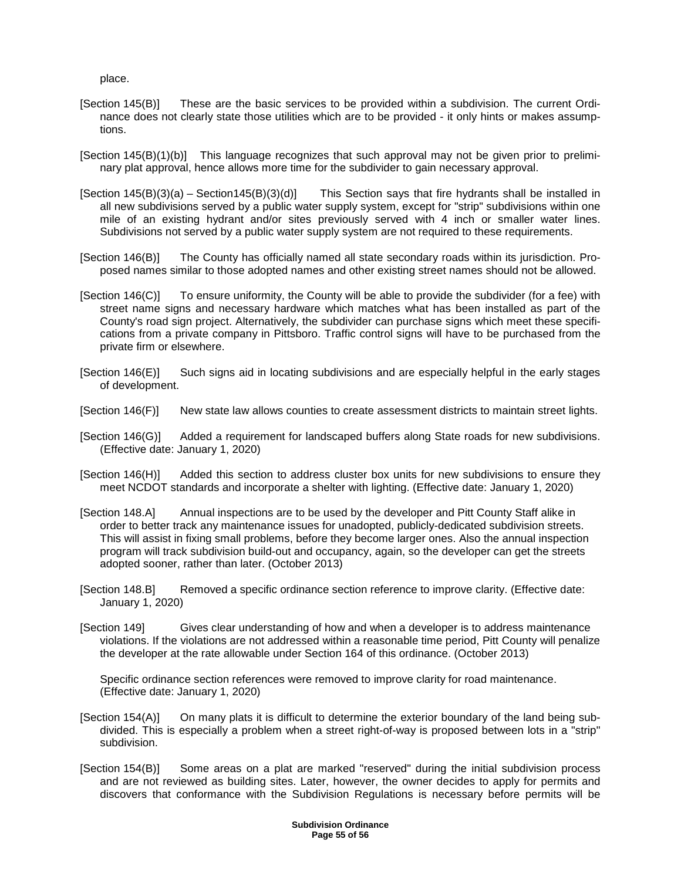place.

[Section 145(B)] These are the basic services to be provided within a subdivision. The current Ordinance does not clearly state those utilities which are to be provided - it only hints or makes assumptions.

[Section 145(B)(1)(b)] This language recognizes that such approval may not be given prior to preliminary plat approval, hence allows more time for the subdivider to gain necessary approval.

[Section 145(B)(3)(a) – Section145(B)(3)(d)] This Section says that fire hydrants shall be installed in all new subdivisions served by a public water supply system, except for "strip" subdivisions within one mile of an existing hydrant and/or sites previously served with 4 inch or smaller water lines. Subdivisions not served by a public water supply system are not required to these requirements.

[Section 146(B)] The County has officially named all state secondary roads within its jurisdiction. Proposed names similar to those adopted names and other existing street names should not be allowed.

[Section 146(C)] To ensure uniformity, the County will be able to provide the subdivider (for a fee) with street name signs and necessary hardware which matches what has been installed as part of the County's road sign project. Alternatively, the subdivider can purchase signs which meet these specifications from a private company in Pittsboro. Traffic control signs will have to be purchased from the private firm or elsewhere.

[Section 146(E)] Such signs aid in locating subdivisions and are especially helpful in the early stages of development.

[Section 146(F)] New state law allows counties to create assessment districts to maintain street lights.

[Section 146(G)] Added a requirement for landscaped buffers along State roads for new subdivisions. (Effective date: January 1, 2020)

[Section 146(H)] Added this section to address cluster box units for new subdivisions to ensure they meet NCDOT standards and incorporate a shelter with lighting. (Effective date: January 1, 2020)

[Section 148.A] Annual inspections are to be used by the developer and Pitt County Staff alike in order to better track any maintenance issues for unadopted, publicly-dedicated subdivision streets. This will assist in fixing small problems, before they become larger ones. Also the annual inspection program will track subdivision build-out and occupancy, again, so the developer can get the streets adopted sooner, rather than later. (October 2013)

[Section 148.B] Removed a specific ordinance section reference to improve clarity. (Effective date: January 1, 2020)

[Section 149] Gives clear understanding of how and when a developer is to address maintenance violations. If the violations are not addressed within a reasonable time period, Pitt County will penalize the developer at the rate allowable under Section 164 of this ordinance. (October 2013)

Specific ordinance section references were removed to improve clarity for road maintenance. (Effective date: January 1, 2020)

[Section 154(A)] On many plats it is difficult to determine the exterior boundary of the land being subdivided. This is especially a problem when a street right-of-way is proposed between lots in a "strip" subdivision.

[Section 154(B)] Some areas on a plat are marked "reserved" during the initial subdivision process and are not reviewed as building sites. Later, however, the owner decides to apply for permits and discovers that conformance with the Subdivision Regulations is necessary before permits will be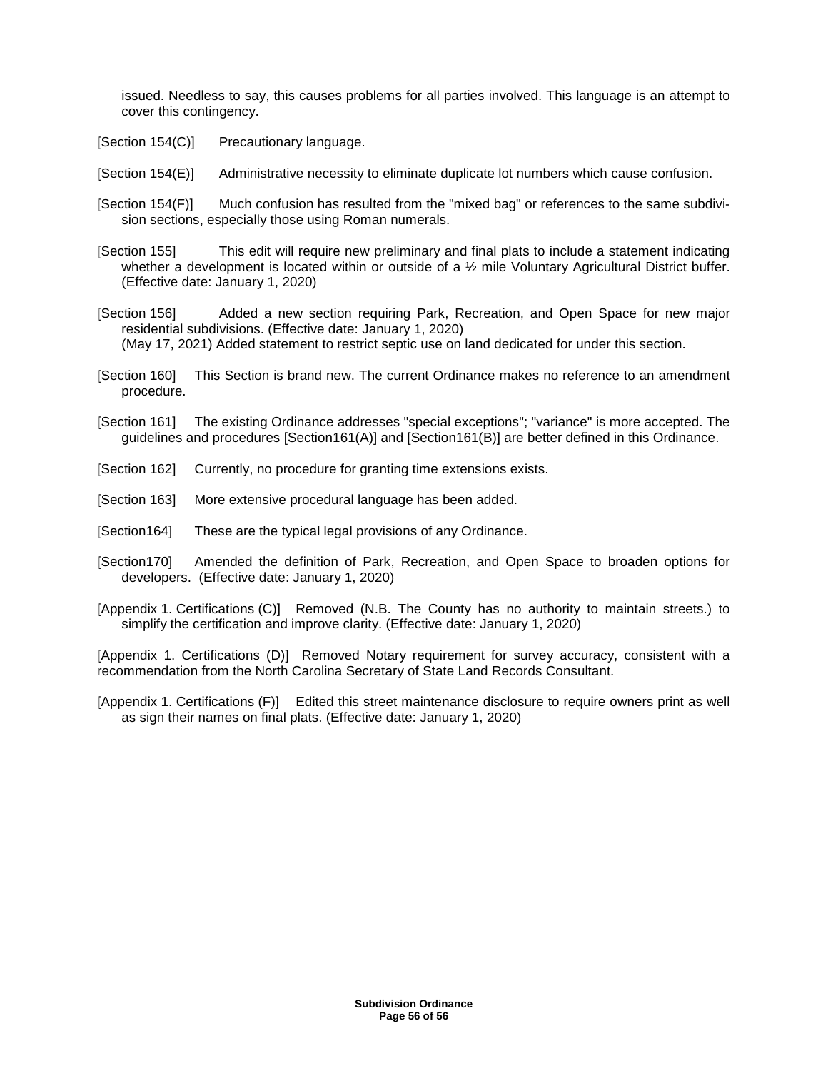issued. Needless to say, this causes problems for all parties involved. This language is an attempt to cover this contingency.

[Section 154(C)] Precautionary language.

[Section 154(E)] Administrative necessity to eliminate duplicate lot numbers which cause confusion.

[Section 154(F)] Much confusion has resulted from the "mixed bag" or references to the same subdivision sections, especially those using Roman numerals.

[Section 155] This edit will require new preliminary and final plats to include a statement indicating whether a development is located within or outside of a ½ mile Voluntary Agricultural District buffer. (Effective date: January 1, 2020)

[Section 156] Added a new section requiring Park, Recreation, and Open Space for new major residential subdivisions. (Effective date: January 1, 2020)
(May 17, 2021) Added statement to restrict septic use on land dedicated for under this section.

[Section 160] This Section is brand new. The current Ordinance makes no reference to an amendment procedure.

[Section 161] The existing Ordinance addresses "special exceptions"; "variance" is more accepted. The guidelines and procedures [Section161(A)] and [Section161(B)] are better defined in this Ordinance.

[Section 162] Currently, no procedure for granting time extensions exists.

[Section 163] More extensive procedural language has been added.

[Section164] These are the typical legal provisions of any Ordinance.

[Section170] Amended the definition of Park, Recreation, and Open Space to broaden options for developers. (Effective date: January 1, 2020)

[Appendix 1. Certifications (C)] Removed (N.B. The County has no authority to maintain streets.) to simplify the certification and improve clarity. (Effective date: January 1, 2020)

[Appendix 1. Certifications (D)] Removed Notary requirement for survey accuracy, consistent with a recommendation from the North Carolina Secretary of State Land Records Consultant.

[Appendix 1. Certifications (F)] Edited this street maintenance disclosure to require owners print as well as sign their names on final plats. (Effective date: January 1, 2020)